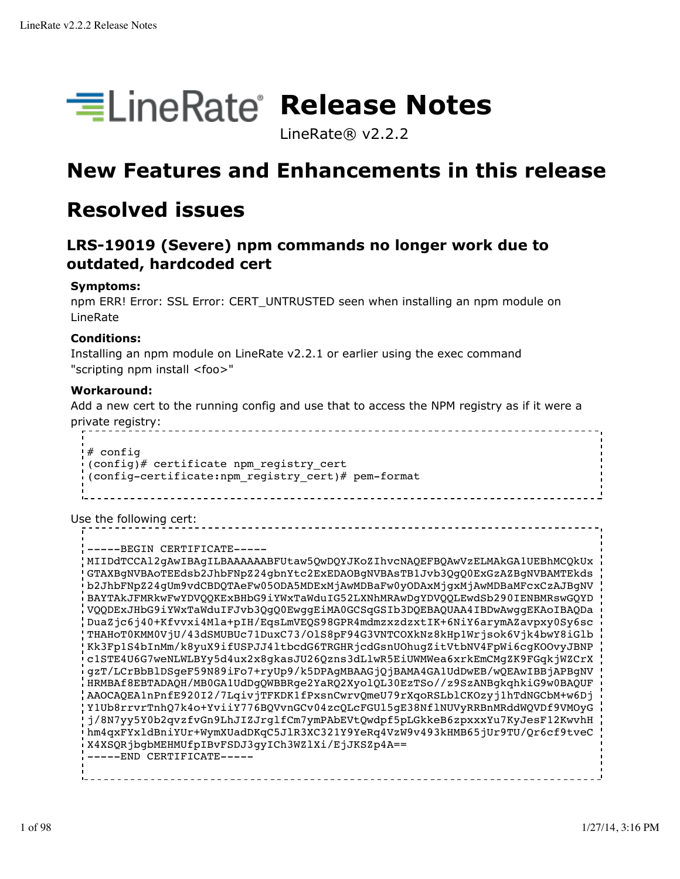# LineRate® Release Notes

LineRate® v2.2.2

# New Features and Enhancements in this release

# Resolved issues

## LRS-19019 (Severe) npm commands no longer work due to outdated, hardcoded cert

**Symptoms:**

npm ERR! Error: SSL Error: CERT_UNTRUSTED seen when installing an npm module on LineRate

**Conditions:**

Installing an npm module on LineRate v2.2.1 or earlier using the exec command "scripting npm install <foo>"

**Workaround:**

Add a new cert to the running config and use that to access the NPM registry as if it were a private registry:

```
# config
(config)# certificate npm_registry_cert
(config-certificate:npm_registry_cert)# pem-format
```

Use the following cert:

```
-----BEGIN CERTIFICATE-----
MIIDdTCCAl2gAwIBAgILBAAAAAABFUtaw5QwDQYJKoZIhvcNAQEFBQAwVzELMAkGA1UEBhMCQkUx
GTAXBgNVBAoTEEdsb2JhbFNpZ24gbnYtc2ExEDAOBgNVBAsTB1Jvb3QgQ0ExGzAZBgNVBAMTEkds
b2JhbFNpZ24gUm9vdCBDQTAeFw05ODA5MDExMjAwMDBaFw0yODAxMjgxMjAwMDBaMFcxCzAJBgNV
BAYTAkJFMRkwFwYDVQQKExBHbG9iYWxTaWduIG52LXNhMRAwDgYDVQQLEwdSb290IENBMRswGQYD
VQQDExJHbG9iYWxTaWduIFJvb3QgQ0EwggEiMA0GCSqGSIb3DQEBAQUAA4IBDwAwggEKAoIBAQDa
DuaZjc6j40+Kfvvxi4Mla+pIH/EqsLmVEQS98GPR4mdmzxzdzxtIK+6NiY6arymAZavpxy0Sy6sc
THAHoT0KMM0VjU/43dSMUBUc71DuxC73/OlS8pF94G3VNTCOXkNz8kHp1Wrjsok6Vjk4bwY8iGlb
Kk3Fp1S4bInMm/k8yuX9ifUSPJJ4ltbcdG6TRGHRjcdGsnUOhugZitVtbNV4FpWi6cgKOOvyJBNP
c1STE4U6G7weNLWLBYy5d4ux2x8gkasJU26Qzns3dLlwR5EiUWMWea6xrkEmCMgZK9FGqkjWZCrX
gzT/LCrBbBlDSgeF59N89iFo7+ryUp9/k5DPAgMBAAGjQjBAMA4GA1UdDwEB/wQEAwIBBjAPBgNV
HRMBAf8EBTADAQH/MB0GA1UdDgQWBBRge2YaRQ2XyolQL30EzTSo//z9SzANBgkqhkiG9w0BAQUF
AAOCAQEA1nPnfE920I2/7LqivjTFKDK1fPxsnCwrvQmeU79rXqoRSLblCKOzyj1hTdNGCbM+w6Dj
Y1Ub8rrvrTnhQ7k4o+YviiY776BQVvnGCv04zcQLcFGUl5gE38NflNUVyRRBnMRddWQVDf9VMOyG
j/8N7yy5Y0b2qvzfvGn9LhJIZJrglfCm7ymPAbEVtQwdpf5pLGkkeB6zpxxxYu7KyJesF12KwvhH
hm4qxFYxldBniYUr+WymXUadDKqC5JlR3XC321Y9YeRq4VzW9v493kHMB65jUr9TU/Qr6cf9tveC
X4XSQRjbgbMEHMUfpIBvFSDJ3gyICh3WZlXi/EjJKSZp4A==
-----END CERTIFICATE-----
```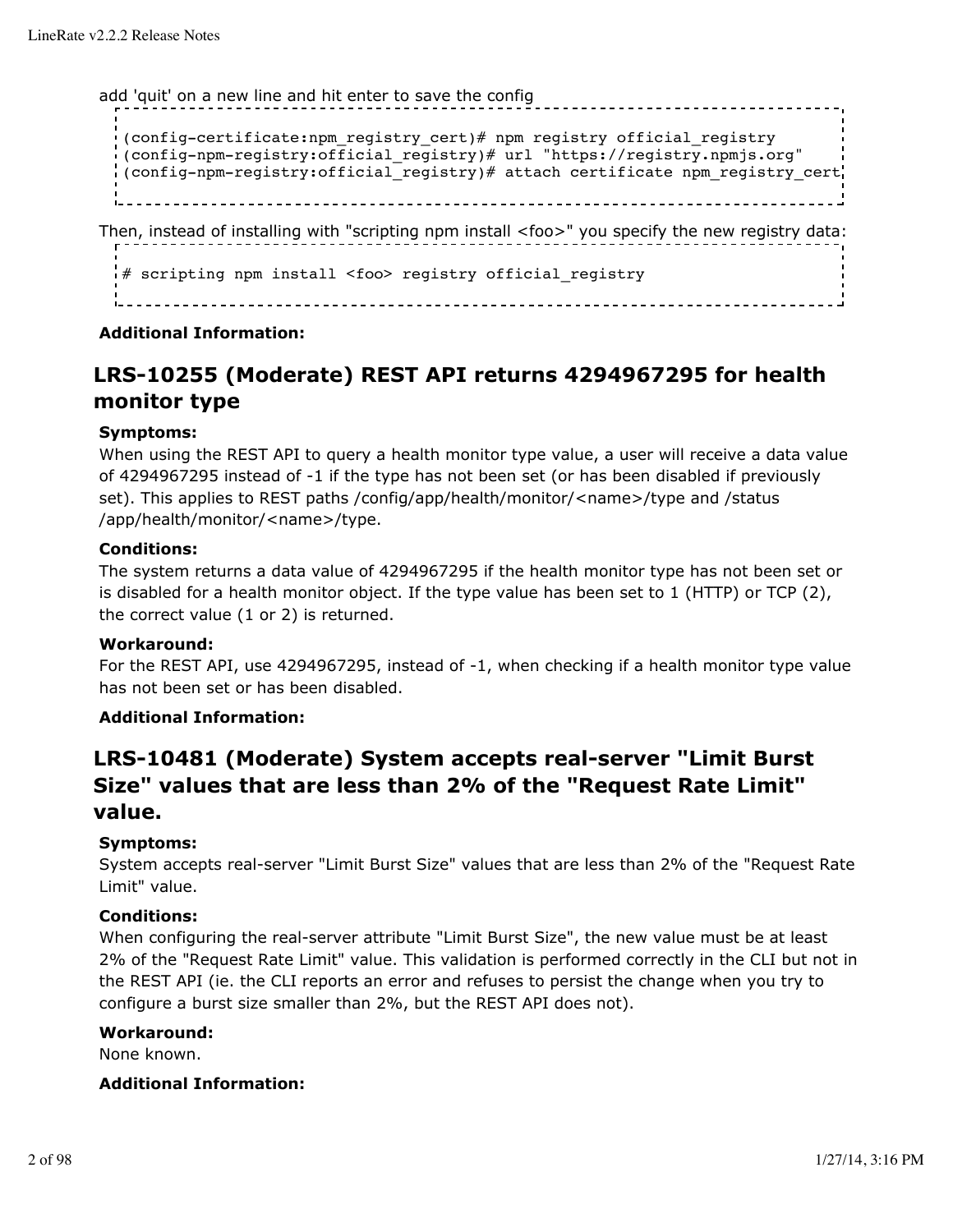add 'quit' on a new line and hit enter to save the config

```
(config-certificate:npm_registry_cert)# npm registry official_registry
(config-npm-registry:official_registry)# url "https://registry.npmjs.org"
(config-npm-registry:official_registry)# attach certificate npm_registry_cert
```

Then, instead of installing with "scripting npm install <foo>" you specify the new registry data:

```
# scripting npm install <foo> registry official_registry
```

**Additional Information:**

## LRS-10255 (Moderate) REST API returns 4294967295 for health monitor type

**Symptoms:**
When using the REST API to query a health monitor type value, a user will receive a data value of 4294967295 instead of -1 if the type has not been set (or has been disabled if previously set). This applies to REST paths /config/app/health/monitor/<name>/type and /status /app/health/monitor/<name>/type.

**Conditions:**
The system returns a data value of 4294967295 if the health monitor type has not been set or is disabled for a health monitor object. If the type value has been set to 1 (HTTP) or TCP (2), the correct value (1 or 2) is returned.

**Workaround:**
For the REST API, use 4294967295, instead of -1, when checking if a health monitor type value has not been set or has been disabled.

**Additional Information:**

## LRS-10481 (Moderate) System accepts real-server "Limit Burst Size" values that are less than 2% of the "Request Rate Limit" value.

**Symptoms:**
System accepts real-server "Limit Burst Size" values that are less than 2% of the "Request Rate Limit" value.

**Conditions:**
When configuring the real-server attribute "Limit Burst Size", the new value must be at least 2% of the "Request Rate Limit" value. This validation is performed correctly in the CLI but not in the REST API (ie. the CLI reports an error and refuses to persist the change when you try to configure a burst size smaller than 2%, but the REST API does not).

**Workaround:**
None known.

**Additional Information:**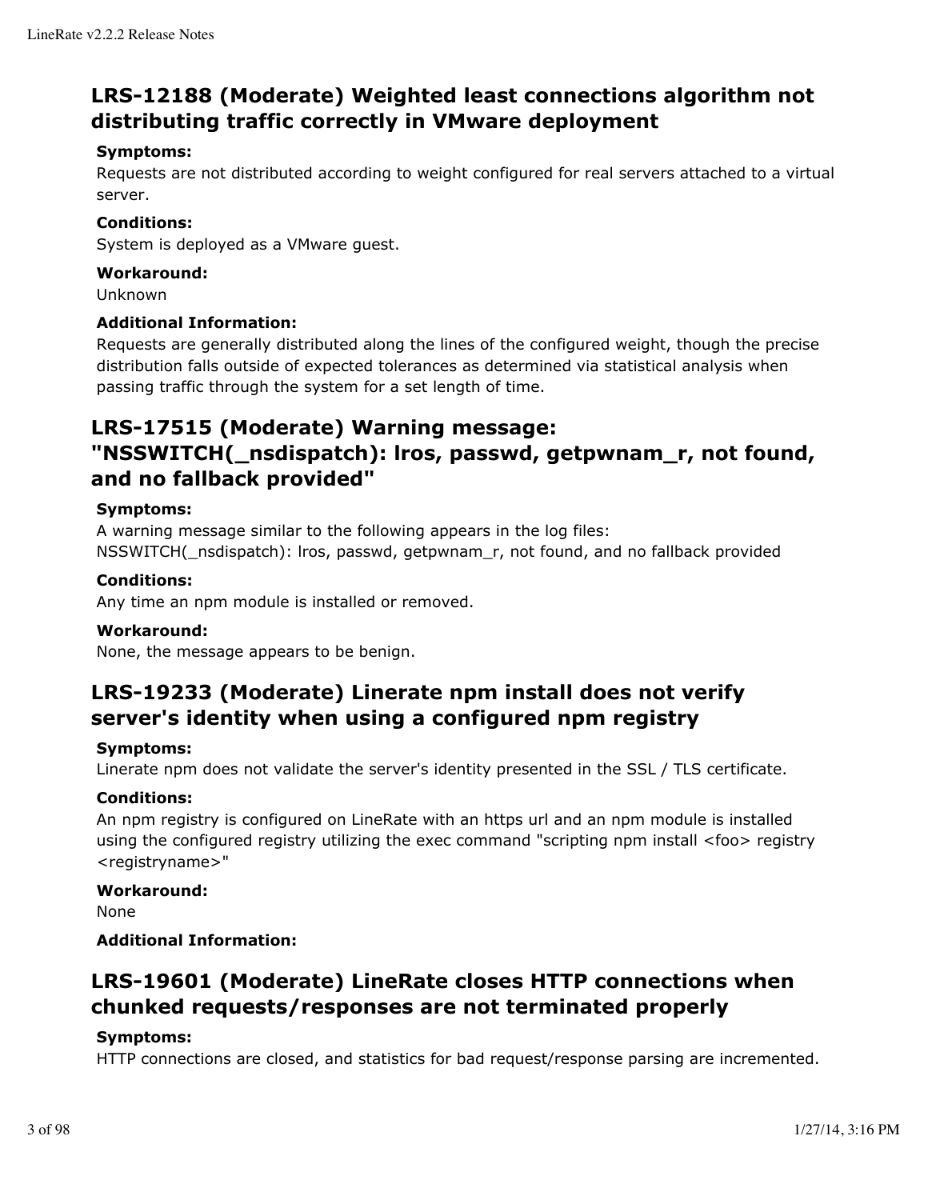## LRS-12188 (Moderate) Weighted least connections algorithm not distributing traffic correctly in VMware deployment

**Symptoms:**
Requests are not distributed according to weight configured for real servers attached to a virtual server.

**Conditions:**
System is deployed as a VMware guest.

**Workaround:**
Unknown

**Additional Information:**
Requests are generally distributed along the lines of the configured weight, though the precise distribution falls outside of expected tolerances as determined via statistical analysis when passing traffic through the system for a set length of time.

## LRS-17515 (Moderate) Warning message: "NSSWITCH(_nsdispatch): lros, passwd, getpwnam_r, not found, and no fallback provided"

**Symptoms:**
A warning message similar to the following appears in the log files:
NSSWITCH(_nsdispatch): lros, passwd, getpwnam_r, not found, and no fallback provided

**Conditions:**
Any time an npm module is installed or removed.

**Workaround:**
None, the message appears to be benign.

## LRS-19233 (Moderate) Linerate npm install does not verify server's identity when using a configured npm registry

**Symptoms:**
Linerate npm does not validate the server's identity presented in the SSL / TLS certificate.

**Conditions:**
An npm registry is configured on LineRate with an https url and an npm module is installed using the configured registry utilizing the exec command "scripting npm install <foo> registry <registryname>"

**Workaround:**
None

**Additional Information:**

## LRS-19601 (Moderate) LineRate closes HTTP connections when chunked requests/responses are not terminated properly

**Symptoms:**
HTTP connections are closed, and statistics for bad request/response parsing are incremented.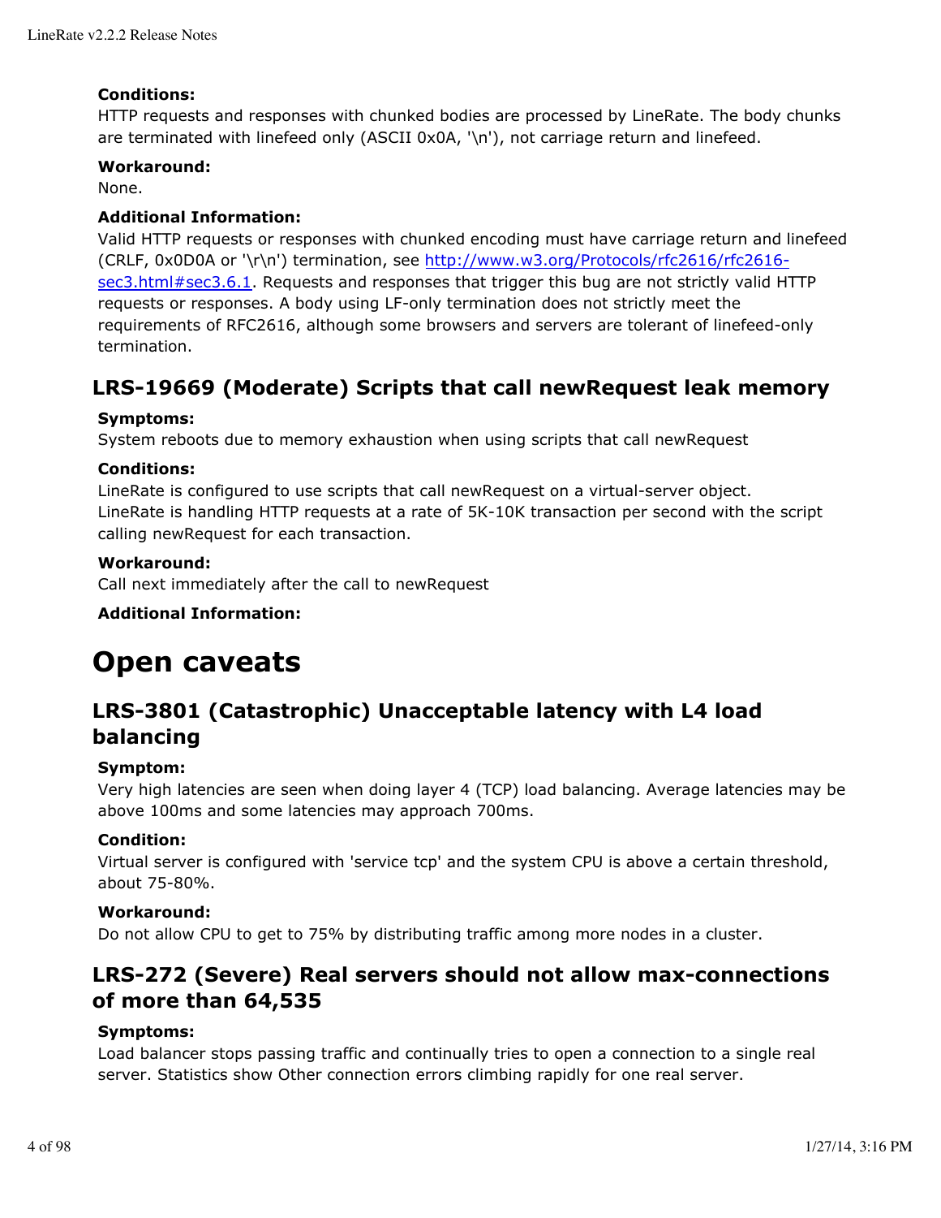**Conditions:**
HTTP requests and responses with chunked bodies are processed by LineRate. The body chunks are terminated with linefeed only (ASCII 0x0A, '\n'), not carriage return and linefeed.

**Workaround:**
None.

**Additional Information:**
Valid HTTP requests or responses with chunked encoding must have carriage return and linefeed (CRLF, 0x0D0A or '\r\n') termination, see http://www.w3.org/Protocols/rfc2616/rfc2616-sec3.html#sec3.6.1. Requests and responses that trigger this bug are not strictly valid HTTP requests or responses. A body using LF-only termination does not strictly meet the requirements of RFC2616, although some browsers and servers are tolerant of linefeed-only termination.

## LRS-19669 (Moderate) Scripts that call newRequest leak memory

**Symptoms:**
System reboots due to memory exhaustion when using scripts that call newRequest

**Conditions:**
LineRate is configured to use scripts that call newRequest on a virtual-server object.
LineRate is handling HTTP requests at a rate of 5K-10K transaction per second with the script calling newRequest for each transaction.

**Workaround:**
Call next immediately after the call to newRequest

**Additional Information:**

# Open caveats

## LRS-3801 (Catastrophic) Unacceptable latency with L4 load balancing

**Symptom:**
Very high latencies are seen when doing layer 4 (TCP) load balancing. Average latencies may be above 100ms and some latencies may approach 700ms.

**Condition:**
Virtual server is configured with 'service tcp' and the system CPU is above a certain threshold, about 75-80%.

**Workaround:**
Do not allow CPU to get to 75% by distributing traffic among more nodes in a cluster.

## LRS-272 (Severe) Real servers should not allow max-connections of more than 64,535

**Symptoms:**
Load balancer stops passing traffic and continually tries to open a connection to a single real server. Statistics show Other connection errors climbing rapidly for one real server.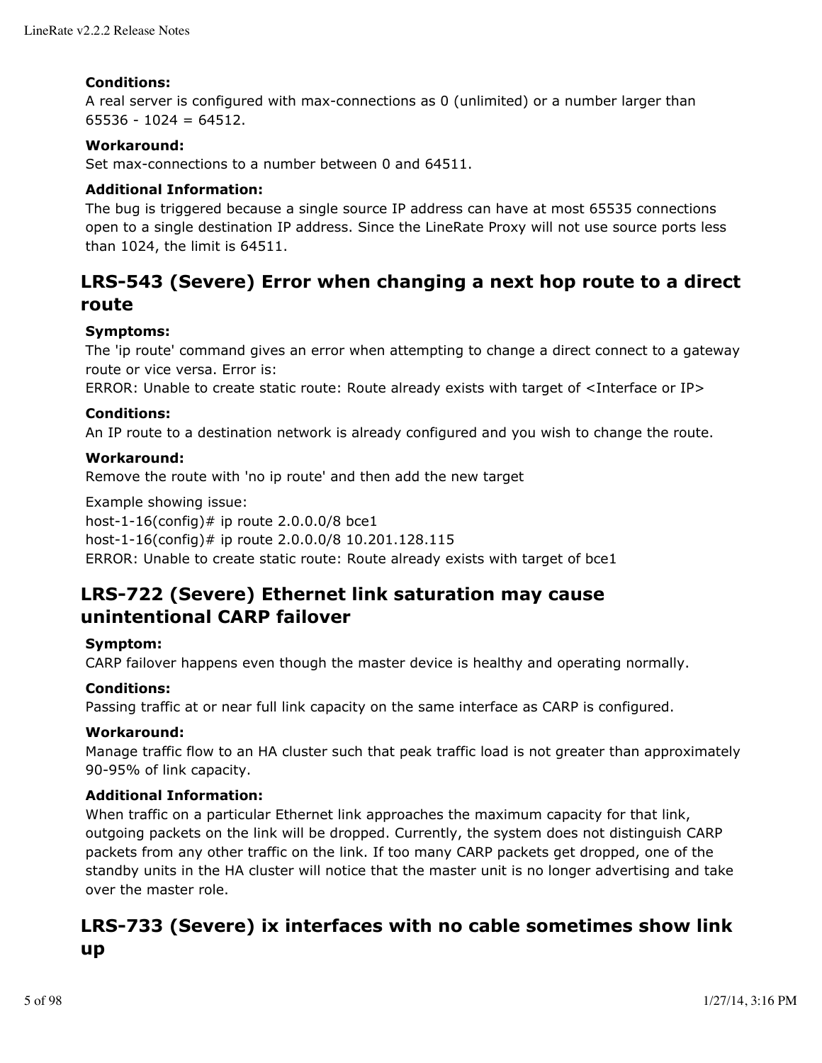**Conditions:**
A real server is configured with max-connections as 0 (unlimited) or a number larger than 65536 - 1024 = 64512.

**Workaround:**
Set max-connections to a number between 0 and 64511.

**Additional Information:**
The bug is triggered because a single source IP address can have at most 65535 connections open to a single destination IP address. Since the LineRate Proxy will not use source ports less than 1024, the limit is 64511.

## LRS-543 (Severe) Error when changing a next hop route to a direct route

**Symptoms:**
The 'ip route' command gives an error when attempting to change a direct connect to a gateway route or vice versa. Error is:
ERROR: Unable to create static route: Route already exists with target of <Interface or IP>

**Conditions:**
An IP route to a destination network is already configured and you wish to change the route.

**Workaround:**
Remove the route with 'no ip route' and then add the new target

Example showing issue:

```
host-1-16(config)# ip route 2.0.0.0/8 bce1
host-1-16(config)# ip route 2.0.0.0/8 10.201.128.115
ERROR: Unable to create static route: Route already exists with target of bce1
```

## LRS-722 (Severe) Ethernet link saturation may cause unintentional CARP failover

**Symptom:**
CARP failover happens even though the master device is healthy and operating normally.

**Conditions:**
Passing traffic at or near full link capacity on the same interface as CARP is configured.

**Workaround:**
Manage traffic flow to an HA cluster such that peak traffic load is not greater than approximately 90-95% of link capacity.

**Additional Information:**
When traffic on a particular Ethernet link approaches the maximum capacity for that link, outgoing packets on the link will be dropped. Currently, the system does not distinguish CARP packets from any other traffic on the link. If too many CARP packets get dropped, one of the standby units in the HA cluster will notice that the master unit is no longer advertising and take over the master role.

## LRS-733 (Severe) ix interfaces with no cable sometimes show link up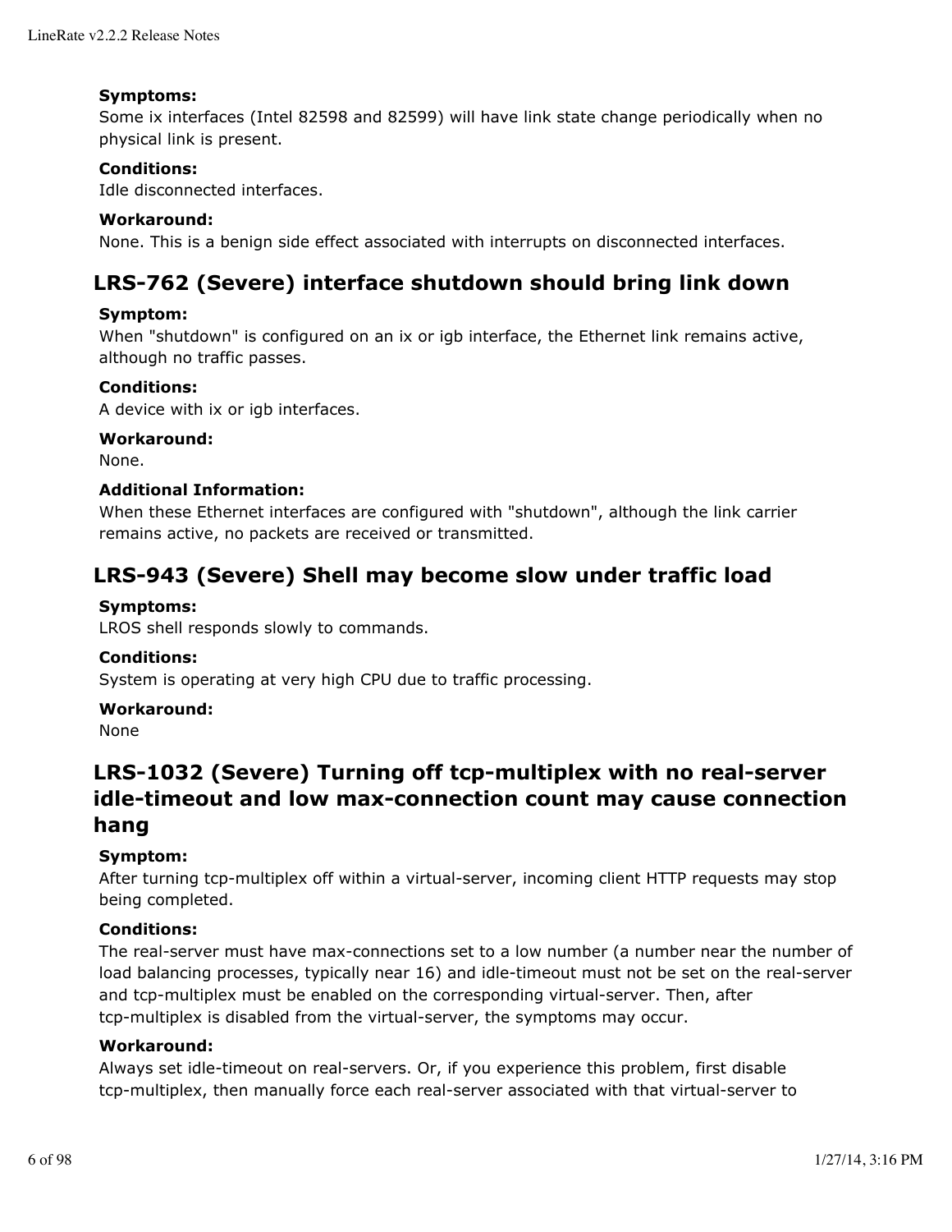**Symptoms:**
Some ix interfaces (Intel 82598 and 82599) will have link state change periodically when no physical link is present.

**Conditions:**
Idle disconnected interfaces.

**Workaround:**
None. This is a benign side effect associated with interrupts on disconnected interfaces.

## LRS-762 (Severe) interface shutdown should bring link down

**Symptom:**
When "shutdown" is configured on an ix or igb interface, the Ethernet link remains active, although no traffic passes.

**Conditions:**
A device with ix or igb interfaces.

**Workaround:**
None.

**Additional Information:**
When these Ethernet interfaces are configured with "shutdown", although the link carrier remains active, no packets are received or transmitted.

## LRS-943 (Severe) Shell may become slow under traffic load

**Symptoms:**
LROS shell responds slowly to commands.

**Conditions:**
System is operating at very high CPU due to traffic processing.

**Workaround:**
None

## LRS-1032 (Severe) Turning off tcp-multiplex with no real-server idle-timeout and low max-connection count may cause connection hang

**Symptom:**
After turning tcp-multiplex off within a virtual-server, incoming client HTTP requests may stop being completed.

**Conditions:**
The real-server must have max-connections set to a low number (a number near the number of load balancing processes, typically near 16) and idle-timeout must not be set on the real-server and tcp-multiplex must be enabled on the corresponding virtual-server. Then, after tcp-multiplex is disabled from the virtual-server, the symptoms may occur.

**Workaround:**
Always set idle-timeout on real-servers. Or, if you experience this problem, first disable tcp-multiplex, then manually force each real-server associated with that virtual-server to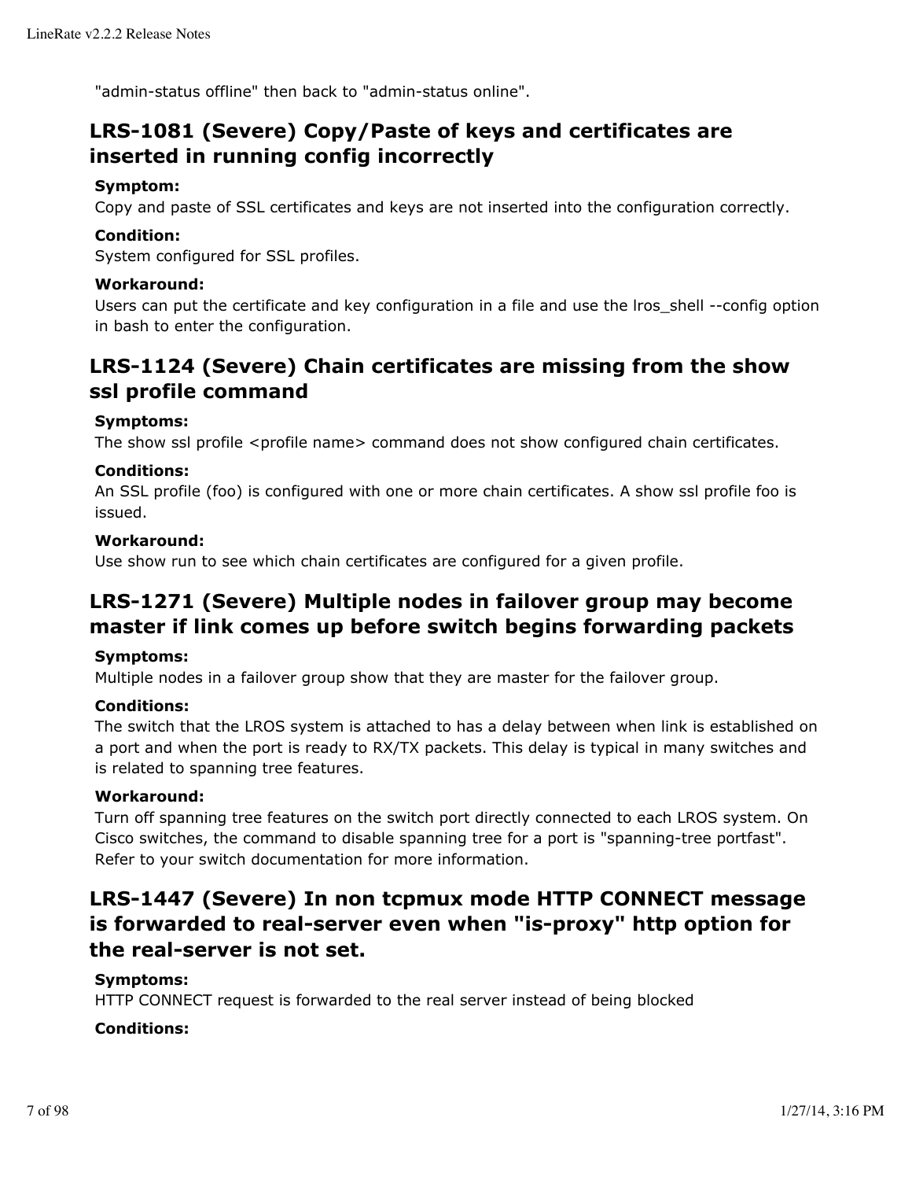"admin-status offline" then back to "admin-status online".

## LRS-1081 (Severe) Copy/Paste of keys and certificates are inserted in running config incorrectly

**Symptom:**
Copy and paste of SSL certificates and keys are not inserted into the configuration correctly.

**Condition:**
System configured for SSL profiles.

**Workaround:**
Users can put the certificate and key configuration in a file and use the lros_shell --config option in bash to enter the configuration.

## LRS-1124 (Severe) Chain certificates are missing from the show ssl profile command

**Symptoms:**
The show ssl profile <profile name> command does not show configured chain certificates.

**Conditions:**
An SSL profile (foo) is configured with one or more chain certificates. A show ssl profile foo is issued.

**Workaround:**
Use show run to see which chain certificates are configured for a given profile.

## LRS-1271 (Severe) Multiple nodes in failover group may become master if link comes up before switch begins forwarding packets

**Symptoms:**
Multiple nodes in a failover group show that they are master for the failover group.

**Conditions:**
The switch that the LROS system is attached to has a delay between when link is established on a port and when the port is ready to RX/TX packets. This delay is typical in many switches and is related to spanning tree features.

**Workaround:**
Turn off spanning tree features on the switch port directly connected to each LROS system. On Cisco switches, the command to disable spanning tree for a port is "spanning-tree portfast". Refer to your switch documentation for more information.

## LRS-1447 (Severe) In non tcpmux mode HTTP CONNECT message is forwarded to real-server even when "is-proxy" http option for the real-server is not set.

**Symptoms:**
HTTP CONNECT request is forwarded to the real server instead of being blocked

**Conditions:**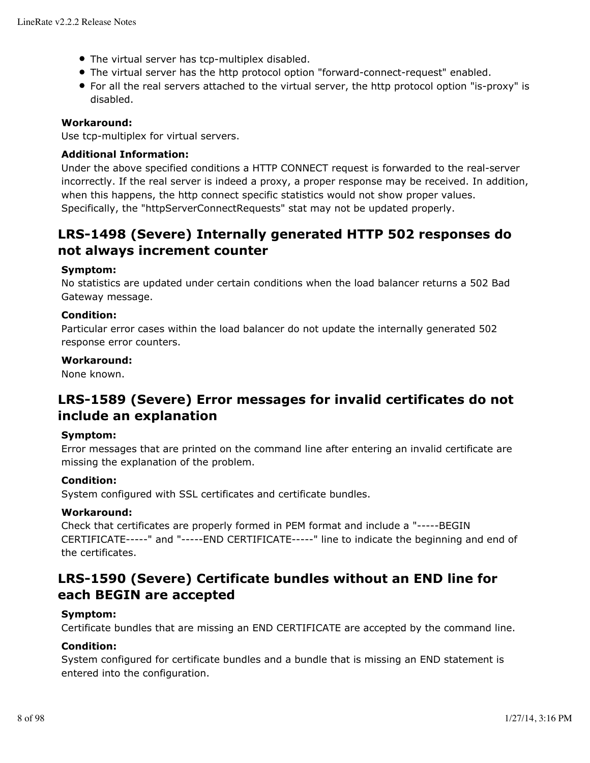- The virtual server has tcp-multiplex disabled.
- The virtual server has the http protocol option "forward-connect-request" enabled.
- For all the real servers attached to the virtual server, the http protocol option "is-proxy" is disabled.

**Workaround:**
Use tcp-multiplex for virtual servers.

**Additional Information:**
Under the above specified conditions a HTTP CONNECT request is forwarded to the real-server incorrectly. If the real server is indeed a proxy, a proper response may be received. In addition, when this happens, the http connect specific statistics would not show proper values. Specifically, the "httpServerConnectRequests" stat may not be updated properly.

## LRS-1498 (Severe) Internally generated HTTP 502 responses do not always increment counter

**Symptom:**
No statistics are updated under certain conditions when the load balancer returns a 502 Bad Gateway message.

**Condition:**
Particular error cases within the load balancer do not update the internally generated 502 response error counters.

**Workaround:**
None known.

## LRS-1589 (Severe) Error messages for invalid certificates do not include an explanation

**Symptom:**
Error messages that are printed on the command line after entering an invalid certificate are missing the explanation of the problem.

**Condition:**
System configured with SSL certificates and certificate bundles.

**Workaround:**
Check that certificates are properly formed in PEM format and include a "-----BEGIN CERTIFICATE-----" and "-----END CERTIFICATE-----" line to indicate the beginning and end of the certificates.

## LRS-1590 (Severe) Certificate bundles without an END line for each BEGIN are accepted

**Symptom:**
Certificate bundles that are missing an END CERTIFICATE are accepted by the command line.

**Condition:**
System configured for certificate bundles and a bundle that is missing an END statement is entered into the configuration.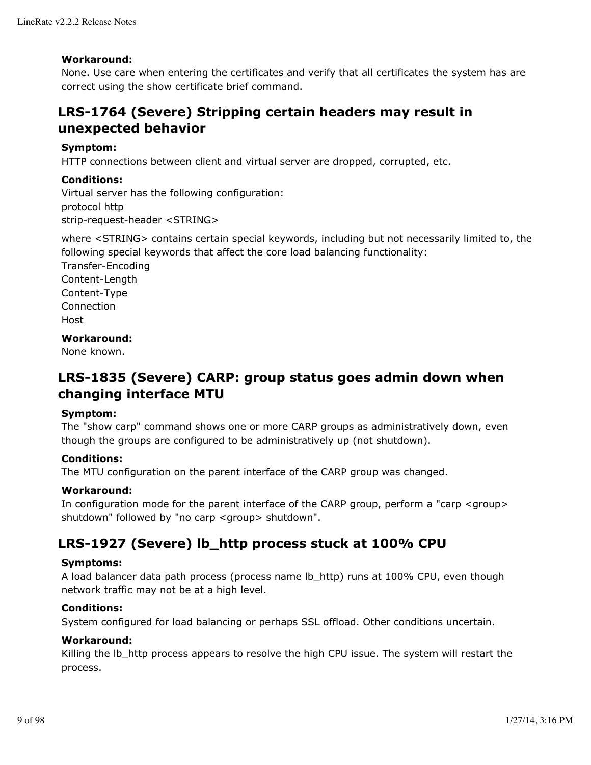**Workaround:**
None. Use care when entering the certificates and verify that all certificates the system has are correct using the show certificate brief command.

## LRS-1764 (Severe) Stripping certain headers may result in unexpected behavior

**Symptom:**
HTTP connections between client and virtual server are dropped, corrupted, etc.

**Conditions:**
Virtual server has the following configuration:
protocol http
strip-request-header <STRING>

where <STRING> contains certain special keywords, including but not necessarily limited to, the following special keywords that affect the core load balancing functionality:
Transfer-Encoding
Content-Length
Content-Type
Connection
Host

**Workaround:**
None known.

## LRS-1835 (Severe) CARP: group status goes admin down when changing interface MTU

**Symptom:**
The "show carp" command shows one or more CARP groups as administratively down, even though the groups are configured to be administratively up (not shutdown).

**Conditions:**
The MTU configuration on the parent interface of the CARP group was changed.

**Workaround:**
In configuration mode for the parent interface of the CARP group, perform a "carp <group> shutdown" followed by "no carp <group> shutdown".

## LRS-1927 (Severe) lb_http process stuck at 100% CPU

**Symptoms:**
A load balancer data path process (process name lb_http) runs at 100% CPU, even though network traffic may not be at a high level.

**Conditions:**
System configured for load balancing or perhaps SSL offload. Other conditions uncertain.

**Workaround:**
Killing the lb_http process appears to resolve the high CPU issue. The system will restart the process.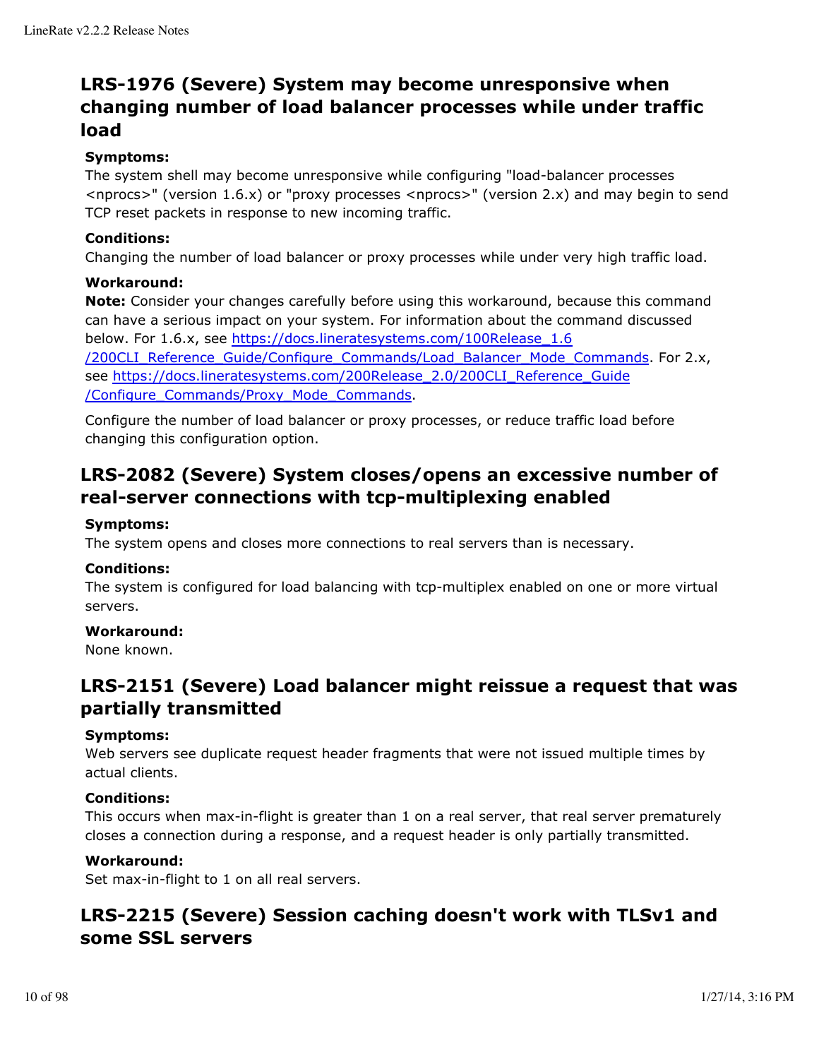## LRS-1976 (Severe) System may become unresponsive when changing number of load balancer processes while under traffic load

**Symptoms:**
The system shell may become unresponsive while configuring "load-balancer processes <nprocs>" (version 1.6.x) or "proxy processes <nprocs>" (version 2.x) and may begin to send TCP reset packets in response to new incoming traffic.

**Conditions:**
Changing the number of load balancer or proxy processes while under very high traffic load.

**Workaround:**
**Note:** Consider your changes carefully before using this workaround, because this command can have a serious impact on your system. For information about the command discussed below. For 1.6.x, see [https://docs.lineratesystems.com/100Release_1.6/200CLI_Reference_Guide/Configure_Commands/Load_Balancer_Mode_Commands](https://docs.lineratesystems.com/100Release_1.6/200CLI_Reference_Guide/Configure_Commands/Load_Balancer_Mode_Commands). For 2.x, see [https://docs.lineratesystems.com/200Release_2.0/200CLI_Reference_Guide/Configure_Commands/Proxy_Mode_Commands](https://docs.lineratesystems.com/200Release_2.0/200CLI_Reference_Guide/Configure_Commands/Proxy_Mode_Commands).

Configure the number of load balancer or proxy processes, or reduce traffic load before changing this configuration option.

## LRS-2082 (Severe) System closes/opens an excessive number of real-server connections with tcp-multiplexing enabled

**Symptoms:**
The system opens and closes more connections to real servers than is necessary.

**Conditions:**
The system is configured for load balancing with tcp-multiplex enabled on one or more virtual servers.

**Workaround:**
None known.

## LRS-2151 (Severe) Load balancer might reissue a request that was partially transmitted

**Symptoms:**
Web servers see duplicate request header fragments that were not issued multiple times by actual clients.

**Conditions:**
This occurs when max-in-flight is greater than 1 on a real server, that real server prematurely closes a connection during a response, and a request header is only partially transmitted.

**Workaround:**
Set max-in-flight to 1 on all real servers.

## LRS-2215 (Severe) Session caching doesn't work with TLSv1 and some SSL servers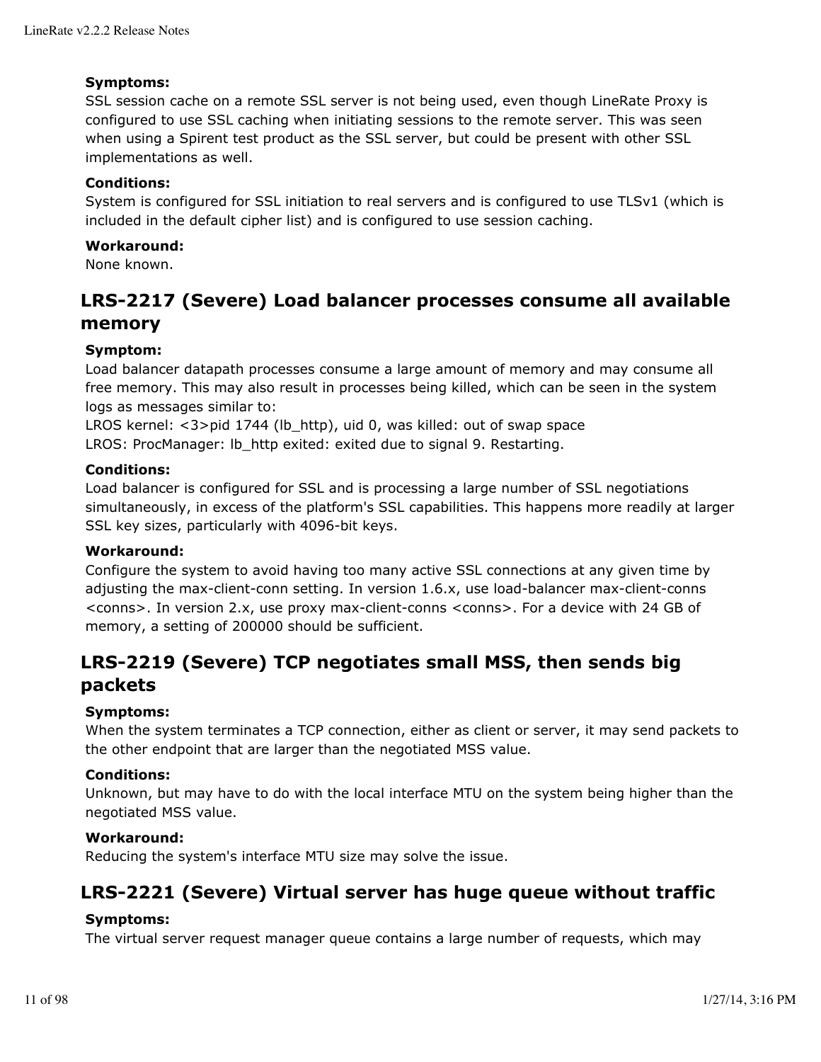**Symptoms:**
SSL session cache on a remote SSL server is not being used, even though LineRate Proxy is configured to use SSL caching when initiating sessions to the remote server. This was seen when using a Spirent test product as the SSL server, but could be present with other SSL implementations as well.

**Conditions:**
System is configured for SSL initiation to real servers and is configured to use TLSv1 (which is included in the default cipher list) and is configured to use session caching.

**Workaround:**
None known.

## LRS-2217 (Severe) Load balancer processes consume all available memory

**Symptom:**
Load balancer datapath processes consume a large amount of memory and may consume all free memory. This may also result in processes being killed, which can be seen in the system logs as messages similar to:
LROS kernel: <3>pid 1744 (lb_http), uid 0, was killed: out of swap space
LROS: ProcManager: lb_http exited: exited due to signal 9. Restarting.

**Conditions:**
Load balancer is configured for SSL and is processing a large number of SSL negotiations simultaneously, in excess of the platform's SSL capabilities. This happens more readily at larger SSL key sizes, particularly with 4096-bit keys.

**Workaround:**
Configure the system to avoid having too many active SSL connections at any given time by adjusting the max-client-conn setting. In version 1.6.x, use load-balancer max-client-conns <conns>. In version 2.x, use proxy max-client-conns <conns>. For a device with 24 GB of memory, a setting of 200000 should be sufficient.

## LRS-2219 (Severe) TCP negotiates small MSS, then sends big packets

**Symptoms:**
When the system terminates a TCP connection, either as client or server, it may send packets to the other endpoint that are larger than the negotiated MSS value.

**Conditions:**
Unknown, but may have to do with the local interface MTU on the system being higher than the negotiated MSS value.

**Workaround:**
Reducing the system's interface MTU size may solve the issue.

## LRS-2221 (Severe) Virtual server has huge queue without traffic

**Symptoms:**
The virtual server request manager queue contains a large number of requests, which may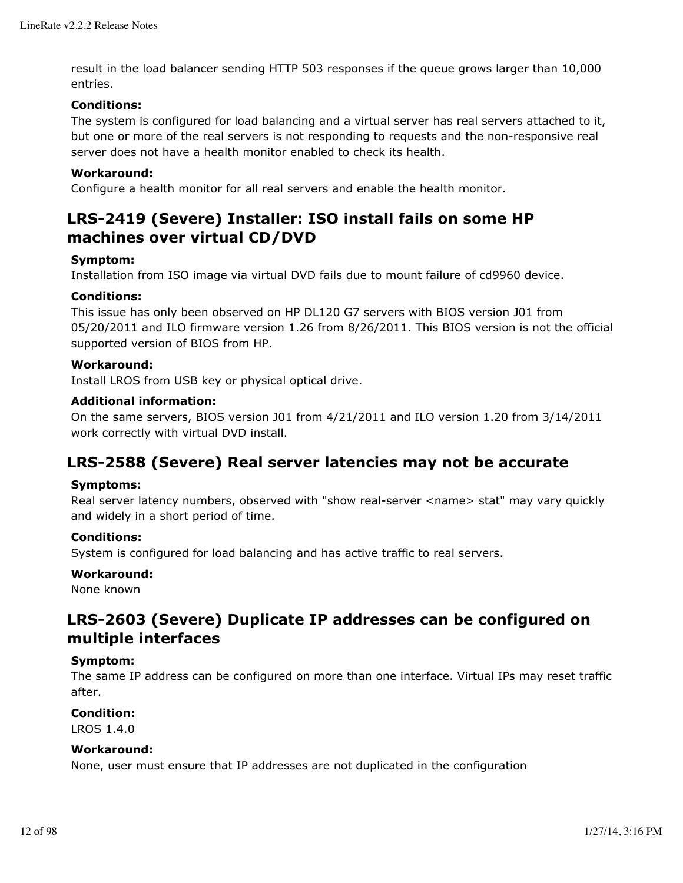result in the load balancer sending HTTP 503 responses if the queue grows larger than 10,000 entries.

**Conditions:**
The system is configured for load balancing and a virtual server has real servers attached to it, but one or more of the real servers is not responding to requests and the non-responsive real server does not have a health monitor enabled to check its health.

**Workaround:**
Configure a health monitor for all real servers and enable the health monitor.

## LRS-2419 (Severe) Installer: ISO install fails on some HP machines over virtual CD/DVD

**Symptom:**
Installation from ISO image via virtual DVD fails due to mount failure of cd9960 device.

**Conditions:**
This issue has only been observed on HP DL120 G7 servers with BIOS version J01 from 05/20/2011 and ILO firmware version 1.26 from 8/26/2011. This BIOS version is not the official supported version of BIOS from HP.

**Workaround:**
Install LROS from USB key or physical optical drive.

**Additional information:**
On the same servers, BIOS version J01 from 4/21/2011 and ILO version 1.20 from 3/14/2011 work correctly with virtual DVD install.

## LRS-2588 (Severe) Real server latencies may not be accurate

**Symptoms:**
Real server latency numbers, observed with "show real-server <name> stat" may vary quickly and widely in a short period of time.

**Conditions:**
System is configured for load balancing and has active traffic to real servers.

**Workaround:**
None known

## LRS-2603 (Severe) Duplicate IP addresses can be configured on multiple interfaces

**Symptom:**
The same IP address can be configured on more than one interface. Virtual IPs may reset traffic after.

**Condition:**
LROS 1.4.0

**Workaround:**
None, user must ensure that IP addresses are not duplicated in the configuration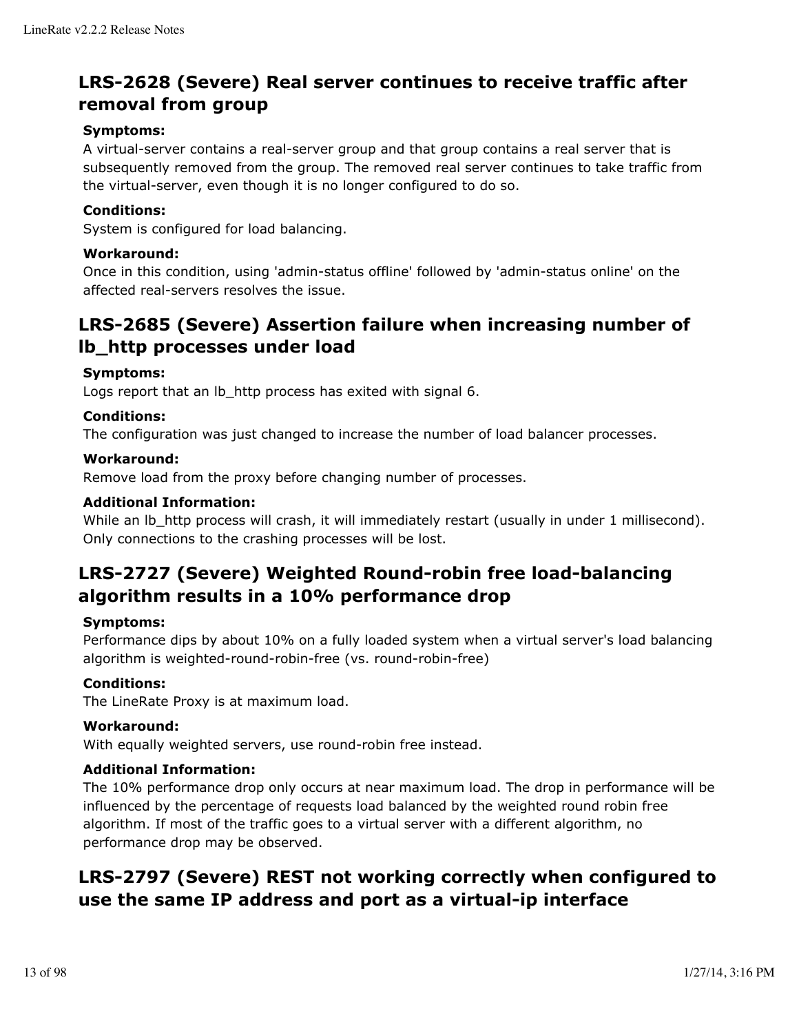## LRS-2628 (Severe) Real server continues to receive traffic after removal from group

**Symptoms:**
A virtual-server contains a real-server group and that group contains a real server that is subsequently removed from the group. The removed real server continues to take traffic from the virtual-server, even though it is no longer configured to do so.

**Conditions:**
System is configured for load balancing.

**Workaround:**
Once in this condition, using 'admin-status offline' followed by 'admin-status online' on the affected real-servers resolves the issue.

## LRS-2685 (Severe) Assertion failure when increasing number of lb_http processes under load

**Symptoms:**
Logs report that an lb_http process has exited with signal 6.

**Conditions:**
The configuration was just changed to increase the number of load balancer processes.

**Workaround:**
Remove load from the proxy before changing number of processes.

**Additional Information:**
While an lb_http process will crash, it will immediately restart (usually in under 1 millisecond). Only connections to the crashing processes will be lost.

## LRS-2727 (Severe) Weighted Round-robin free load-balancing algorithm results in a 10% performance drop

**Symptoms:**
Performance dips by about 10% on a fully loaded system when a virtual server's load balancing algorithm is weighted-round-robin-free (vs. round-robin-free)

**Conditions:**
The LineRate Proxy is at maximum load.

**Workaround:**
With equally weighted servers, use round-robin free instead.

**Additional Information:**
The 10% performance drop only occurs at near maximum load. The drop in performance will be influenced by the percentage of requests load balanced by the weighted round robin free algorithm. If most of the traffic goes to a virtual server with a different algorithm, no performance drop may be observed.

## LRS-2797 (Severe) REST not working correctly when configured to use the same IP address and port as a virtual-ip interface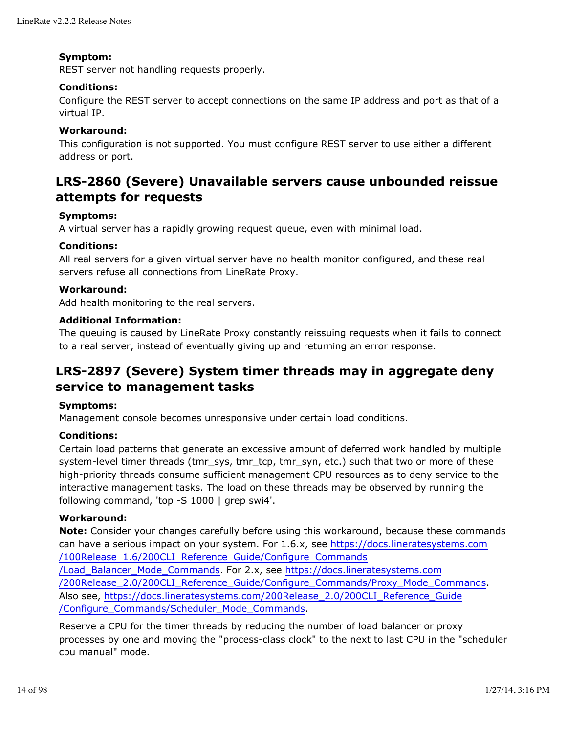**Symptom:**
REST server not handling requests properly.

**Conditions:**
Configure the REST server to accept connections on the same IP address and port as that of a virtual IP.

**Workaround:**
This configuration is not supported. You must configure REST server to use either a different address or port.

## LRS-2860 (Severe) Unavailable servers cause unbounded reissue attempts for requests

**Symptoms:**
A virtual server has a rapidly growing request queue, even with minimal load.

**Conditions:**
All real servers for a given virtual server have no health monitor configured, and these real servers refuse all connections from LineRate Proxy.

**Workaround:**
Add health monitoring to the real servers.

**Additional Information:**
The queuing is caused by LineRate Proxy constantly reissuing requests when it fails to connect to a real server, instead of eventually giving up and returning an error response.

## LRS-2897 (Severe) System timer threads may in aggregate deny service to management tasks

**Symptoms:**
Management console becomes unresponsive under certain load conditions.

**Conditions:**
Certain load patterns that generate an excessive amount of deferred work handled by multiple system-level timer threads (tmr_sys, tmr_tcp, tmr_syn, etc.) such that two or more of these high-priority threads consume sufficient management CPU resources as to deny service to the interactive management tasks. The load on these threads may be observed by running the following command, 'top -S 1000 | grep swi4'.

**Workaround:**
**Note:** Consider your changes carefully before using this workaround, because these commands can have a serious impact on your system. For 1.6.x, see [https://docs.lineratesystems.com/100Release_1.6/200CLI_Reference_Guide/Configure_Commands/Load_Balancer_Mode_Commands](https://docs.lineratesystems.com/100Release_1.6/200CLI_Reference_Guide/Configure_Commands/Load_Balancer_Mode_Commands). For 2.x, see [https://docs.lineratesystems.com/200Release_2.0/200CLI_Reference_Guide/Configure_Commands/Proxy_Mode_Commands](https://docs.lineratesystems.com/200Release_2.0/200CLI_Reference_Guide/Configure_Commands/Proxy_Mode_Commands). Also see, [https://docs.lineratesystems.com/200Release_2.0/200CLI_Reference_Guide/Configure_Commands/Scheduler_Mode_Commands](https://docs.lineratesystems.com/200Release_2.0/200CLI_Reference_Guide/Configure_Commands/Scheduler_Mode_Commands).

Reserve a CPU for the timer threads by reducing the number of load balancer or proxy processes by one and moving the "process-class clock" to the next to last CPU in the "scheduler cpu manual" mode.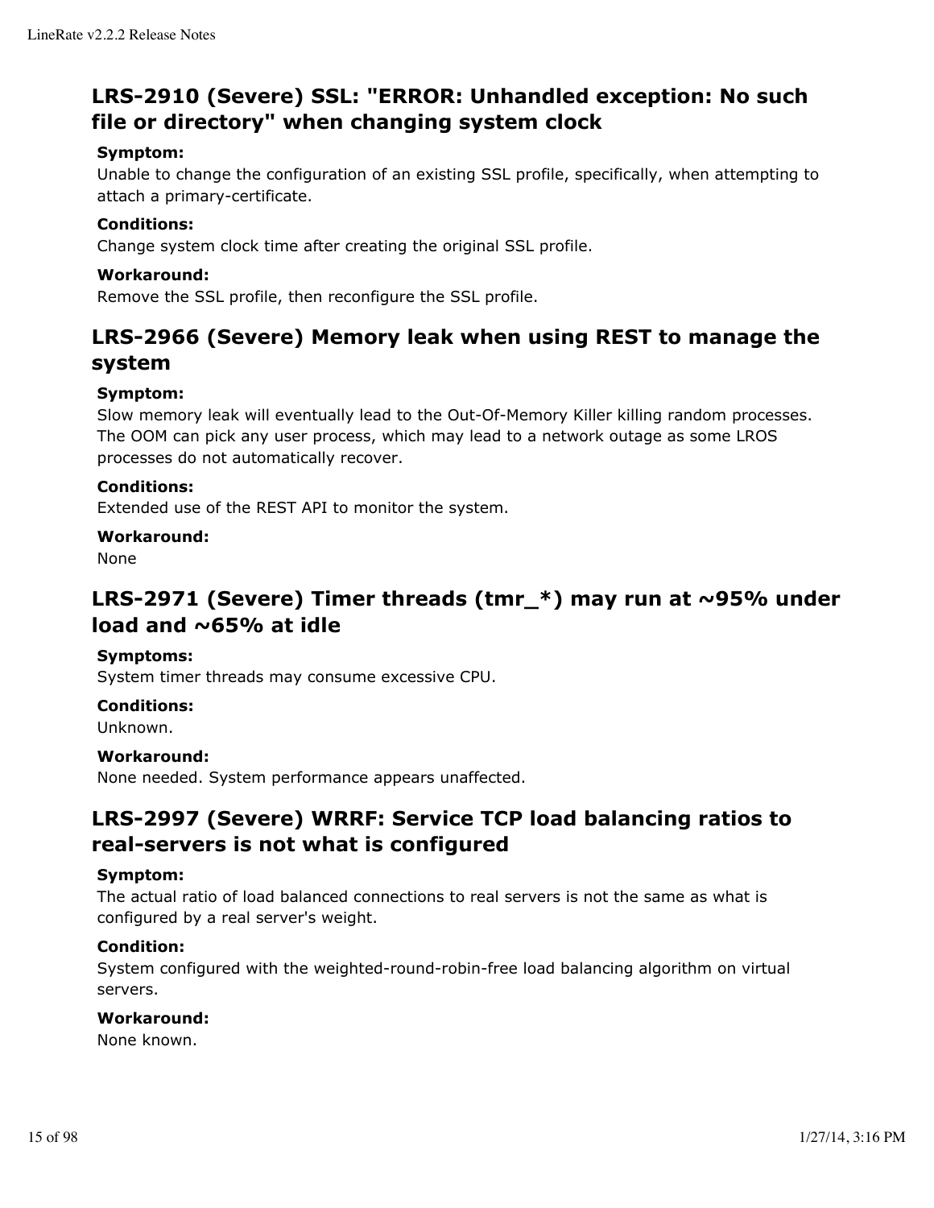### LRS-2910 (Severe) SSL: "ERROR: Unhandled exception: No such file or directory" when changing system clock

**Symptom:**
Unable to change the configuration of an existing SSL profile, specifically, when attempting to attach a primary-certificate.

**Conditions:**
Change system clock time after creating the original SSL profile.

**Workaround:**
Remove the SSL profile, then reconfigure the SSL profile.

### LRS-2966 (Severe) Memory leak when using REST to manage the system

**Symptom:**
Slow memory leak will eventually lead to the Out-Of-Memory Killer killing random processes. The OOM can pick any user process, which may lead to a network outage as some LROS processes do not automatically recover.

**Conditions:**
Extended use of the REST API to monitor the system.

**Workaround:**
None

### LRS-2971 (Severe) Timer threads (tmr_*) may run at ~95% under load and ~65% at idle

**Symptoms:**
System timer threads may consume excessive CPU.

**Conditions:**
Unknown.

**Workaround:**
None needed. System performance appears unaffected.

### LRS-2997 (Severe) WRRF: Service TCP load balancing ratios to real-servers is not what is configured

**Symptom:**
The actual ratio of load balanced connections to real servers is not the same as what is configured by a real server's weight.

**Condition:**
System configured with the weighted-round-robin-free load balancing algorithm on virtual servers.

**Workaround:**
None known.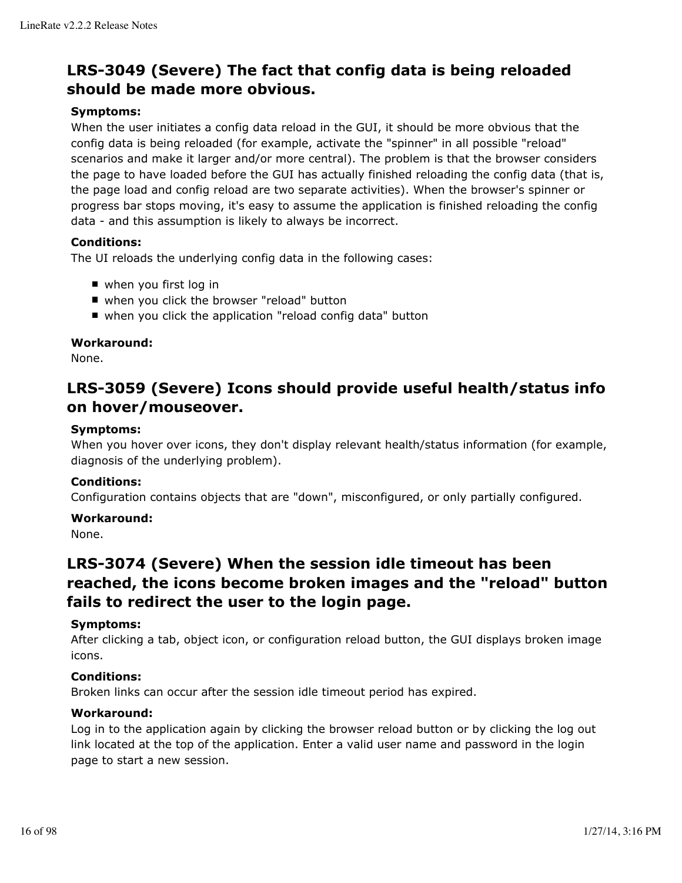## LRS-3049 (Severe) The fact that config data is being reloaded should be made more obvious.

**Symptoms:**
When the user initiates a config data reload in the GUI, it should be more obvious that the config data is being reloaded (for example, activate the "spinner" in all possible "reload" scenarios and make it larger and/or more central). The problem is that the browser considers the page to have loaded before the GUI has actually finished reloading the config data (that is, the page load and config reload are two separate activities). When the browser's spinner or progress bar stops moving, it's easy to assume the application is finished reloading the config data - and this assumption is likely to always be incorrect.

**Conditions:**
The UI reloads the underlying config data in the following cases:

- when you first log in
- when you click the browser "reload" button
- when you click the application "reload config data" button

**Workaround:**
None.

## LRS-3059 (Severe) Icons should provide useful health/status info on hover/mouseover.

**Symptoms:**
When you hover over icons, they don't display relevant health/status information (for example, diagnosis of the underlying problem).

**Conditions:**
Configuration contains objects that are "down", misconfigured, or only partially configured.

**Workaround:**
None.

## LRS-3074 (Severe) When the session idle timeout has been reached, the icons become broken images and the "reload" button fails to redirect the user to the login page.

**Symptoms:**
After clicking a tab, object icon, or configuration reload button, the GUI displays broken image icons.

**Conditions:**
Broken links can occur after the session idle timeout period has expired.

**Workaround:**
Log in to the application again by clicking the browser reload button or by clicking the log out link located at the top of the application. Enter a valid user name and password in the login page to start a new session.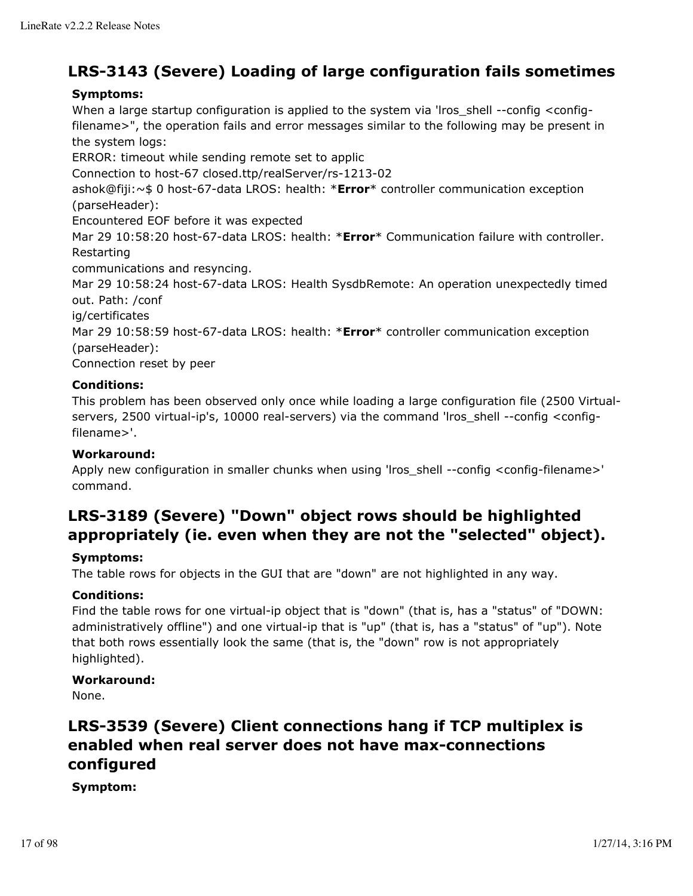## LRS-3143 (Severe) Loading of large configuration fails sometimes

**Symptoms:**

When a large startup configuration is applied to the system via 'lros_shell --config <config-filename>", the operation fails and error messages similar to the following may be present in the system logs:

ERROR: timeout while sending remote set to applic
Connection to host-67 closed.ttp/realServer/rs-1213-02
ashok@fiji:~$ 0 host-67-data LROS: health: ***Error*** controller communication exception (parseHeader):
Encountered EOF before it was expected
Mar 29 10:58:20 host-67-data LROS: health: ***Error*** Communication failure with controller. Restarting
communications and resyncing.
Mar 29 10:58:24 host-67-data LROS: Health SysdbRemote: An operation unexpectedly timed out. Path: /conf
ig/certificates
Mar 29 10:58:59 host-67-data LROS: health: ***Error*** controller communication exception (parseHeader):
Connection reset by peer

**Conditions:**

This problem has been observed only once while loading a large configuration file (2500 Virtual-servers, 2500 virtual-ip's, 10000 real-servers) via the command 'lros_shell --config <config-filename>'.

**Workaround:**

Apply new configuration in smaller chunks when using 'lros_shell --config <config-filename>' command.

## LRS-3189 (Severe) "Down" object rows should be highlighted appropriately (ie. even when they are not the "selected" object).

**Symptoms:**

The table rows for objects in the GUI that are "down" are not highlighted in any way.

**Conditions:**

Find the table rows for one virtual-ip object that is "down" (that is, has a "status" of "DOWN: administratively offline") and one virtual-ip that is "up" (that is, has a "status" of "up"). Note that both rows essentially look the same (that is, the "down" row is not appropriately highlighted).

**Workaround:**

None.

## LRS-3539 (Severe) Client connections hang if TCP multiplex is enabled when real server does not have max-connections configured

**Symptom:**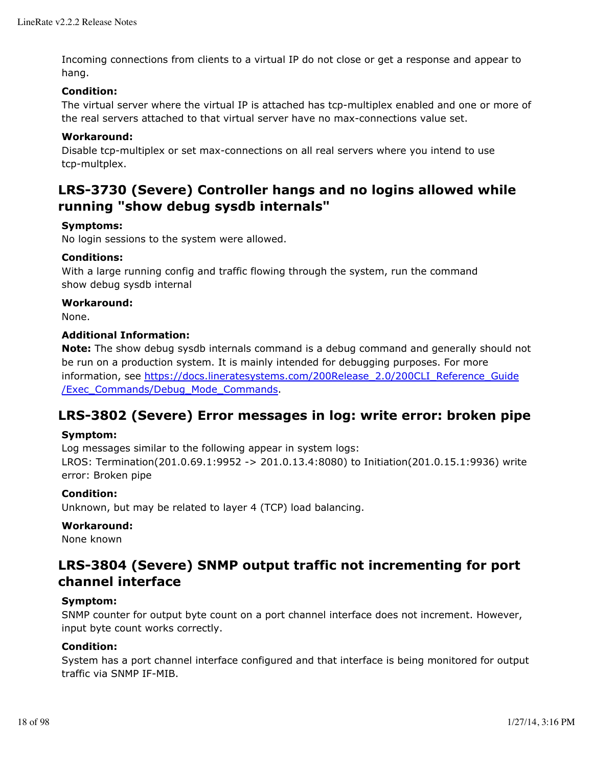Incoming connections from clients to a virtual IP do not close or get a response and appear to hang.

**Condition:**

The virtual server where the virtual IP is attached has tcp-multiplex enabled and one or more of the real servers attached to that virtual server have no max-connections value set.

**Workaround:**

Disable tcp-multiplex or set max-connections on all real servers where you intend to use tcp-multplex.

## LRS-3730 (Severe) Controller hangs and no logins allowed while running "show debug sysdb internals"

**Symptoms:**

No login sessions to the system were allowed.

**Conditions:**

With a large running config and traffic flowing through the system, run the command
show debug sysdb internal

**Workaround:**

None.

**Additional Information:**

**Note:** The show debug sysdb internals command is a debug command and generally should not be run on a production system. It is mainly intended for debugging purposes. For more information, see [https://docs.lineratesystems.com/200Release_2.0/200CLI_Reference_Guide/Exec_Commands/Debug_Mode_Commands](https://docs.lineratesystems.com/200Release_2.0/200CLI_Reference_Guide/Exec_Commands/Debug_Mode_Commands).

## LRS-3802 (Severe) Error messages in log: write error: broken pipe

**Symptom:**

Log messages similar to the following appear in system logs:
LROS: Termination(201.0.69.1:9952 -> 201.0.13.4:8080) to Initiation(201.0.15.1:9936) write error: Broken pipe

**Condition:**

Unknown, but may be related to layer 4 (TCP) load balancing.

**Workaround:**

None known

## LRS-3804 (Severe) SNMP output traffic not incrementing for port channel interface

**Symptom:**

SNMP counter for output byte count on a port channel interface does not increment. However, input byte count works correctly.

**Condition:**

System has a port channel interface configured and that interface is being monitored for output traffic via SNMP IF-MIB.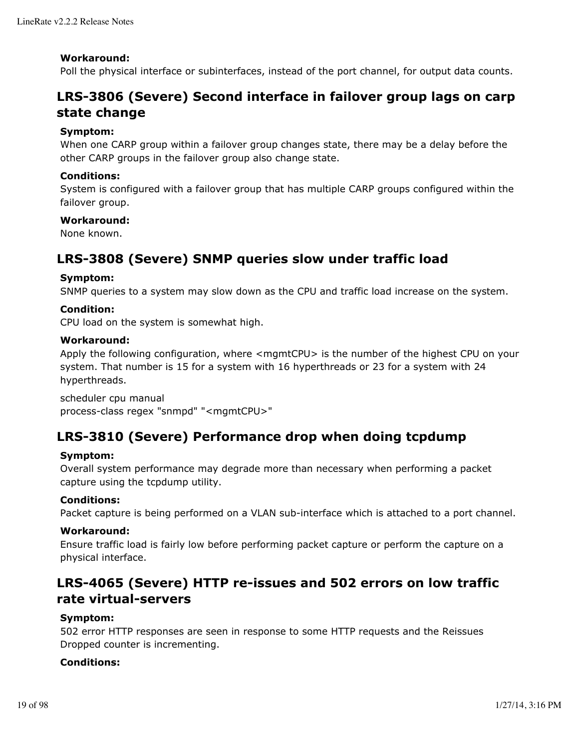**Workaround:**
Poll the physical interface or subinterfaces, instead of the port channel, for output data counts.

## LRS-3806 (Severe) Second interface in failover group lags on carp state change

**Symptom:**
When one CARP group within a failover group changes state, there may be a delay before the other CARP groups in the failover group also change state.

**Conditions:**
System is configured with a failover group that has multiple CARP groups configured within the failover group.

**Workaround:**
None known.

## LRS-3808 (Severe) SNMP queries slow under traffic load

**Symptom:**
SNMP queries to a system may slow down as the CPU and traffic load increase on the system.

**Condition:**
CPU load on the system is somewhat high.

**Workaround:**
Apply the following configuration, where <mgmtCPU> is the number of the highest CPU on your system. That number is 15 for a system with 16 hyperthreads or 23 for a system with 24 hyperthreads.

```
scheduler cpu manual
process-class regex "snmpd" "<mgmtCPU>"
```

## LRS-3810 (Severe) Performance drop when doing tcpdump

**Symptom:**
Overall system performance may degrade more than necessary when performing a packet capture using the tcpdump utility.

**Conditions:**
Packet capture is being performed on a VLAN sub-interface which is attached to a port channel.

**Workaround:**
Ensure traffic load is fairly low before performing packet capture or perform the capture on a physical interface.

## LRS-4065 (Severe) HTTP re-issues and 502 errors on low traffic rate virtual-servers

**Symptom:**
502 error HTTP responses are seen in response to some HTTP requests and the Reissues Dropped counter is incrementing.

**Conditions:**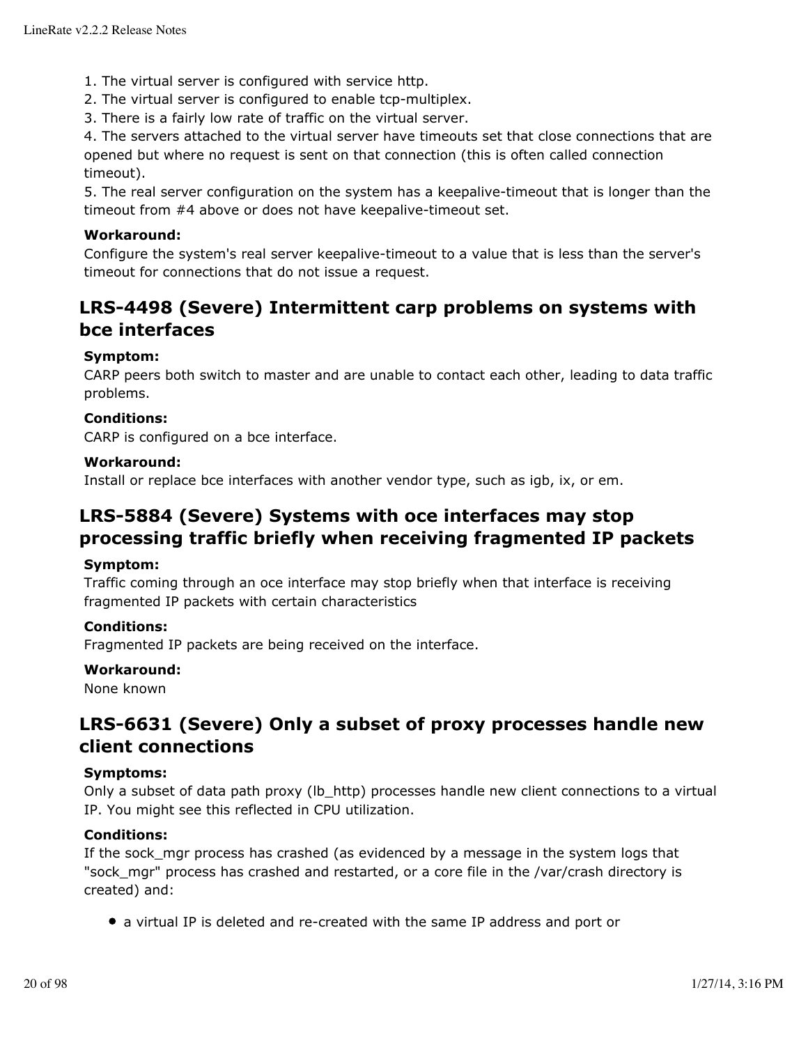1. The virtual server is configured with service http.
2. The virtual server is configured to enable tcp-multiplex.
3. There is a fairly low rate of traffic on the virtual server.
4. The servers attached to the virtual server have timeouts set that close connections that are opened but where no request is sent on that connection (this is often called connection timeout).
5. The real server configuration on the system has a keepalive-timeout that is longer than the timeout from #4 above or does not have keepalive-timeout set.

**Workaround:**
Configure the system's real server keepalive-timeout to a value that is less than the server's timeout for connections that do not issue a request.

## LRS-4498 (Severe) Intermittent carp problems on systems with bce interfaces

**Symptom:**
CARP peers both switch to master and are unable to contact each other, leading to data traffic problems.

**Conditions:**
CARP is configured on a bce interface.

**Workaround:**
Install or replace bce interfaces with another vendor type, such as igb, ix, or em.

## LRS-5884 (Severe) Systems with oce interfaces may stop processing traffic briefly when receiving fragmented IP packets

**Symptom:**
Traffic coming through an oce interface may stop briefly when that interface is receiving fragmented IP packets with certain characteristics

**Conditions:**
Fragmented IP packets are being received on the interface.

**Workaround:**
None known

## LRS-6631 (Severe) Only a subset of proxy processes handle new client connections

**Symptoms:**
Only a subset of data path proxy (lb_http) processes handle new client connections to a virtual IP. You might see this reflected in CPU utilization.

**Conditions:**
If the sock_mgr process has crashed (as evidenced by a message in the system logs that "sock_mgr" process has crashed and restarted, or a core file in the /var/crash directory is created) and:

- a virtual IP is deleted and re-created with the same IP address and port or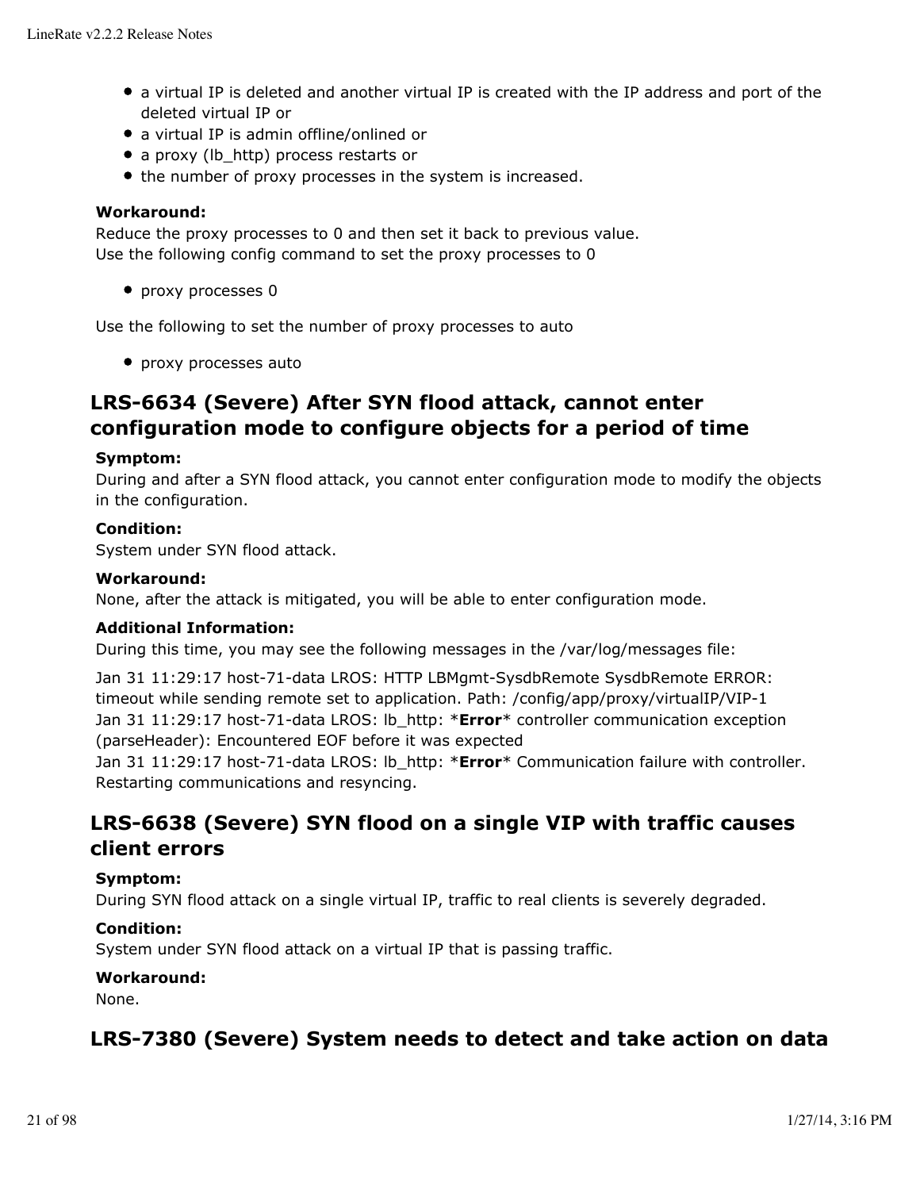- a virtual IP is deleted and another virtual IP is created with the IP address and port of the deleted virtual IP or
- a virtual IP is admin offline/onlined or
- a proxy (lb_http) process restarts or
- the number of proxy processes in the system is increased.

**Workaround:**
Reduce the proxy processes to 0 and then set it back to previous value.
Use the following config command to set the proxy processes to 0

- proxy processes 0

Use the following to set the number of proxy processes to auto

- proxy processes auto

## LRS-6634 (Severe) After SYN flood attack, cannot enter configuration mode to configure objects for a period of time

**Symptom:**
During and after a SYN flood attack, you cannot enter configuration mode to modify the objects in the configuration.

**Condition:**
System under SYN flood attack.

**Workaround:**
None, after the attack is mitigated, you will be able to enter configuration mode.

**Additional Information:**
During this time, you may see the following messages in the /var/log/messages file:

Jan 31 11:29:17 host-71-data LROS: HTTP LBMgmt-SysdbRemote SysdbRemote ERROR: timeout while sending remote set to application. Path: /config/app/proxy/virtualIP/VIP-1
Jan 31 11:29:17 host-71-data LROS: lb_http: ***Error*** controller communication exception (parseHeader): Encountered EOF before it was expected
Jan 31 11:29:17 host-71-data LROS: lb_http: ***Error*** Communication failure with controller. Restarting communications and resyncing.

## LRS-6638 (Severe) SYN flood on a single VIP with traffic causes client errors

**Symptom:**
During SYN flood attack on a single virtual IP, traffic to real clients is severely degraded.

**Condition:**
System under SYN flood attack on a virtual IP that is passing traffic.

**Workaround:**
None.

## LRS-7380 (Severe) System needs to detect and take action on data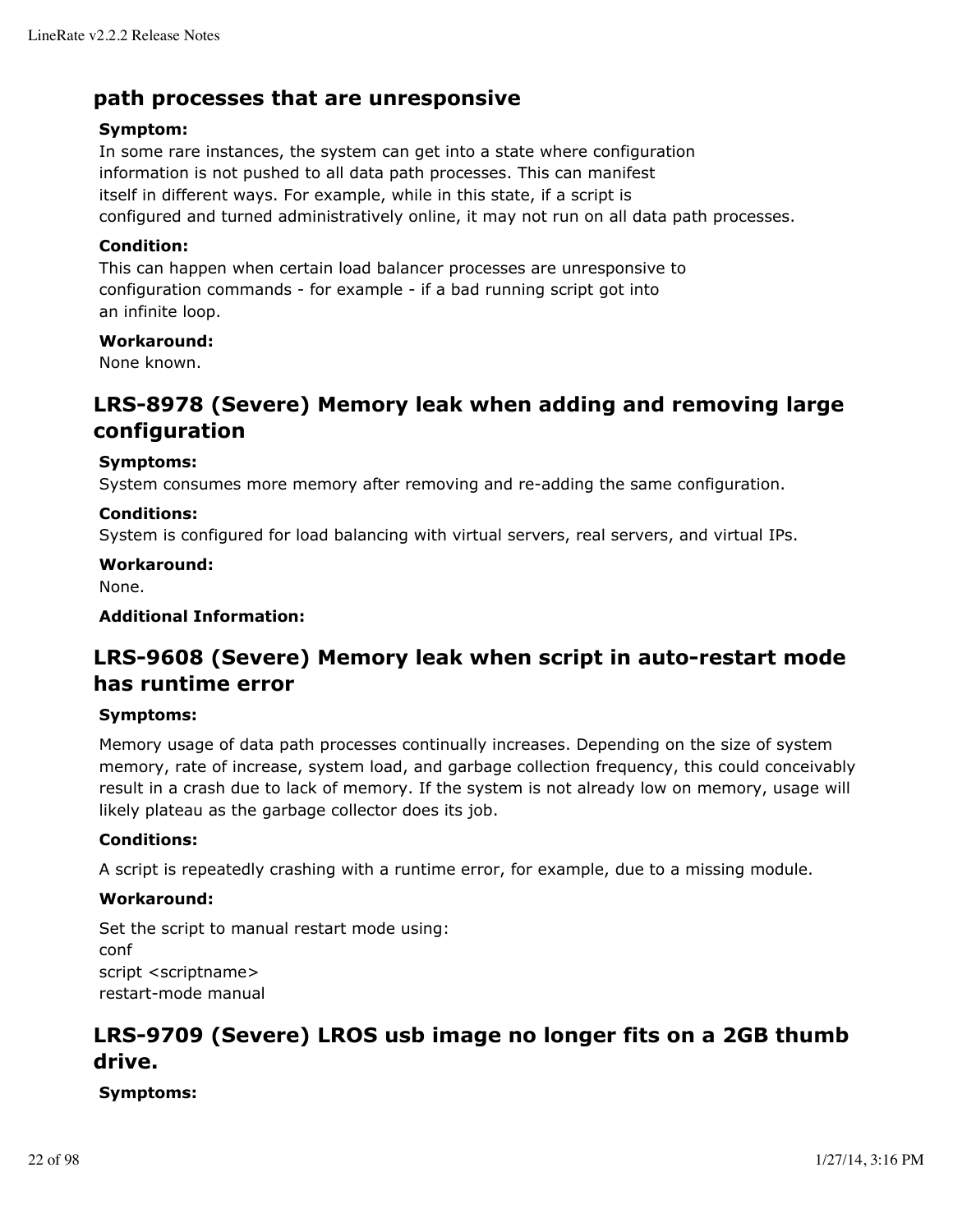## path processes that are unresponsive

**Symptom:**

In some rare instances, the system can get into a state where configuration information is not pushed to all data path processes. This can manifest itself in different ways. For example, while in this state, if a script is configured and turned administratively online, it may not run on all data path processes.

**Condition:**

This can happen when certain load balancer processes are unresponsive to configuration commands - for example - if a bad running script got into an infinite loop.

**Workaround:**

None known.

## LRS-8978 (Severe) Memory leak when adding and removing large configuration

**Symptoms:**

System consumes more memory after removing and re-adding the same configuration.

**Conditions:**

System is configured for load balancing with virtual servers, real servers, and virtual IPs.

**Workaround:**

None.

**Additional Information:**

## LRS-9608 (Severe) Memory leak when script in auto-restart mode has runtime error

**Symptoms:**

Memory usage of data path processes continually increases. Depending on the size of system memory, rate of increase, system load, and garbage collection frequency, this could conceivably result in a crash due to lack of memory. If the system is not already low on memory, usage will likely plateau as the garbage collector does its job.

**Conditions:**

A script is repeatedly crashing with a runtime error, for example, due to a missing module.

**Workaround:**

Set the script to manual restart mode using:

```
conf
script <scriptname>
restart-mode manual
```

## LRS-9709 (Severe) LROS usb image no longer fits on a 2GB thumb drive.

**Symptoms:**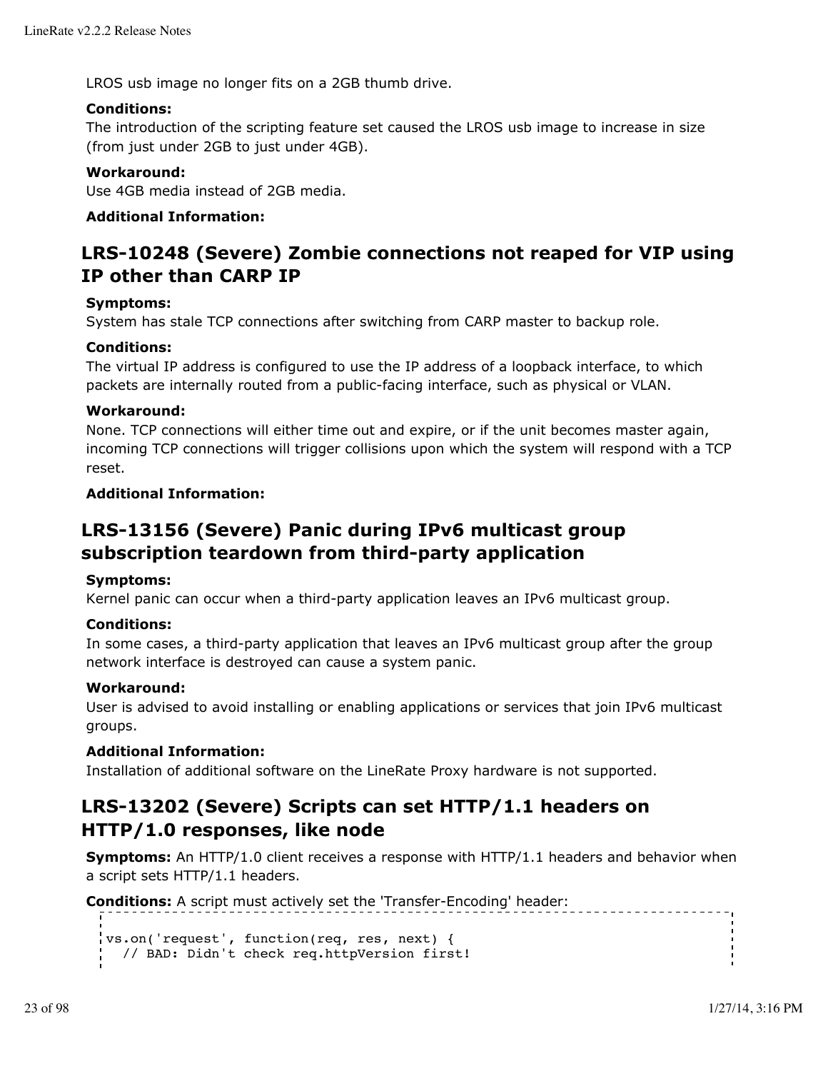LROS usb image no longer fits on a 2GB thumb drive.

**Conditions:**
The introduction of the scripting feature set caused the LROS usb image to increase in size (from just under 2GB to just under 4GB).

**Workaround:**
Use 4GB media instead of 2GB media.

**Additional Information:**

## LRS-10248 (Severe) Zombie connections not reaped for VIP using IP other than CARP IP

**Symptoms:**
System has stale TCP connections after switching from CARP master to backup role.

**Conditions:**
The virtual IP address is configured to use the IP address of a loopback interface, to which packets are internally routed from a public-facing interface, such as physical or VLAN.

**Workaround:**
None. TCP connections will either time out and expire, or if the unit becomes master again, incoming TCP connections will trigger collisions upon which the system will respond with a TCP reset.

**Additional Information:**

## LRS-13156 (Severe) Panic during IPv6 multicast group subscription teardown from third-party application

**Symptoms:**
Kernel panic can occur when a third-party application leaves an IPv6 multicast group.

**Conditions:**
In some cases, a third-party application that leaves an IPv6 multicast group after the group network interface is destroyed can cause a system panic.

**Workaround:**
User is advised to avoid installing or enabling applications or services that join IPv6 multicast groups.

**Additional Information:**
Installation of additional software on the LineRate Proxy hardware is not supported.

## LRS-13202 (Severe) Scripts can set HTTP/1.1 headers on HTTP/1.0 responses, like node

**Symptoms:** An HTTP/1.0 client receives a response with HTTP/1.1 headers and behavior when a script sets HTTP/1.1 headers.

**Conditions:** A script must actively set the 'Transfer-Encoding' header:

```
vs.on('request', function(req, res, next) {
  // BAD: Didn't check req.httpVersion first!
```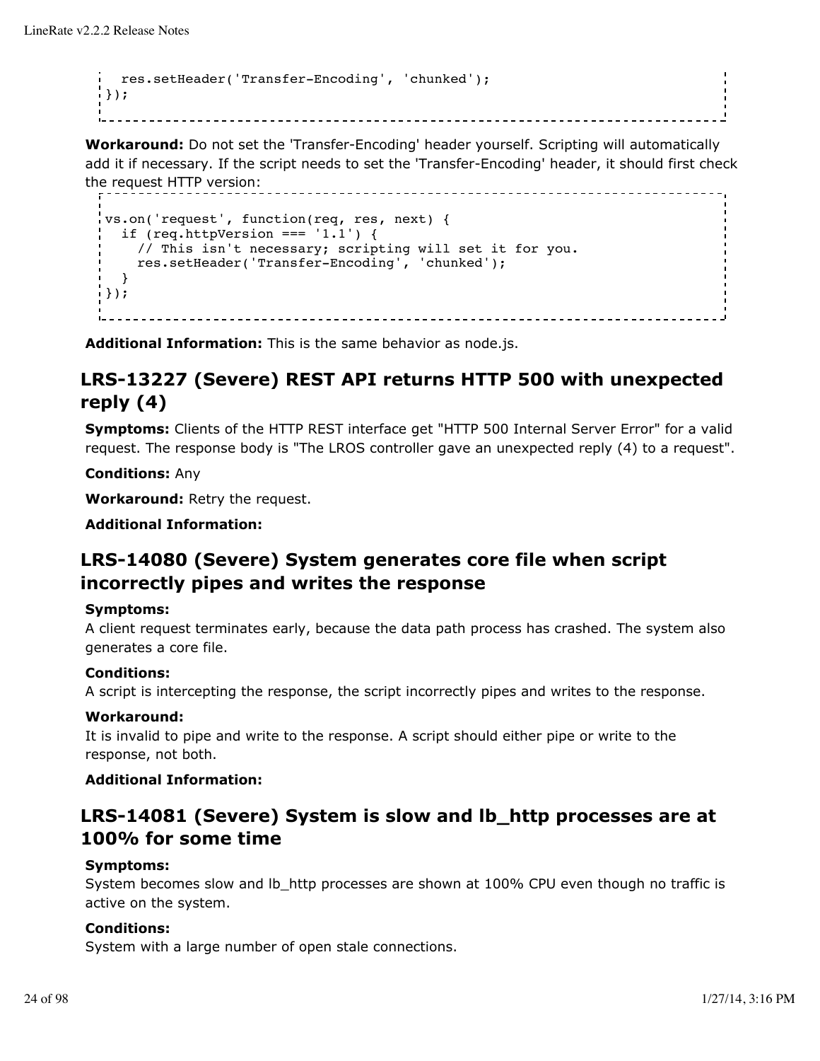```
  res.setHeader('Transfer-Encoding', 'chunked');
});
```

**Workaround:** Do not set the 'Transfer-Encoding' header yourself. Scripting will automatically add it if necessary. If the script needs to set the 'Transfer-Encoding' header, it should first check the request HTTP version:

```
vs.on('request', function(req, res, next) {
  if (req.httpVersion === '1.1') {
    // This isn't necessary; scripting will set it for you.
    res.setHeader('Transfer-Encoding', 'chunked');
  }
});
```

**Additional Information:** This is the same behavior as node.js.

## LRS-13227 (Severe) REST API returns HTTP 500 with unexpected reply (4)

**Symptoms:** Clients of the HTTP REST interface get "HTTP 500 Internal Server Error" for a valid request. The response body is "The LROS controller gave an unexpected reply (4) to a request".

**Conditions:** Any

**Workaround:** Retry the request.

**Additional Information:**

## LRS-14080 (Severe) System generates core file when script incorrectly pipes and writes the response

**Symptoms:**
A client request terminates early, because the data path process has crashed. The system also generates a core file.

**Conditions:**
A script is intercepting the response, the script incorrectly pipes and writes to the response.

**Workaround:**
It is invalid to pipe and write to the response. A script should either pipe or write to the response, not both.

**Additional Information:**

## LRS-14081 (Severe) System is slow and lb_http processes are at 100% for some time

**Symptoms:**
System becomes slow and lb_http processes are shown at 100% CPU even though no traffic is active on the system.

**Conditions:**
System with a large number of open stale connections.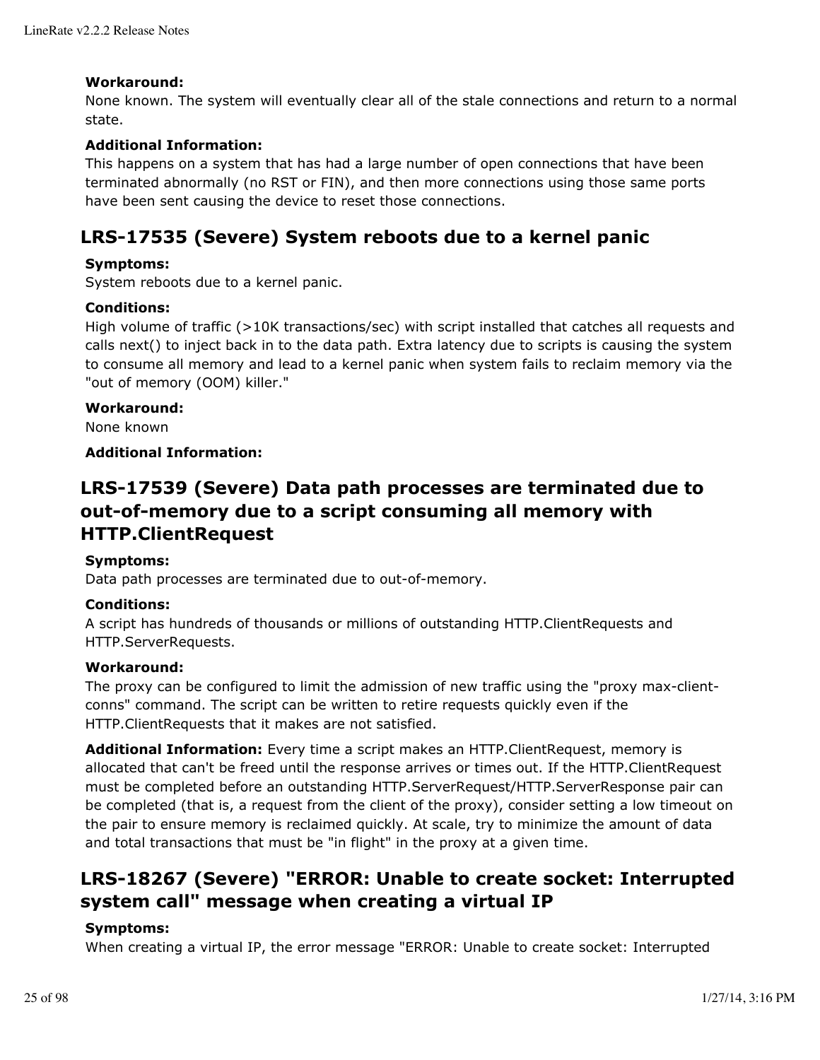**Workaround:**
None known. The system will eventually clear all of the stale connections and return to a normal state.

**Additional Information:**
This happens on a system that has had a large number of open connections that have been terminated abnormally (no RST or FIN), and then more connections using those same ports have been sent causing the device to reset those connections.

## LRS-17535 (Severe) System reboots due to a kernel panic

**Symptoms:**
System reboots due to a kernel panic.

**Conditions:**
High volume of traffic (>10K transactions/sec) with script installed that catches all requests and calls next() to inject back in to the data path. Extra latency due to scripts is causing the system to consume all memory and lead to a kernel panic when system fails to reclaim memory via the "out of memory (OOM) killer."

**Workaround:**
None known

**Additional Information:**

## LRS-17539 (Severe) Data path processes are terminated due to out-of-memory due to a script consuming all memory with HTTP.ClientRequest

**Symptoms:**
Data path processes are terminated due to out-of-memory.

**Conditions:**
A script has hundreds of thousands or millions of outstanding HTTP.ClientRequests and HTTP.ServerRequests.

**Workaround:**
The proxy can be configured to limit the admission of new traffic using the "proxy max-client-conns" command. The script can be written to retire requests quickly even if the HTTP.ClientRequests that it makes are not satisfied.

**Additional Information:** Every time a script makes an HTTP.ClientRequest, memory is allocated that can't be freed until the response arrives or times out. If the HTTP.ClientRequest must be completed before an outstanding HTTP.ServerRequest/HTTP.ServerResponse pair can be completed (that is, a request from the client of the proxy), consider setting a low timeout on the pair to ensure memory is reclaimed quickly. At scale, try to minimize the amount of data and total transactions that must be "in flight" in the proxy at a given time.

## LRS-18267 (Severe) "ERROR: Unable to create socket: Interrupted system call" message when creating a virtual IP

**Symptoms:**
When creating a virtual IP, the error message "ERROR: Unable to create socket: Interrupted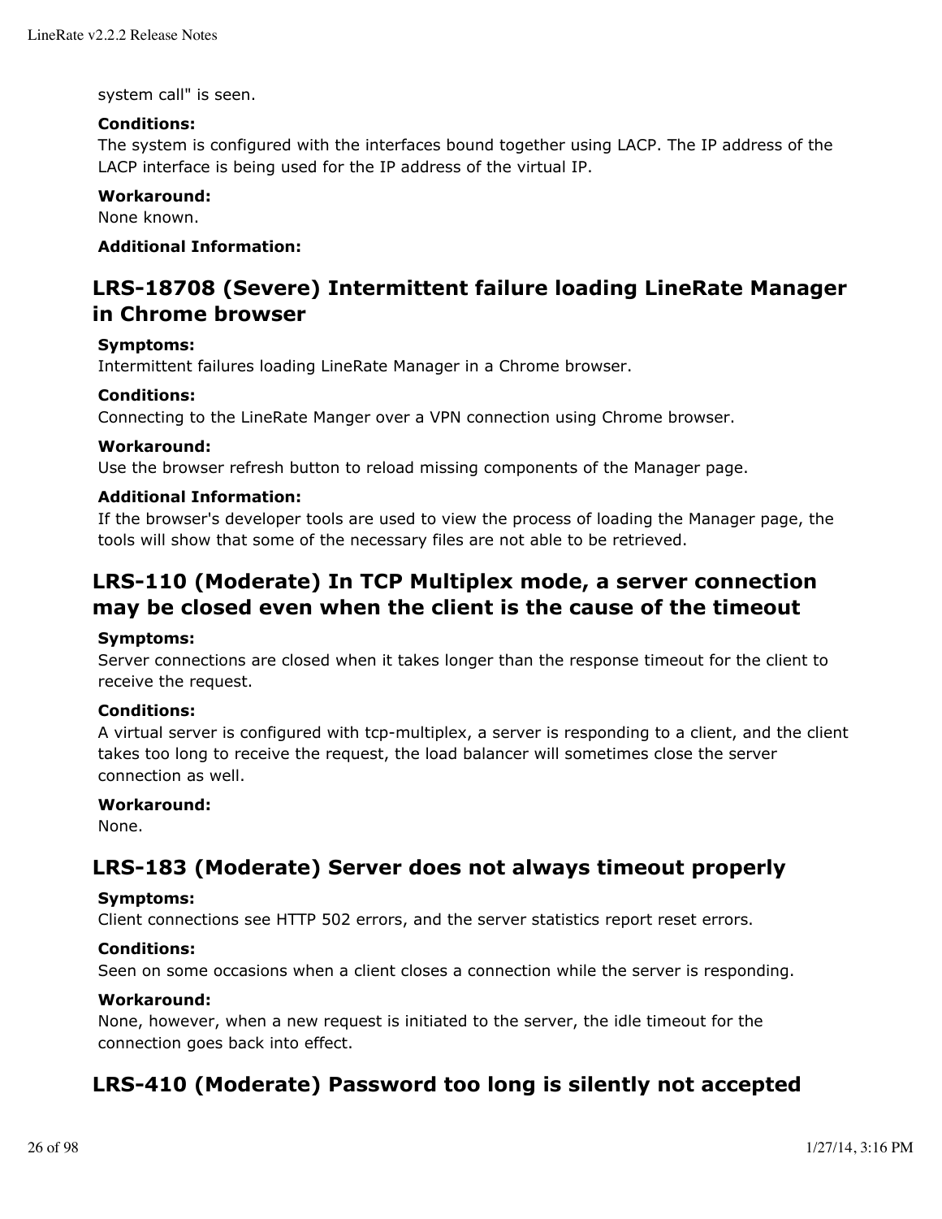system call" is seen.

**Conditions:**
The system is configured with the interfaces bound together using LACP. The IP address of the LACP interface is being used for the IP address of the virtual IP.

**Workaround:**
None known.

**Additional Information:**

## LRS-18708 (Severe) Intermittent failure loading LineRate Manager in Chrome browser

**Symptoms:**
Intermittent failures loading LineRate Manager in a Chrome browser.

**Conditions:**
Connecting to the LineRate Manger over a VPN connection using Chrome browser.

**Workaround:**
Use the browser refresh button to reload missing components of the Manager page.

**Additional Information:**
If the browser's developer tools are used to view the process of loading the Manager page, the tools will show that some of the necessary files are not able to be retrieved.

## LRS-110 (Moderate) In TCP Multiplex mode, a server connection may be closed even when the client is the cause of the timeout

**Symptoms:**
Server connections are closed when it takes longer than the response timeout for the client to receive the request.

**Conditions:**
A virtual server is configured with tcp-multiplex, a server is responding to a client, and the client takes too long to receive the request, the load balancer will sometimes close the server connection as well.

**Workaround:**
None.

## LRS-183 (Moderate) Server does not always timeout properly

**Symptoms:**
Client connections see HTTP 502 errors, and the server statistics report reset errors.

**Conditions:**
Seen on some occasions when a client closes a connection while the server is responding.

**Workaround:**
None, however, when a new request is initiated to the server, the idle timeout for the connection goes back into effect.

## LRS-410 (Moderate) Password too long is silently not accepted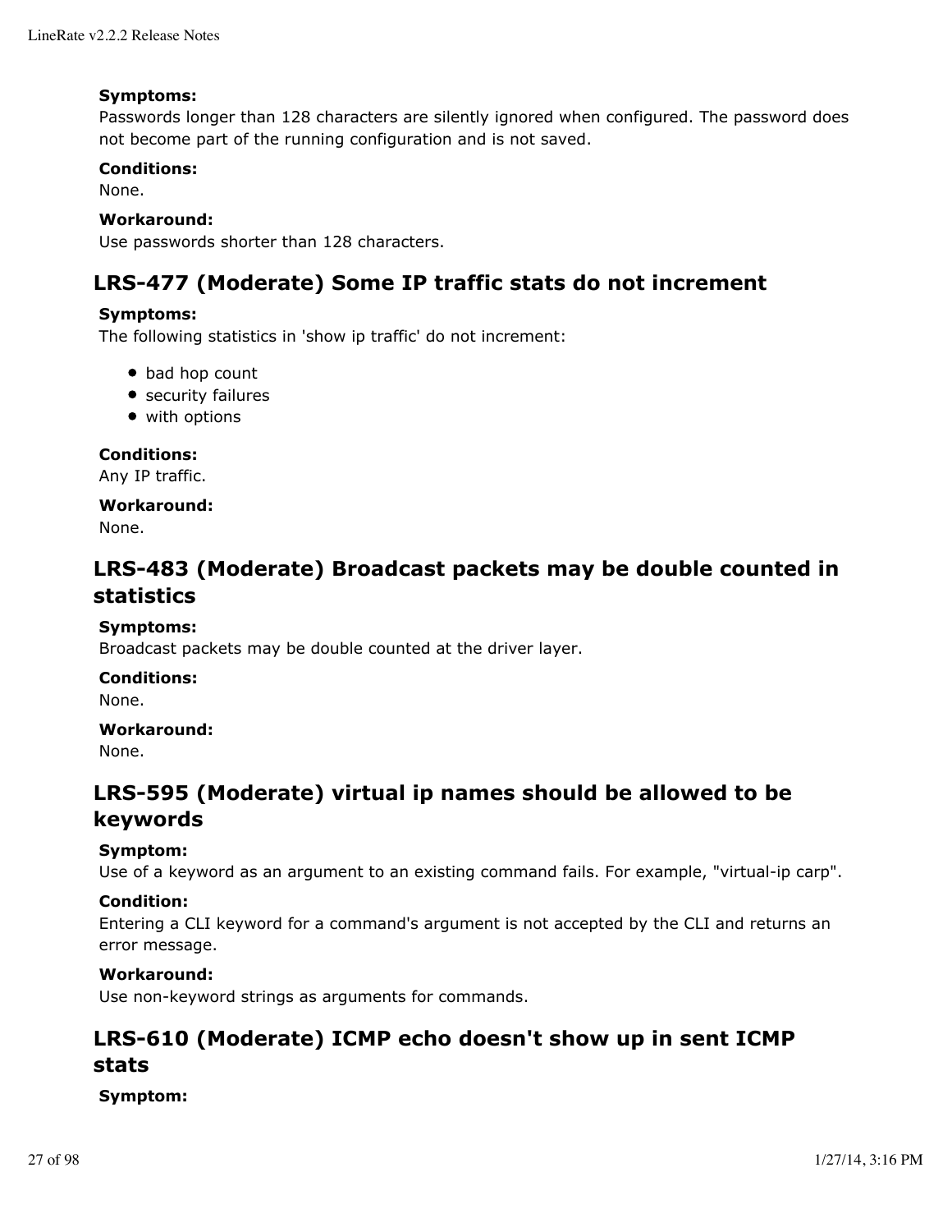**Symptoms:**
Passwords longer than 128 characters are silently ignored when configured. The password does not become part of the running configuration and is not saved.

**Conditions:**
None.

**Workaround:**
Use passwords shorter than 128 characters.

## LRS-477 (Moderate) Some IP traffic stats do not increment

**Symptoms:**
The following statistics in 'show ip traffic' do not increment:

- bad hop count
- security failures
- with options

**Conditions:**
Any IP traffic.

**Workaround:**
None.

## LRS-483 (Moderate) Broadcast packets may be double counted in statistics

**Symptoms:**
Broadcast packets may be double counted at the driver layer.

**Conditions:**
None.

**Workaround:**
None.

## LRS-595 (Moderate) virtual ip names should be allowed to be keywords

**Symptom:**
Use of a keyword as an argument to an existing command fails. For example, "virtual-ip carp".

**Condition:**
Entering a CLI keyword for a command's argument is not accepted by the CLI and returns an error message.

**Workaround:**
Use non-keyword strings as arguments for commands.

## LRS-610 (Moderate) ICMP echo doesn't show up in sent ICMP stats

**Symptom:**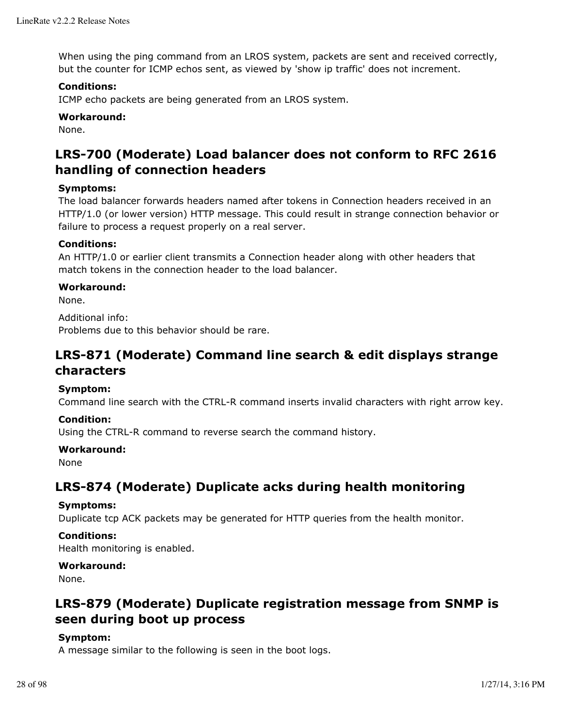When using the ping command from an LROS system, packets are sent and received correctly, but the counter for ICMP echos sent, as viewed by 'show ip traffic' does not increment.

**Conditions:**
ICMP echo packets are being generated from an LROS system.

**Workaround:**
None.

## LRS-700 (Moderate) Load balancer does not conform to RFC 2616 handling of connection headers

**Symptoms:**
The load balancer forwards headers named after tokens in Connection headers received in an HTTP/1.0 (or lower version) HTTP message. This could result in strange connection behavior or failure to process a request properly on a real server.

**Conditions:**
An HTTP/1.0 or earlier client transmits a Connection header along with other headers that match tokens in the connection header to the load balancer.

**Workaround:**
None.

Additional info:
Problems due to this behavior should be rare.

## LRS-871 (Moderate) Command line search & edit displays strange characters

**Symptom:**
Command line search with the CTRL-R command inserts invalid characters with right arrow key.

**Condition:**
Using the CTRL-R command to reverse search the command history.

**Workaround:**
None

## LRS-874 (Moderate) Duplicate acks during health monitoring

**Symptoms:**
Duplicate tcp ACK packets may be generated for HTTP queries from the health monitor.

**Conditions:**
Health monitoring is enabled.

**Workaround:**
None.

## LRS-879 (Moderate) Duplicate registration message from SNMP is seen during boot up process

**Symptom:**
A message similar to the following is seen in the boot logs.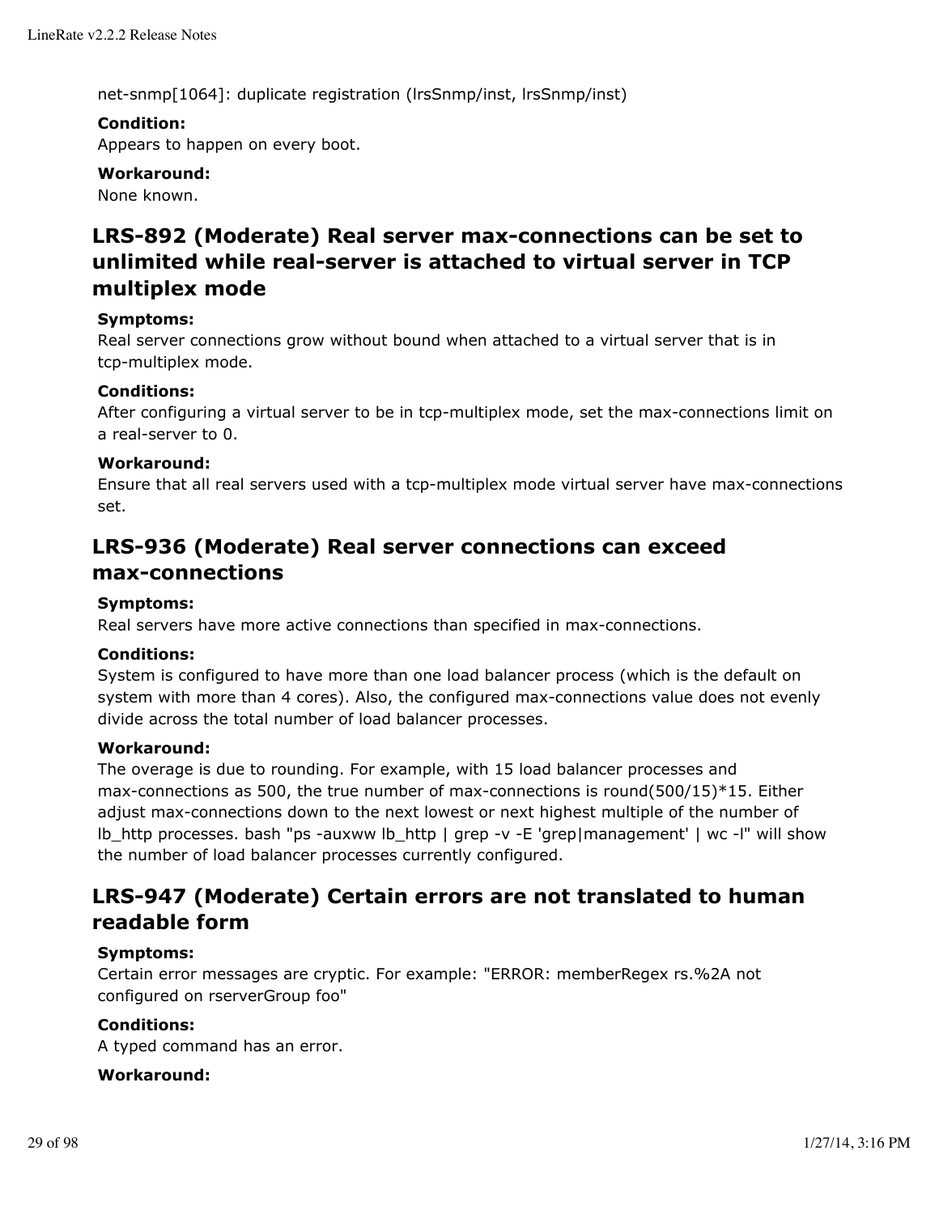net-snmp[1064]: duplicate registration (lrsSnmp/inst, lrsSnmp/inst)

**Condition:**
Appears to happen on every boot.

**Workaround:**
None known.

## LRS-892 (Moderate) Real server max-connections can be set to unlimited while real-server is attached to virtual server in TCP multiplex mode

**Symptoms:**
Real server connections grow without bound when attached to a virtual server that is in tcp-multiplex mode.

**Conditions:**
After configuring a virtual server to be in tcp-multiplex mode, set the max-connections limit on a real-server to 0.

**Workaround:**
Ensure that all real servers used with a tcp-multiplex mode virtual server have max-connections set.

## LRS-936 (Moderate) Real server connections can exceed max-connections

**Symptoms:**
Real servers have more active connections than specified in max-connections.

**Conditions:**
System is configured to have more than one load balancer process (which is the default on system with more than 4 cores). Also, the configured max-connections value does not evenly divide across the total number of load balancer processes.

**Workaround:**
The overage is due to rounding. For example, with 15 load balancer processes and max-connections as 500, the true number of max-connections is round(500/15)*15. Either adjust max-connections down to the next lowest or next highest multiple of the number of lb_http processes. bash "ps -auxww lb_http | grep -v -E 'grep|management' | wc -l" will show the number of load balancer processes currently configured.

## LRS-947 (Moderate) Certain errors are not translated to human readable form

**Symptoms:**
Certain error messages are cryptic. For example: "ERROR: memberRegex rs.%2A not configured on rserverGroup foo"

**Conditions:**
A typed command has an error.

**Workaround:**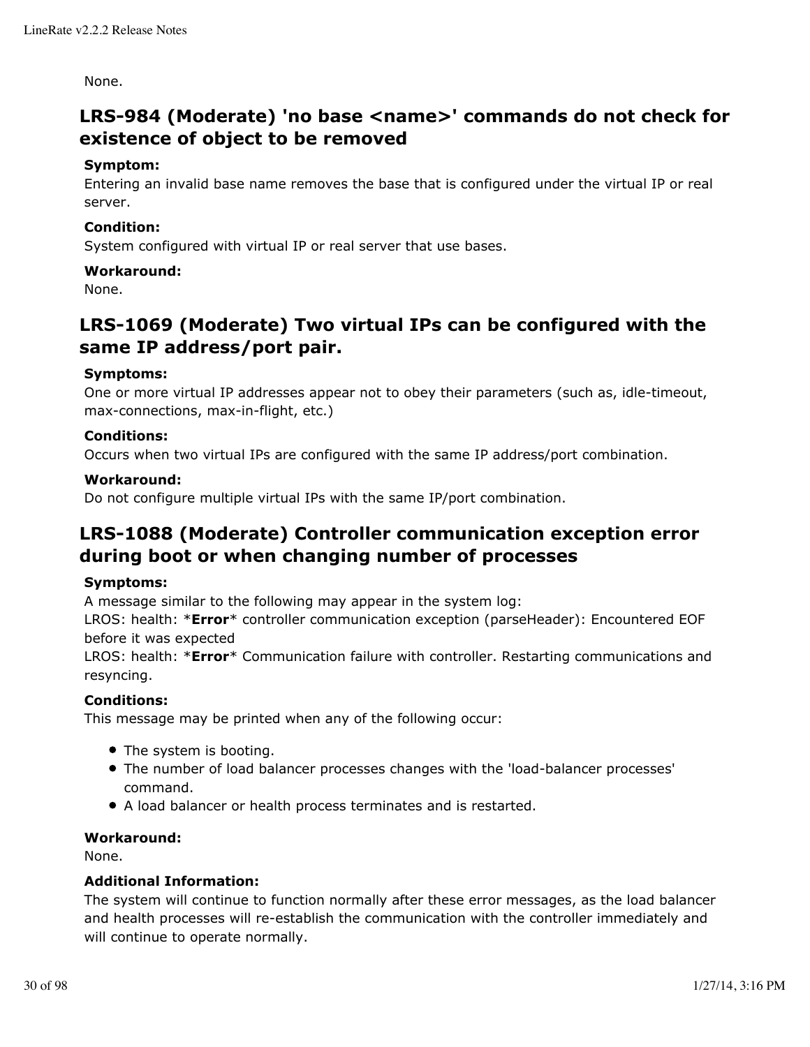None.

## LRS-984 (Moderate) 'no base <name>' commands do not check for existence of object to be removed

**Symptom:**
Entering an invalid base name removes the base that is configured under the virtual IP or real server.

**Condition:**
System configured with virtual IP or real server that use bases.

**Workaround:**
None.

## LRS-1069 (Moderate) Two virtual IPs can be configured with the same IP address/port pair.

**Symptoms:**
One or more virtual IP addresses appear not to obey their parameters (such as, idle-timeout, max-connections, max-in-flight, etc.)

**Conditions:**
Occurs when two virtual IPs are configured with the same IP address/port combination.

**Workaround:**
Do not configure multiple virtual IPs with the same IP/port combination.

## LRS-1088 (Moderate) Controller communication exception error during boot or when changing number of processes

**Symptoms:**
A message similar to the following may appear in the system log:
LROS: health: ***Error*** controller communication exception (parseHeader): Encountered EOF before it was expected
LROS: health: ***Error*** Communication failure with controller. Restarting communications and resyncing.

**Conditions:**
This message may be printed when any of the following occur:

- The system is booting.
- The number of load balancer processes changes with the 'load-balancer processes' command.
- A load balancer or health process terminates and is restarted.

**Workaround:**
None.

**Additional Information:**
The system will continue to function normally after these error messages, as the load balancer and health processes will re-establish the communication with the controller immediately and will continue to operate normally.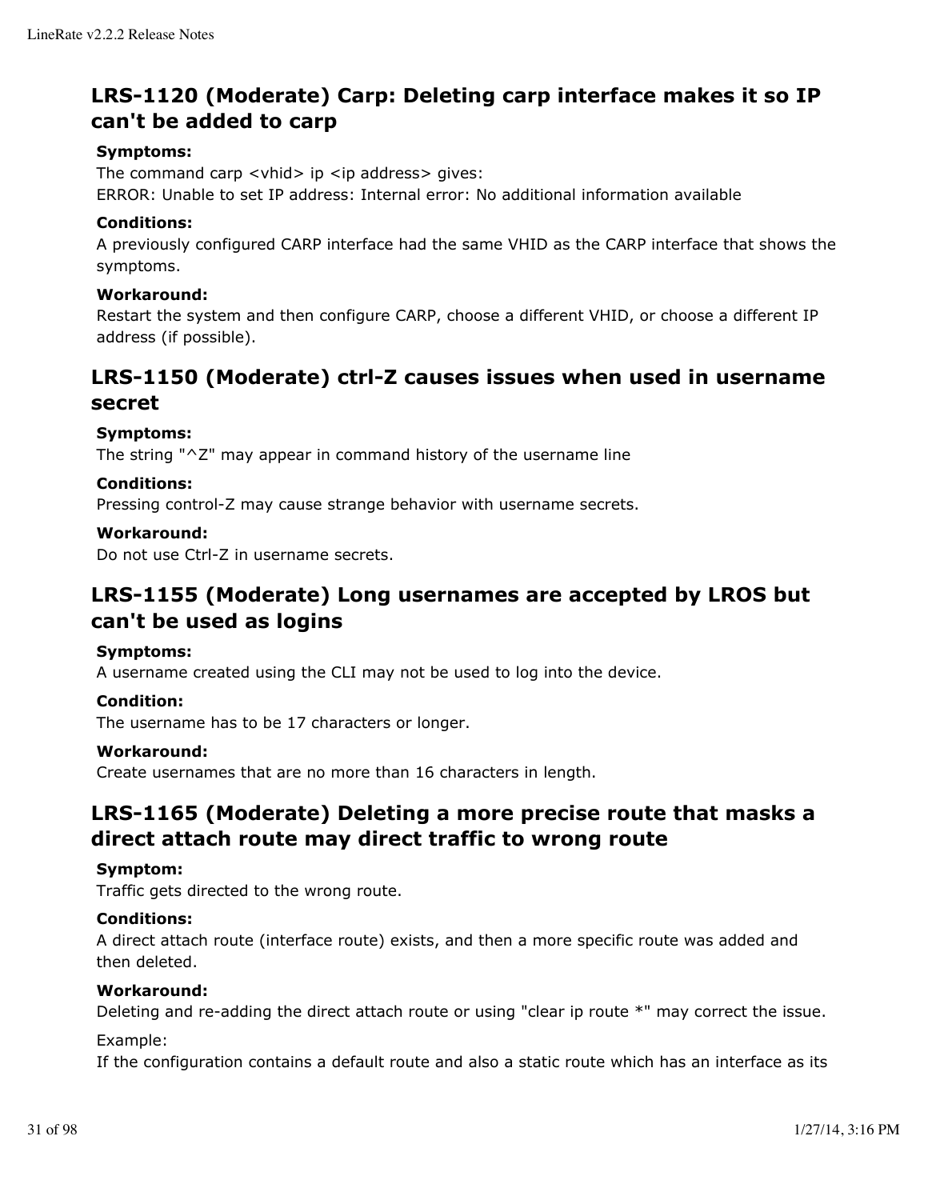## LRS-1120 (Moderate) Carp: Deleting carp interface makes it so IP can't be added to carp

**Symptoms:**

The command carp <vhid> ip <ip address> gives:
ERROR: Unable to set IP address: Internal error: No additional information available

**Conditions:**

A previously configured CARP interface had the same VHID as the CARP interface that shows the symptoms.

**Workaround:**

Restart the system and then configure CARP, choose a different VHID, or choose a different IP address (if possible).

## LRS-1150 (Moderate) ctrl-Z causes issues when used in username secret

**Symptoms:**

The string "^Z" may appear in command history of the username line

**Conditions:**

Pressing control-Z may cause strange behavior with username secrets.

**Workaround:**

Do not use Ctrl-Z in username secrets.

## LRS-1155 (Moderate) Long usernames are accepted by LROS but can't be used as logins

**Symptoms:**

A username created using the CLI may not be used to log into the device.

**Condition:**

The username has to be 17 characters or longer.

**Workaround:**

Create usernames that are no more than 16 characters in length.

## LRS-1165 (Moderate) Deleting a more precise route that masks a direct attach route may direct traffic to wrong route

**Symptom:**

Traffic gets directed to the wrong route.

**Conditions:**

A direct attach route (interface route) exists, and then a more specific route was added and then deleted.

**Workaround:**

Deleting and re-adding the direct attach route or using "clear ip route *" may correct the issue.

Example:
If the configuration contains a default route and also a static route which has an interface as its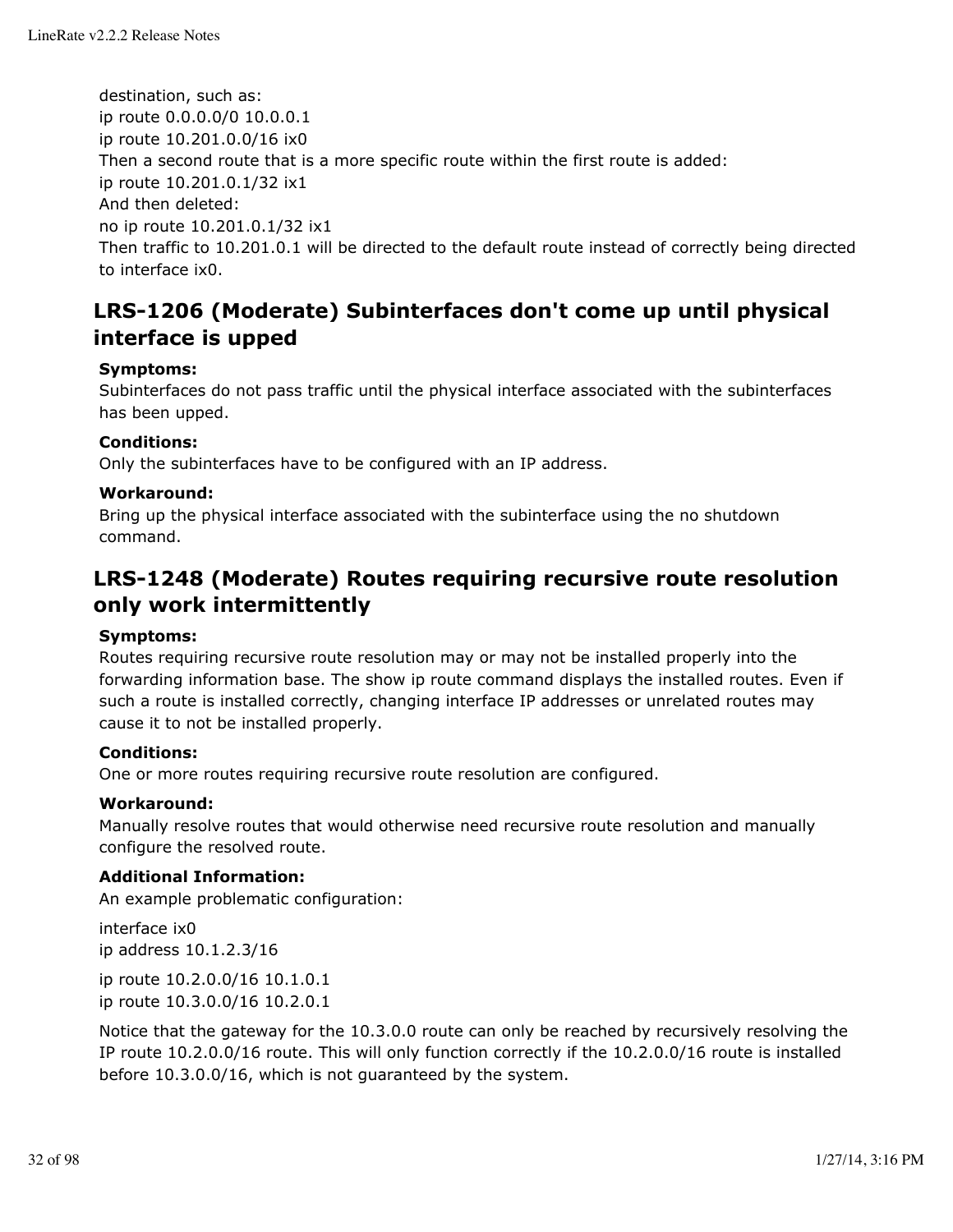destination, such as:
ip route 0.0.0.0/0 10.0.0.1
ip route 10.201.0.0/16 ix0
Then a second route that is a more specific route within the first route is added:
ip route 10.201.0.1/32 ix1
And then deleted:
no ip route 10.201.0.1/32 ix1
Then traffic to 10.201.0.1 will be directed to the default route instead of correctly being directed to interface ix0.

## LRS-1206 (Moderate) Subinterfaces don't come up until physical interface is upped

**Symptoms:**
Subinterfaces do not pass traffic until the physical interface associated with the subinterfaces has been upped.

**Conditions:**
Only the subinterfaces have to be configured with an IP address.

**Workaround:**
Bring up the physical interface associated with the subinterface using the no shutdown command.

## LRS-1248 (Moderate) Routes requiring recursive route resolution only work intermittently

**Symptoms:**
Routes requiring recursive route resolution may or may not be installed properly into the forwarding information base. The show ip route command displays the installed routes. Even if such a route is installed correctly, changing interface IP addresses or unrelated routes may cause it to not be installed properly.

**Conditions:**
One or more routes requiring recursive route resolution are configured.

**Workaround:**
Manually resolve routes that would otherwise need recursive route resolution and manually configure the resolved route.

**Additional Information:**
An example problematic configuration:

interface ix0
ip address 10.1.2.3/16

ip route 10.2.0.0/16 10.1.0.1
ip route 10.3.0.0/16 10.2.0.1

Notice that the gateway for the 10.3.0.0 route can only be reached by recursively resolving the IP route 10.2.0.0/16 route. This will only function correctly if the 10.2.0.0/16 route is installed before 10.3.0.0/16, which is not guaranteed by the system.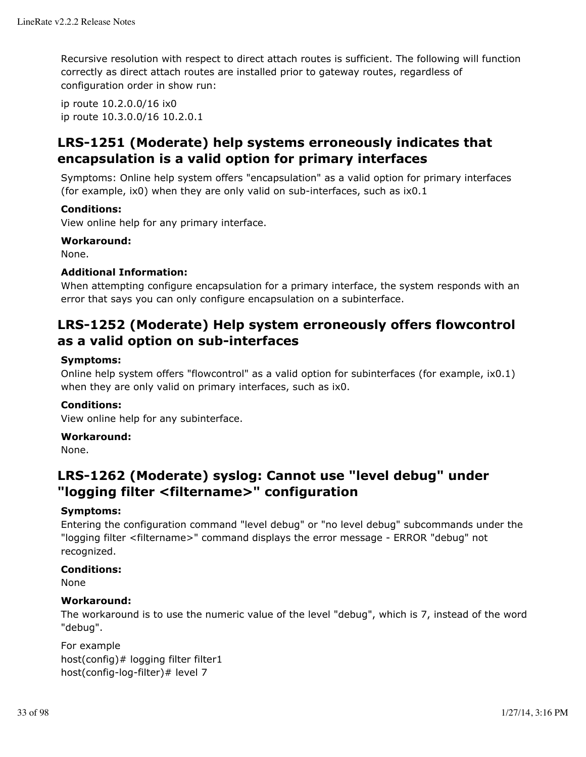Recursive resolution with respect to direct attach routes is sufficient. The following will function correctly as direct attach routes are installed prior to gateway routes, regardless of configuration order in show run:

ip route 10.2.0.0/16 ix0
ip route 10.3.0.0/16 10.2.0.1

## LRS-1251 (Moderate) help systems erroneously indicates that encapsulation is a valid option for primary interfaces

Symptoms: Online help system offers "encapsulation" as a valid option for primary interfaces (for example, ix0) when they are only valid on sub-interfaces, such as ix0.1

**Conditions:**
View online help for any primary interface.

**Workaround:**
None.

**Additional Information:**
When attempting configure encapsulation for a primary interface, the system responds with an error that says you can only configure encapsulation on a subinterface.

## LRS-1252 (Moderate) Help system erroneously offers flowcontrol as a valid option on sub-interfaces

**Symptoms:**
Online help system offers "flowcontrol" as a valid option for subinterfaces (for example, ix0.1) when they are only valid on primary interfaces, such as ix0.

**Conditions:**
View online help for any subinterface.

**Workaround:**
None.

## LRS-1262 (Moderate) syslog: Cannot use "level debug" under "logging filter <filtername>" configuration

**Symptoms:**
Entering the configuration command "level debug" or "no level debug" subcommands under the "logging filter <filtername>" command displays the error message - ERROR "debug" not recognized.

**Conditions:**
None

**Workaround:**
The workaround is to use the numeric value of the level "debug", which is 7, instead of the word "debug".

For example
host(config)# logging filter filter1
host(config-log-filter)# level 7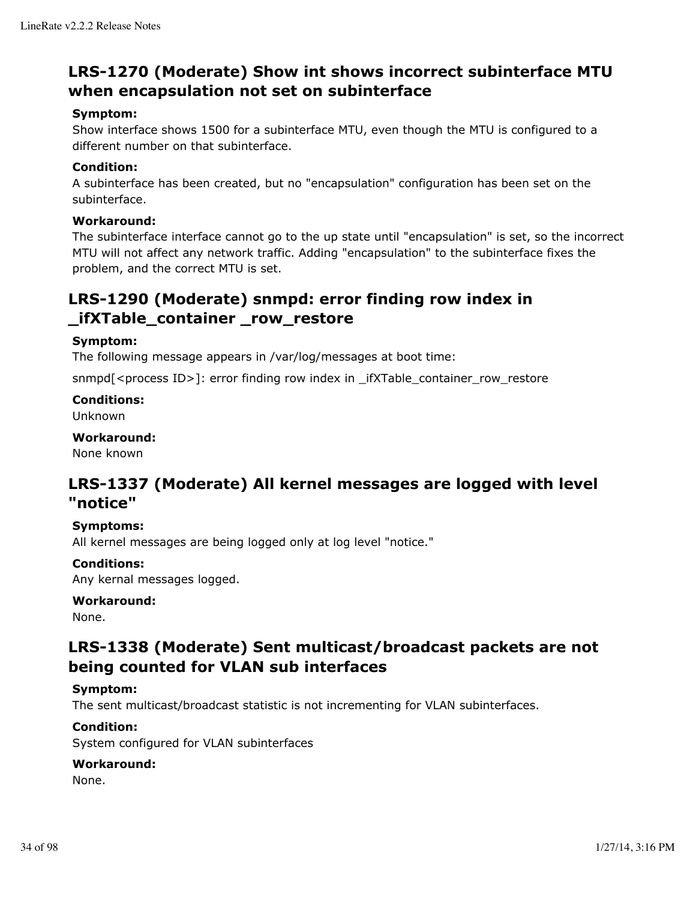## LRS-1270 (Moderate) Show int shows incorrect subinterface MTU when encapsulation not set on subinterface

**Symptom:**

Show interface shows 1500 for a subinterface MTU, even though the MTU is configured to a different number on that subinterface.

**Condition:**

A subinterface has been created, but no "encapsulation" configuration has been set on the subinterface.

**Workaround:**

The subinterface interface cannot go to the up state until "encapsulation" is set, so the incorrect MTU will not affect any network traffic. Adding "encapsulation" to the subinterface fixes the problem, and the correct MTU is set.

## LRS-1290 (Moderate) snmpd: error finding row index in _ifXTable_container _row_restore

**Symptom:**

The following message appears in /var/log/messages at boot time:

snmpd[<process ID>]: error finding row index in _ifXTable_container_row_restore

**Conditions:**

Unknown

**Workaround:**

None known

## LRS-1337 (Moderate) All kernel messages are logged with level "notice"

**Symptoms:**

All kernel messages are being logged only at log level "notice."

**Conditions:**

Any kernal messages logged.

**Workaround:**

None.

## LRS-1338 (Moderate) Sent multicast/broadcast packets are not being counted for VLAN sub interfaces

**Symptom:**

The sent multicast/broadcast statistic is not incrementing for VLAN subinterfaces.

**Condition:**

System configured for VLAN subinterfaces

**Workaround:**

None.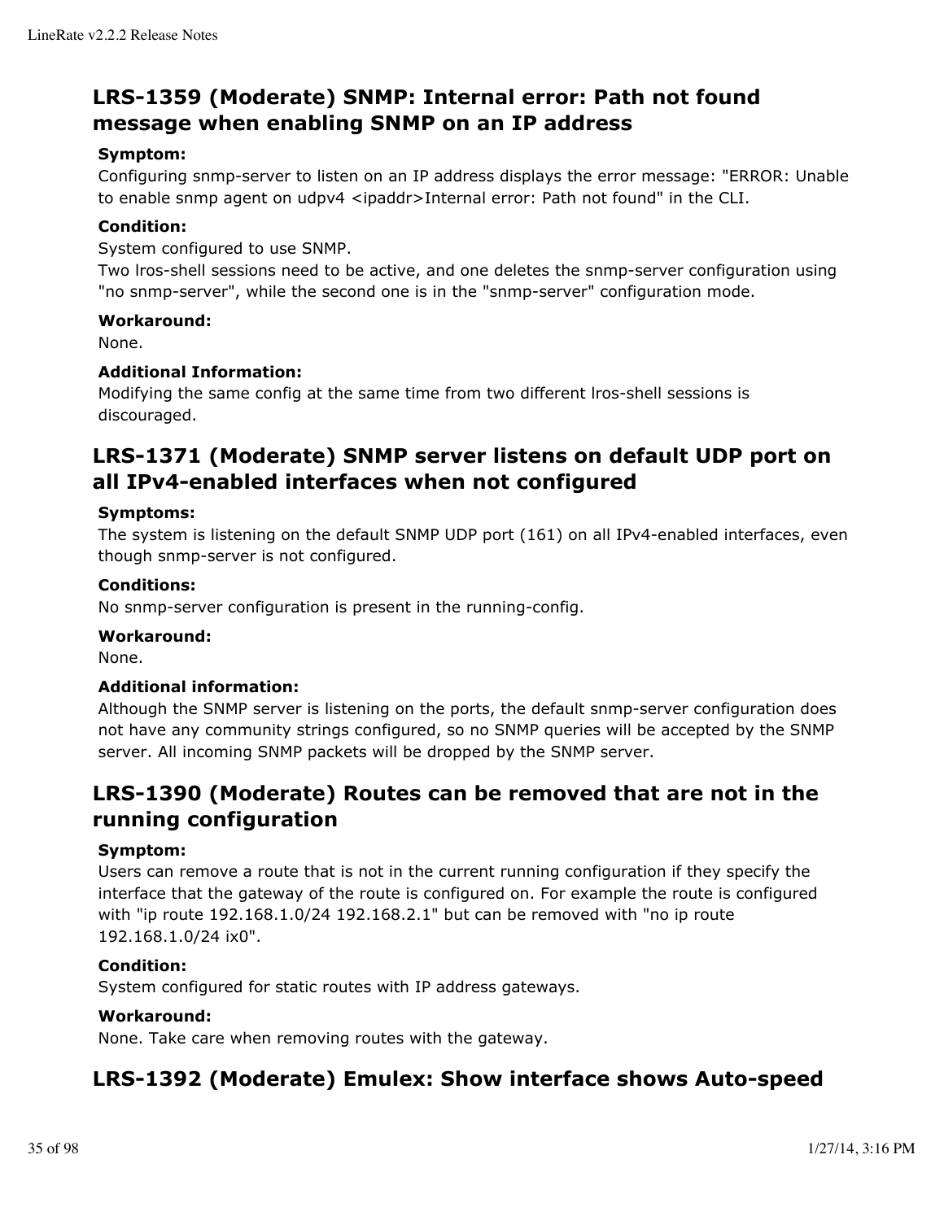## LRS-1359 (Moderate) SNMP: Internal error: Path not found message when enabling SNMP on an IP address

**Symptom:**
Configuring snmp-server to listen on an IP address displays the error message: "ERROR: Unable to enable snmp agent on udpv4 <ipaddr>Internal error: Path not found" in the CLI.

**Condition:**
System configured to use SNMP.
Two lros-shell sessions need to be active, and one deletes the snmp-server configuration using "no snmp-server", while the second one is in the "snmp-server" configuration mode.

**Workaround:**
None.

**Additional Information:**
Modifying the same config at the same time from two different lros-shell sessions is discouraged.

## LRS-1371 (Moderate) SNMP server listens on default UDP port on all IPv4-enabled interfaces when not configured

**Symptoms:**
The system is listening on the default SNMP UDP port (161) on all IPv4-enabled interfaces, even though snmp-server is not configured.

**Conditions:**
No snmp-server configuration is present in the running-config.

**Workaround:**
None.

**Additional information:**
Although the SNMP server is listening on the ports, the default snmp-server configuration does not have any community strings configured, so no SNMP queries will be accepted by the SNMP server. All incoming SNMP packets will be dropped by the SNMP server.

## LRS-1390 (Moderate) Routes can be removed that are not in the running configuration

**Symptom:**
Users can remove a route that is not in the current running configuration if they specify the interface that the gateway of the route is configured on. For example the route is configured with "ip route 192.168.1.0/24 192.168.2.1" but can be removed with "no ip route 192.168.1.0/24 ix0".

**Condition:**
System configured for static routes with IP address gateways.

**Workaround:**
None. Take care when removing routes with the gateway.

## LRS-1392 (Moderate) Emulex: Show interface shows Auto-speed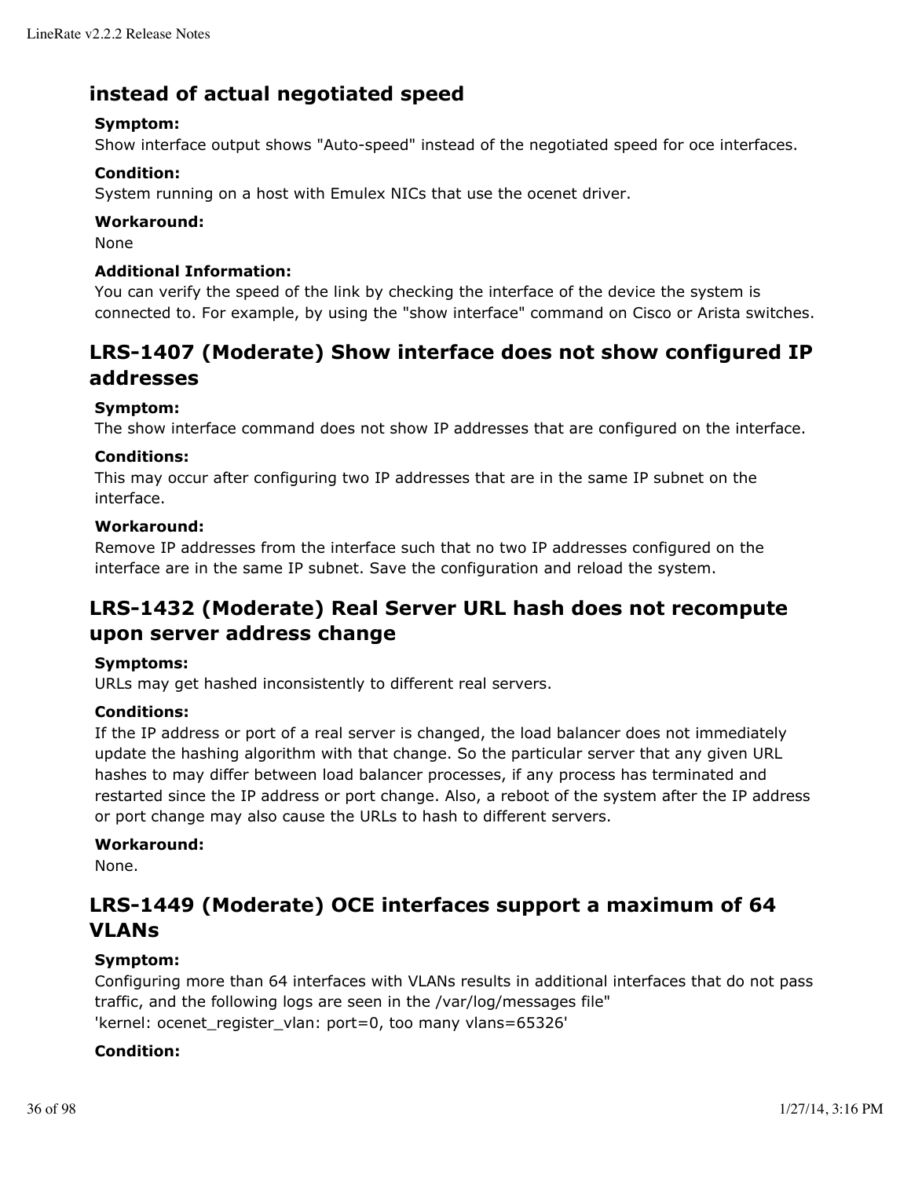## instead of actual negotiated speed

**Symptom:**
Show interface output shows "Auto-speed" instead of the negotiated speed for oce interfaces.

**Condition:**
System running on a host with Emulex NICs that use the ocenet driver.

**Workaround:**
None

**Additional Information:**
You can verify the speed of the link by checking the interface of the device the system is connected to. For example, by using the "show interface" command on Cisco or Arista switches.

## LRS-1407 (Moderate) Show interface does not show configured IP addresses

**Symptom:**
The show interface command does not show IP addresses that are configured on the interface.

**Conditions:**
This may occur after configuring two IP addresses that are in the same IP subnet on the interface.

**Workaround:**
Remove IP addresses from the interface such that no two IP addresses configured on the interface are in the same IP subnet. Save the configuration and reload the system.

## LRS-1432 (Moderate) Real Server URL hash does not recompute upon server address change

**Symptoms:**
URLs may get hashed inconsistently to different real servers.

**Conditions:**
If the IP address or port of a real server is changed, the load balancer does not immediately update the hashing algorithm with that change. So the particular server that any given URL hashes to may differ between load balancer processes, if any process has terminated and restarted since the IP address or port change. Also, a reboot of the system after the IP address or port change may also cause the URLs to hash to different servers.

**Workaround:**
None.

## LRS-1449 (Moderate) OCE interfaces support a maximum of 64 VLANs

**Symptom:**
Configuring more than 64 interfaces with VLANs results in additional interfaces that do not pass traffic, and the following logs are seen in the /var/log/messages file"
'kernel: ocenet_register_vlan: port=0, too many vlans=65326'

**Condition:**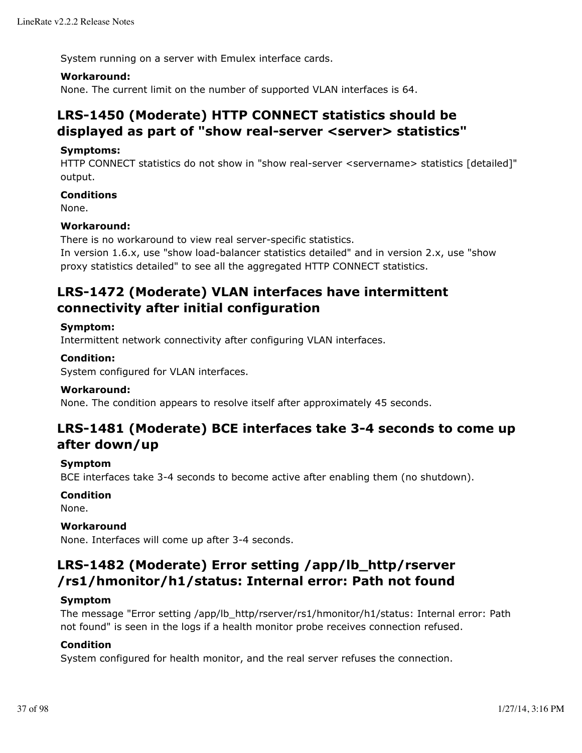System running on a server with Emulex interface cards.

**Workaround:**
None. The current limit on the number of supported VLAN interfaces is 64.

## LRS-1450 (Moderate) HTTP CONNECT statistics should be displayed as part of "show real-server <server> statistics"

**Symptoms:**
HTTP CONNECT statistics do not show in "show real-server <servername> statistics [detailed]" output.

**Conditions**
None.

**Workaround:**
There is no workaround to view real server-specific statistics.
In version 1.6.x, use "show load-balancer statistics detailed" and in version 2.x, use "show proxy statistics detailed" to see all the aggregated HTTP CONNECT statistics.

## LRS-1472 (Moderate) VLAN interfaces have intermittent connectivity after initial configuration

**Symptom:**
Intermittent network connectivity after configuring VLAN interfaces.

**Condition:**
System configured for VLAN interfaces.

**Workaround:**
None. The condition appears to resolve itself after approximately 45 seconds.

## LRS-1481 (Moderate) BCE interfaces take 3-4 seconds to come up after down/up

**Symptom**
BCE interfaces take 3-4 seconds to become active after enabling them (no shutdown).

**Condition**
None.

**Workaround**
None. Interfaces will come up after 3-4 seconds.

## LRS-1482 (Moderate) Error setting /app/lb_http/rserver /rs1/hmonitor/h1/status: Internal error: Path not found

**Symptom**
The message "Error setting /app/lb_http/rserver/rs1/hmonitor/h1/status: Internal error: Path not found" is seen in the logs if a health monitor probe receives connection refused.

**Condition**
System configured for health monitor, and the real server refuses the connection.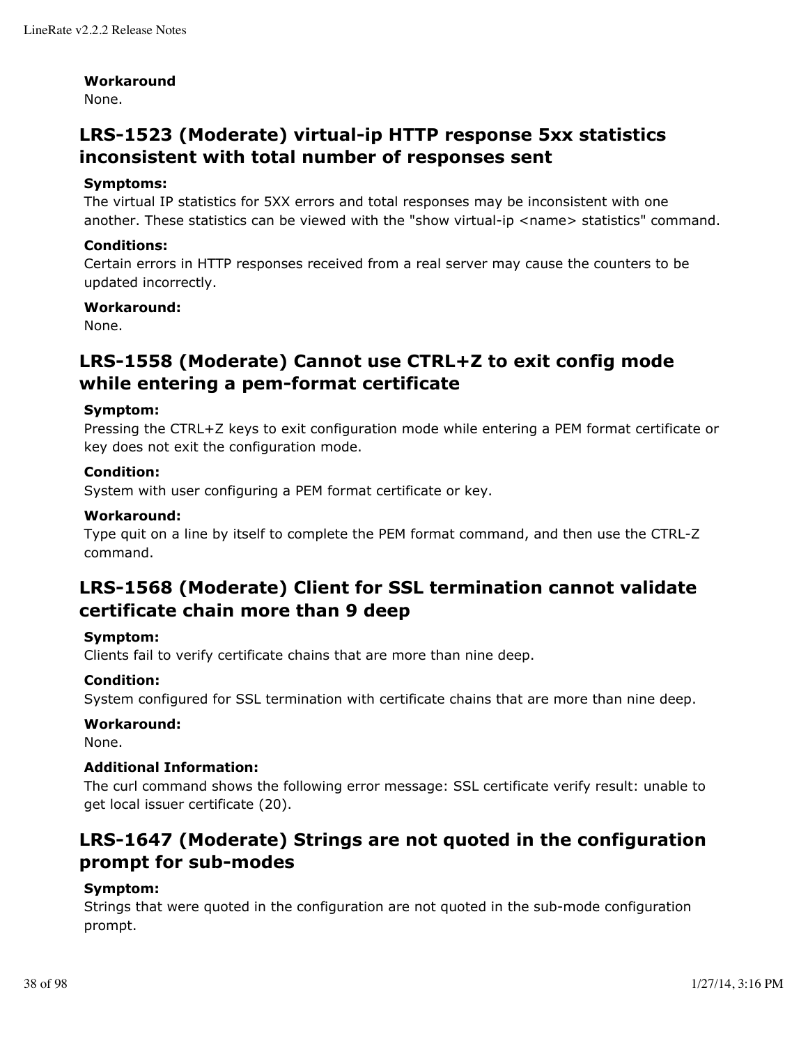**Workaround**
None.

## LRS-1523 (Moderate) virtual-ip HTTP response 5xx statistics inconsistent with total number of responses sent

**Symptoms:**
The virtual IP statistics for 5XX errors and total responses may be inconsistent with one another. These statistics can be viewed with the "show virtual-ip <name> statistics" command.

**Conditions:**
Certain errors in HTTP responses received from a real server may cause the counters to be updated incorrectly.

**Workaround:**
None.

## LRS-1558 (Moderate) Cannot use CTRL+Z to exit config mode while entering a pem-format certificate

**Symptom:**
Pressing the CTRL+Z keys to exit configuration mode while entering a PEM format certificate or key does not exit the configuration mode.

**Condition:**
System with user configuring a PEM format certificate or key.

**Workaround:**
Type quit on a line by itself to complete the PEM format command, and then use the CTRL-Z command.

## LRS-1568 (Moderate) Client for SSL termination cannot validate certificate chain more than 9 deep

**Symptom:**
Clients fail to verify certificate chains that are more than nine deep.

**Condition:**
System configured for SSL termination with certificate chains that are more than nine deep.

**Workaround:**
None.

**Additional Information:**
The curl command shows the following error message: SSL certificate verify result: unable to get local issuer certificate (20).

## LRS-1647 (Moderate) Strings are not quoted in the configuration prompt for sub-modes

**Symptom:**
Strings that were quoted in the configuration are not quoted in the sub-mode configuration prompt.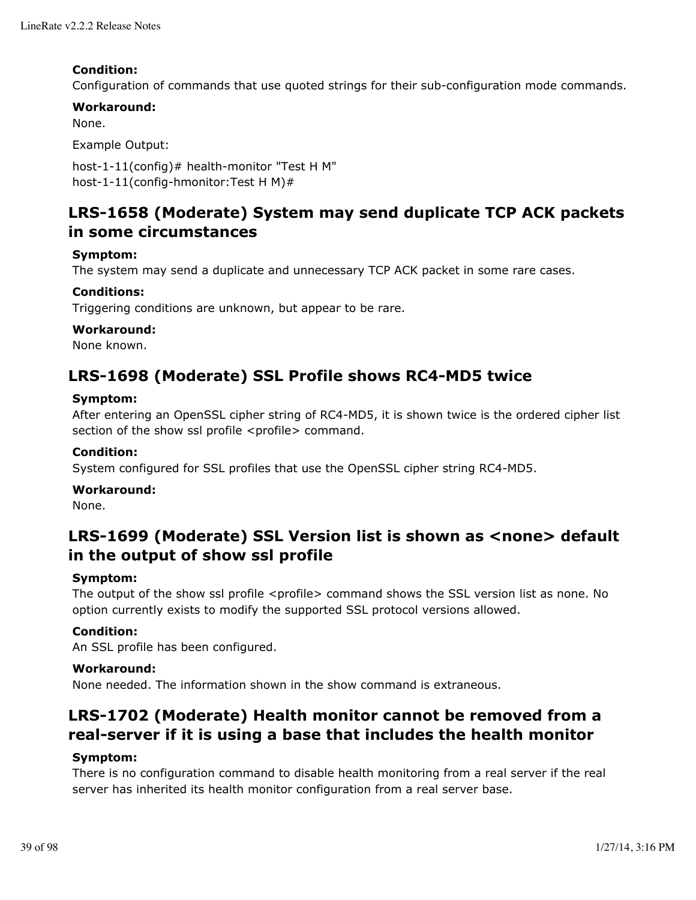**Condition:**
Configuration of commands that use quoted strings for their sub-configuration mode commands.

**Workaround:**
None.

Example Output:

```
host-1-11(config)# health-monitor "Test H M"
host-1-11(config-hmonitor:Test H M)#
```

## LRS-1658 (Moderate) System may send duplicate TCP ACK packets in some circumstances

**Symptom:**
The system may send a duplicate and unnecessary TCP ACK packet in some rare cases.

**Conditions:**
Triggering conditions are unknown, but appear to be rare.

**Workaround:**
None known.

## LRS-1698 (Moderate) SSL Profile shows RC4-MD5 twice

**Symptom:**
After entering an OpenSSL cipher string of RC4-MD5, it is shown twice is the ordered cipher list section of the show ssl profile <profile> command.

**Condition:**
System configured for SSL profiles that use the OpenSSL cipher string RC4-MD5.

**Workaround:**
None.

## LRS-1699 (Moderate) SSL Version list is shown as <none> default in the output of show ssl profile

**Symptom:**
The output of the show ssl profile <profile> command shows the SSL version list as none. No option currently exists to modify the supported SSL protocol versions allowed.

**Condition:**
An SSL profile has been configured.

**Workaround:**
None needed. The information shown in the show command is extraneous.

## LRS-1702 (Moderate) Health monitor cannot be removed from a real-server if it is using a base that includes the health monitor

**Symptom:**
There is no configuration command to disable health monitoring from a real server if the real server has inherited its health monitor configuration from a real server base.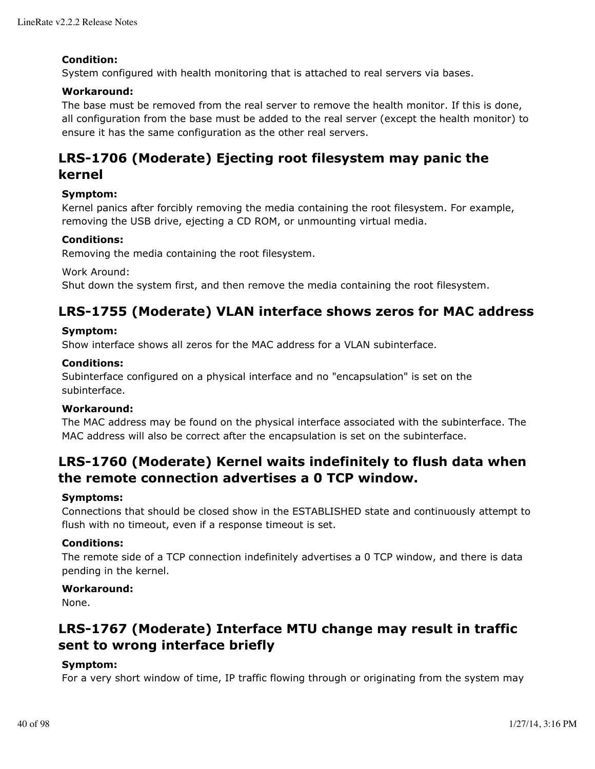**Condition:**
System configured with health monitoring that is attached to real servers via bases.

**Workaround:**
The base must be removed from the real server to remove the health monitor. If this is done, all configuration from the base must be added to the real server (except the health monitor) to ensure it has the same configuration as the other real servers.

## LRS-1706 (Moderate) Ejecting root filesystem may panic the kernel

**Symptom:**
Kernel panics after forcibly removing the media containing the root filesystem. For example, removing the USB drive, ejecting a CD ROM, or unmounting virtual media.

**Conditions:**
Removing the media containing the root filesystem.

Work Around:
Shut down the system first, and then remove the media containing the root filesystem.

## LRS-1755 (Moderate) VLAN interface shows zeros for MAC address

**Symptom:**
Show interface shows all zeros for the MAC address for a VLAN subinterface.

**Conditions:**
Subinterface configured on a physical interface and no "encapsulation" is set on the subinterface.

**Workaround:**
The MAC address may be found on the physical interface associated with the subinterface. The MAC address will also be correct after the encapsulation is set on the subinterface.

## LRS-1760 (Moderate) Kernel waits indefinitely to flush data when the remote connection advertises a 0 TCP window.

**Symptoms:**
Connections that should be closed show in the ESTABLISHED state and continuously attempt to flush with no timeout, even if a response timeout is set.

**Conditions:**
The remote side of a TCP connection indefinitely advertises a 0 TCP window, and there is data pending in the kernel.

**Workaround:**
None.

## LRS-1767 (Moderate) Interface MTU change may result in traffic sent to wrong interface briefly

**Symptom:**
For a very short window of time, IP traffic flowing through or originating from the system may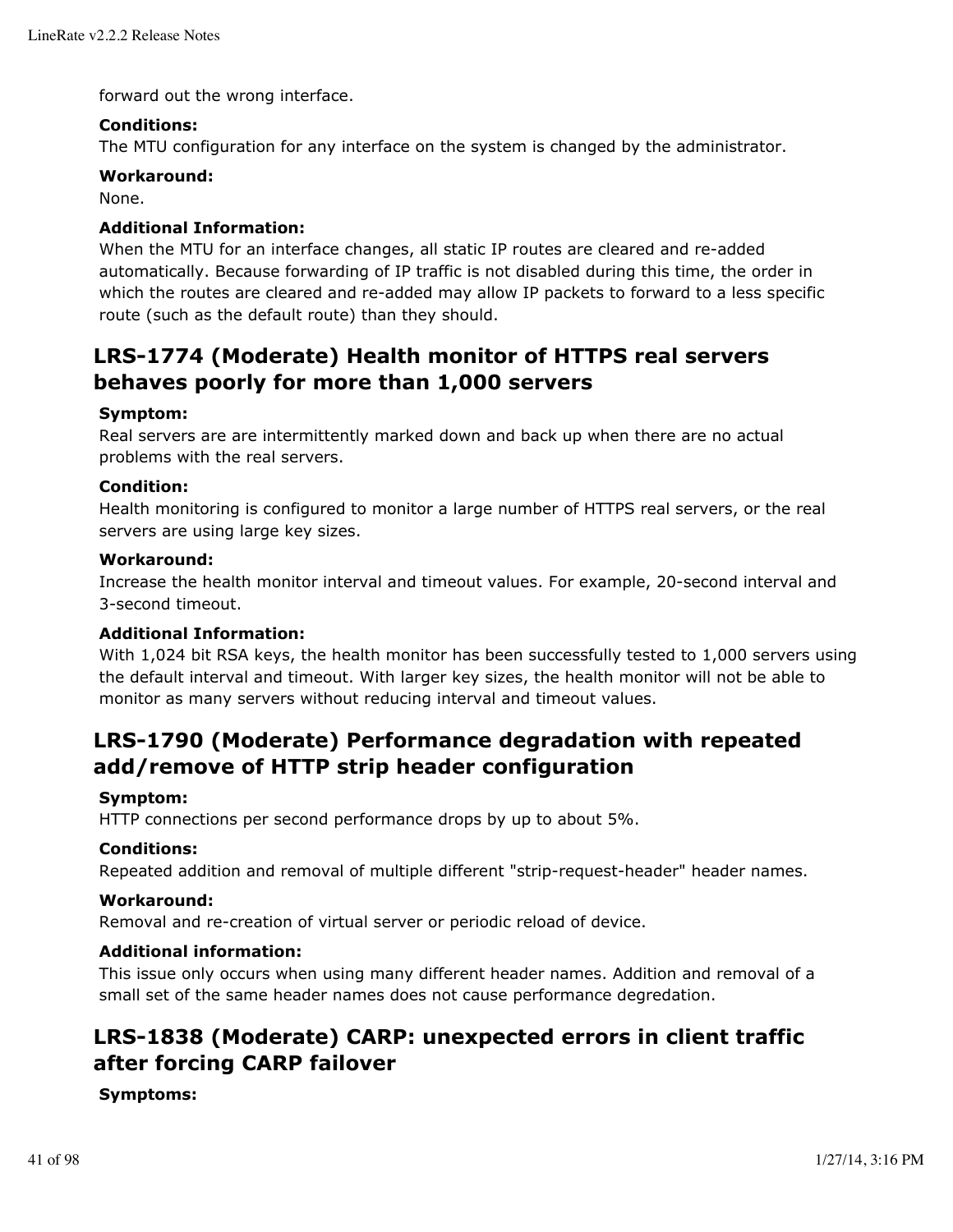forward out the wrong interface.

**Conditions:**
The MTU configuration for any interface on the system is changed by the administrator.

**Workaround:**
None.

**Additional Information:**
When the MTU for an interface changes, all static IP routes are cleared and re-added automatically. Because forwarding of IP traffic is not disabled during this time, the order in which the routes are cleared and re-added may allow IP packets to forward to a less specific route (such as the default route) than they should.

## LRS-1774 (Moderate) Health monitor of HTTPS real servers behaves poorly for more than 1,000 servers

**Symptom:**
Real servers are are intermittently marked down and back up when there are no actual problems with the real servers.

**Condition:**
Health monitoring is configured to monitor a large number of HTTPS real servers, or the real servers are using large key sizes.

**Workaround:**
Increase the health monitor interval and timeout values. For example, 20-second interval and 3-second timeout.

**Additional Information:**
With 1,024 bit RSA keys, the health monitor has been successfully tested to 1,000 servers using the default interval and timeout. With larger key sizes, the health monitor will not be able to monitor as many servers without reducing interval and timeout values.

## LRS-1790 (Moderate) Performance degradation with repeated add/remove of HTTP strip header configuration

**Symptom:**
HTTP connections per second performance drops by up to about 5%.

**Conditions:**
Repeated addition and removal of multiple different "strip-request-header" header names.

**Workaround:**
Removal and re-creation of virtual server or periodic reload of device.

**Additional information:**
This issue only occurs when using many different header names. Addition and removal of a small set of the same header names does not cause performance degredation.

## LRS-1838 (Moderate) CARP: unexpected errors in client traffic after forcing CARP failover

**Symptoms:**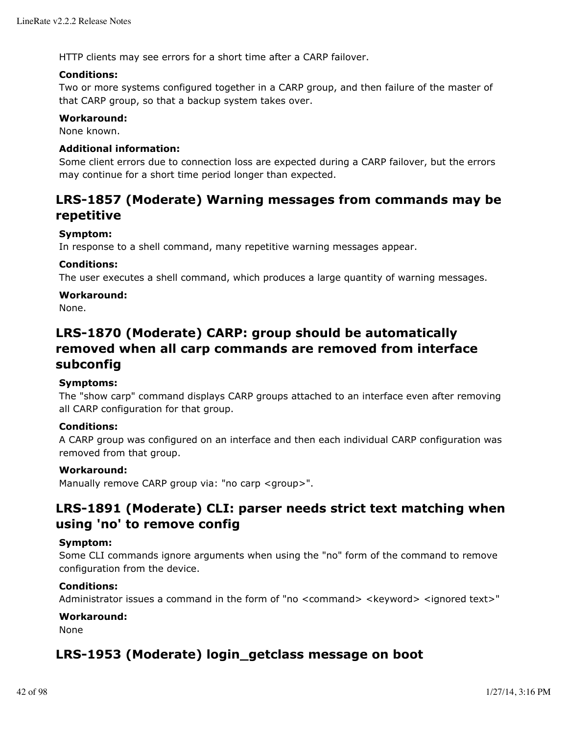HTTP clients may see errors for a short time after a CARP failover.

**Conditions:**
Two or more systems configured together in a CARP group, and then failure of the master of that CARP group, so that a backup system takes over.

**Workaround:**
None known.

**Additional information:**
Some client errors due to connection loss are expected during a CARP failover, but the errors may continue for a short time period longer than expected.

## LRS-1857 (Moderate) Warning messages from commands may be repetitive

**Symptom:**
In response to a shell command, many repetitive warning messages appear.

**Conditions:**
The user executes a shell command, which produces a large quantity of warning messages.

**Workaround:**
None.

## LRS-1870 (Moderate) CARP: group should be automatically removed when all carp commands are removed from interface subconfig

**Symptoms:**
The "show carp" command displays CARP groups attached to an interface even after removing all CARP configuration for that group.

**Conditions:**
A CARP group was configured on an interface and then each individual CARP configuration was removed from that group.

**Workaround:**
Manually remove CARP group via: "no carp <group>".

## LRS-1891 (Moderate) CLI: parser needs strict text matching when using 'no' to remove config

**Symptom:**
Some CLI commands ignore arguments when using the "no" form of the command to remove configuration from the device.

**Conditions:**
Administrator issues a command in the form of "no <command> <keyword> <ignored text>"

**Workaround:**
None

## LRS-1953 (Moderate) login_getclass message on boot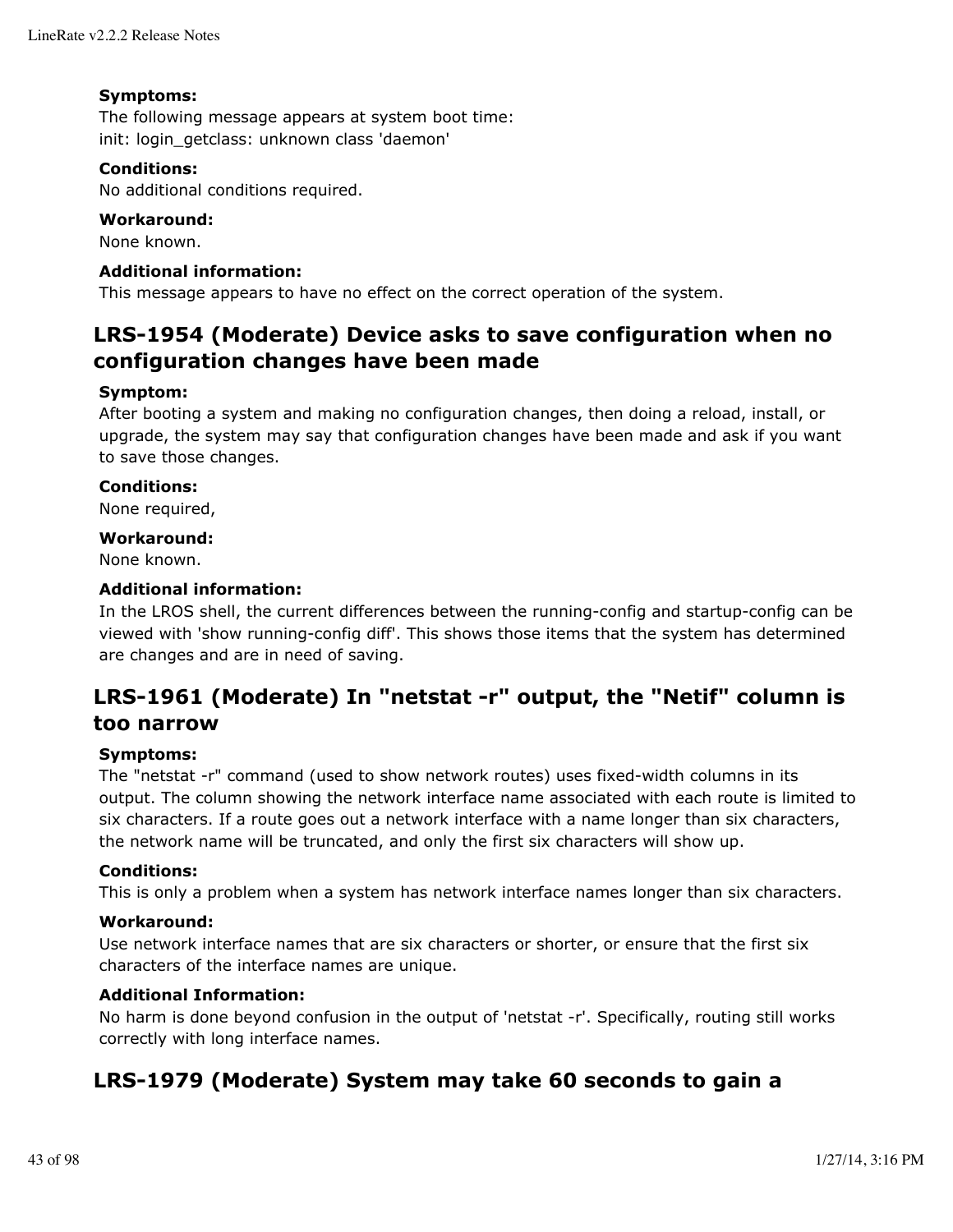**Symptoms:**
The following message appears at system boot time:
init: login_getclass: unknown class 'daemon'

**Conditions:**
No additional conditions required.

**Workaround:**
None known.

**Additional information:**
This message appears to have no effect on the correct operation of the system.

## LRS-1954 (Moderate) Device asks to save configuration when no configuration changes have been made

**Symptom:**
After booting a system and making no configuration changes, then doing a reload, install, or upgrade, the system may say that configuration changes have been made and ask if you want to save those changes.

**Conditions:**
None required,

**Workaround:**
None known.

**Additional information:**
In the LROS shell, the current differences between the running-config and startup-config can be viewed with 'show running-config diff'. This shows those items that the system has determined are changes and are in need of saving.

## LRS-1961 (Moderate) In "netstat -r" output, the "Netif" column is too narrow

**Symptoms:**
The "netstat -r" command (used to show network routes) uses fixed-width columns in its output. The column showing the network interface name associated with each route is limited to six characters. If a route goes out a network interface with a name longer than six characters, the network name will be truncated, and only the first six characters will show up.

**Conditions:**
This is only a problem when a system has network interface names longer than six characters.

**Workaround:**
Use network interface names that are six characters or shorter, or ensure that the first six characters of the interface names are unique.

**Additional Information:**
No harm is done beyond confusion in the output of 'netstat -r'. Specifically, routing still works correctly with long interface names.

## LRS-1979 (Moderate) System may take 60 seconds to gain a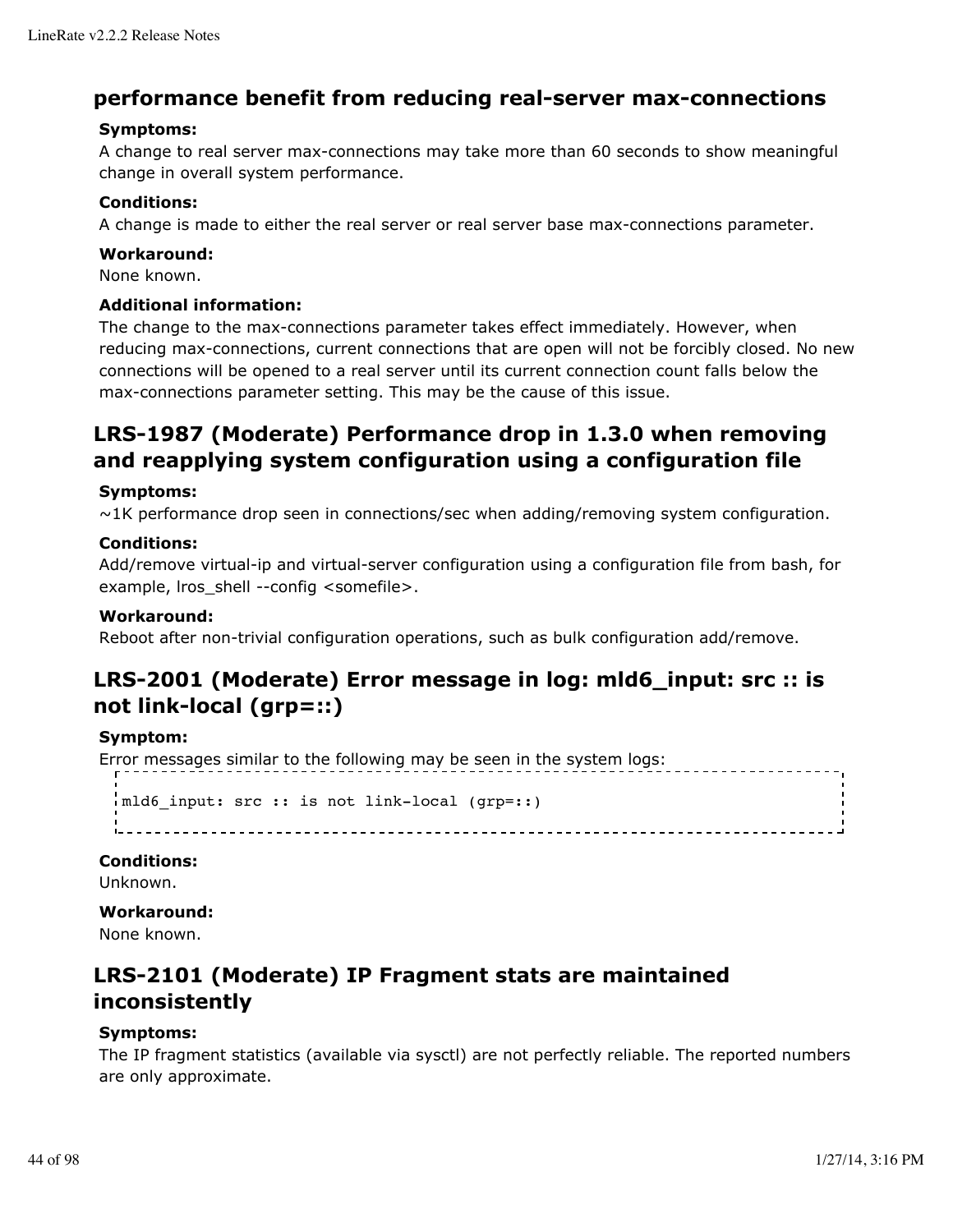## performance benefit from reducing real-server max-connections

**Symptoms:**
A change to real server max-connections may take more than 60 seconds to show meaningful change in overall system performance.

**Conditions:**
A change is made to either the real server or real server base max-connections parameter.

**Workaround:**
None known.

**Additional information:**
The change to the max-connections parameter takes effect immediately. However, when reducing max-connections, current connections that are open will not be forcibly closed. No new connections will be opened to a real server until its current connection count falls below the max-connections parameter setting. This may be the cause of this issue.

## LRS-1987 (Moderate) Performance drop in 1.3.0 when removing and reapplying system configuration using a configuration file

**Symptoms:**
~1K performance drop seen in connections/sec when adding/removing system configuration.

**Conditions:**
Add/remove virtual-ip and virtual-server configuration using a configuration file from bash, for example, lros_shell --config <somefile>.

**Workaround:**
Reboot after non-trivial configuration operations, such as bulk configuration add/remove.

## LRS-2001 (Moderate) Error message in log: mld6_input: src :: is not link-local (grp=::)

**Symptom:**
Error messages similar to the following may be seen in the system logs:

```
mld6_input: src :: is not link-local (grp=::)
```

**Conditions:**
Unknown.

**Workaround:**
None known.

## LRS-2101 (Moderate) IP Fragment stats are maintained inconsistently

**Symptoms:**
The IP fragment statistics (available via sysctl) are not perfectly reliable. The reported numbers are only approximate.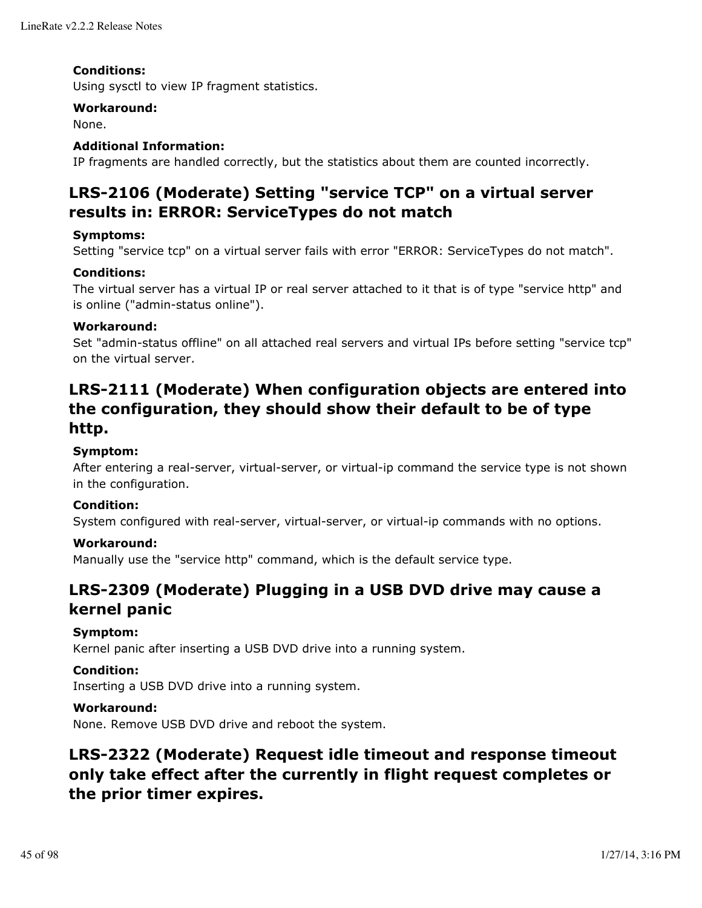**Conditions:**
Using sysctl to view IP fragment statistics.

**Workaround:**
None.

**Additional Information:**
IP fragments are handled correctly, but the statistics about them are counted incorrectly.

## LRS-2106 (Moderate) Setting "service TCP" on a virtual server results in: ERROR: ServiceTypes do not match

**Symptoms:**
Setting "service tcp" on a virtual server fails with error "ERROR: ServiceTypes do not match".

**Conditions:**
The virtual server has a virtual IP or real server attached to it that is of type "service http" and is online ("admin-status online").

**Workaround:**
Set "admin-status offline" on all attached real servers and virtual IPs before setting "service tcp" on the virtual server.

## LRS-2111 (Moderate) When configuration objects are entered into the configuration, they should show their default to be of type http.

**Symptom:**
After entering a real-server, virtual-server, or virtual-ip command the service type is not shown in the configuration.

**Condition:**
System configured with real-server, virtual-server, or virtual-ip commands with no options.

**Workaround:**
Manually use the "service http" command, which is the default service type.

## LRS-2309 (Moderate) Plugging in a USB DVD drive may cause a kernel panic

**Symptom:**
Kernel panic after inserting a USB DVD drive into a running system.

**Condition:**
Inserting a USB DVD drive into a running system.

**Workaround:**
None. Remove USB DVD drive and reboot the system.

## LRS-2322 (Moderate) Request idle timeout and response timeout only take effect after the currently in flight request completes or the prior timer expires.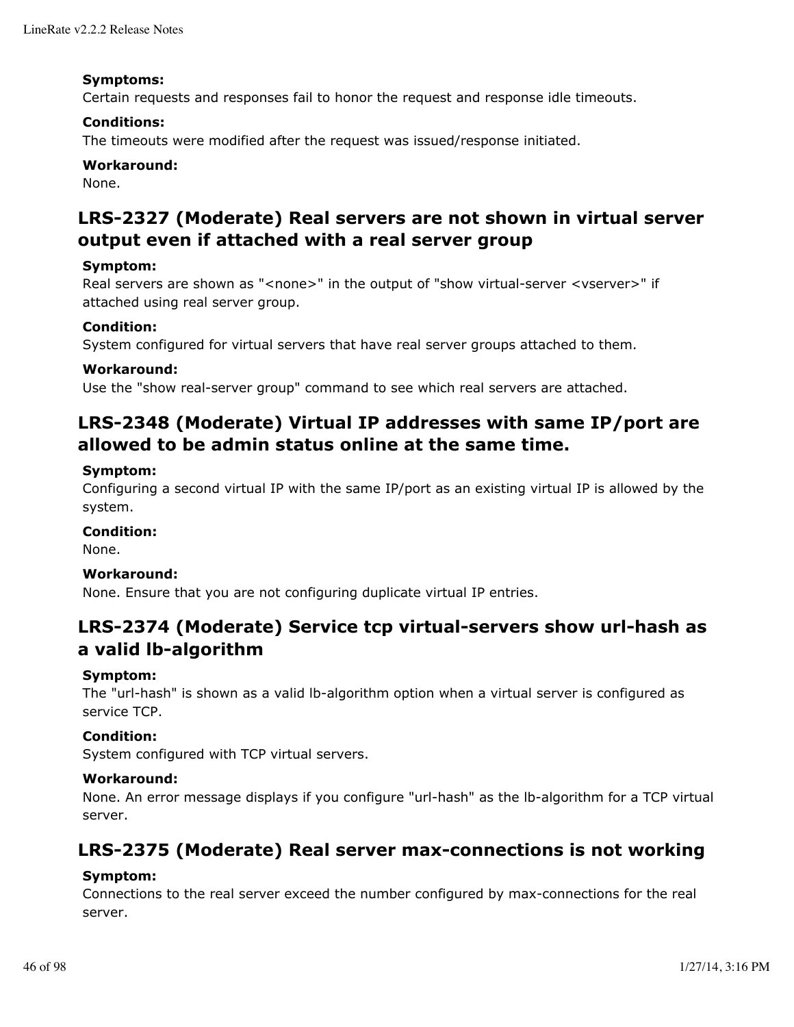**Symptoms:**
Certain requests and responses fail to honor the request and response idle timeouts.

**Conditions:**
The timeouts were modified after the request was issued/response initiated.

**Workaround:**
None.

## LRS-2327 (Moderate) Real servers are not shown in virtual server output even if attached with a real server group

**Symptom:**
Real servers are shown as "<none>" in the output of "show virtual-server <vserver>" if attached using real server group.

**Condition:**
System configured for virtual servers that have real server groups attached to them.

**Workaround:**
Use the "show real-server group" command to see which real servers are attached.

## LRS-2348 (Moderate) Virtual IP addresses with same IP/port are allowed to be admin status online at the same time.

**Symptom:**
Configuring a second virtual IP with the same IP/port as an existing virtual IP is allowed by the system.

**Condition:**
None.

**Workaround:**
None. Ensure that you are not configuring duplicate virtual IP entries.

## LRS-2374 (Moderate) Service tcp virtual-servers show url-hash as a valid lb-algorithm

**Symptom:**
The "url-hash" is shown as a valid lb-algorithm option when a virtual server is configured as service TCP.

**Condition:**
System configured with TCP virtual servers.

**Workaround:**
None. An error message displays if you configure "url-hash" as the lb-algorithm for a TCP virtual server.

## LRS-2375 (Moderate) Real server max-connections is not working

**Symptom:**
Connections to the real server exceed the number configured by max-connections for the real server.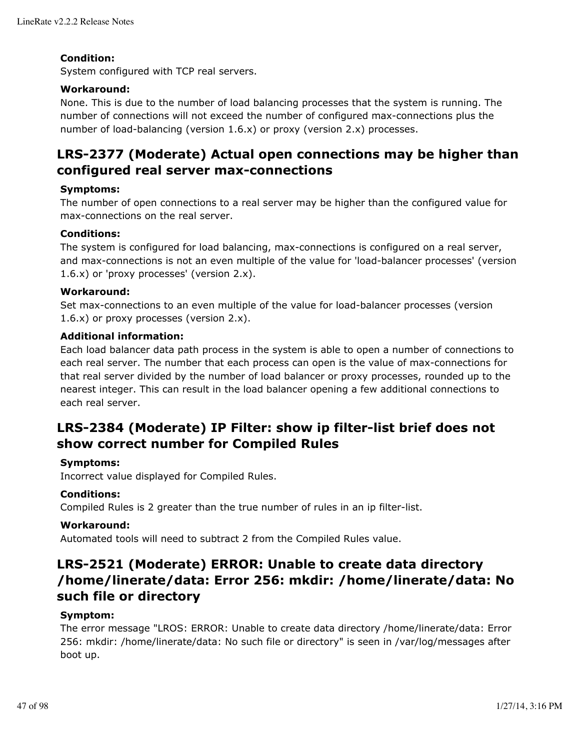**Condition:**
System configured with TCP real servers.

**Workaround:**
None. This is due to the number of load balancing processes that the system is running. The number of connections will not exceed the number of configured max-connections plus the number of load-balancing (version 1.6.x) or proxy (version 2.x) processes.

## LRS-2377 (Moderate) Actual open connections may be higher than configured real server max-connections

**Symptoms:**
The number of open connections to a real server may be higher than the configured value for max-connections on the real server.

**Conditions:**
The system is configured for load balancing, max-connections is configured on a real server, and max-connections is not an even multiple of the value for 'load-balancer processes' (version 1.6.x) or 'proxy processes' (version 2.x).

**Workaround:**
Set max-connections to an even multiple of the value for load-balancer processes (version 1.6.x) or proxy processes (version 2.x).

**Additional information:**
Each load balancer data path process in the system is able to open a number of connections to each real server. The number that each process can open is the value of max-connections for that real server divided by the number of load balancer or proxy processes, rounded up to the nearest integer. This can result in the load balancer opening a few additional connections to each real server.

## LRS-2384 (Moderate) IP Filter: show ip filter-list brief does not show correct number for Compiled Rules

**Symptoms:**
Incorrect value displayed for Compiled Rules.

**Conditions:**
Compiled Rules is 2 greater than the true number of rules in an ip filter-list.

**Workaround:**
Automated tools will need to subtract 2 from the Compiled Rules value.

## LRS-2521 (Moderate) ERROR: Unable to create data directory /home/linerate/data: Error 256: mkdir: /home/linerate/data: No such file or directory

**Symptom:**
The error message "LROS: ERROR: Unable to create data directory /home/linerate/data: Error 256: mkdir: /home/linerate/data: No such file or directory" is seen in /var/log/messages after boot up.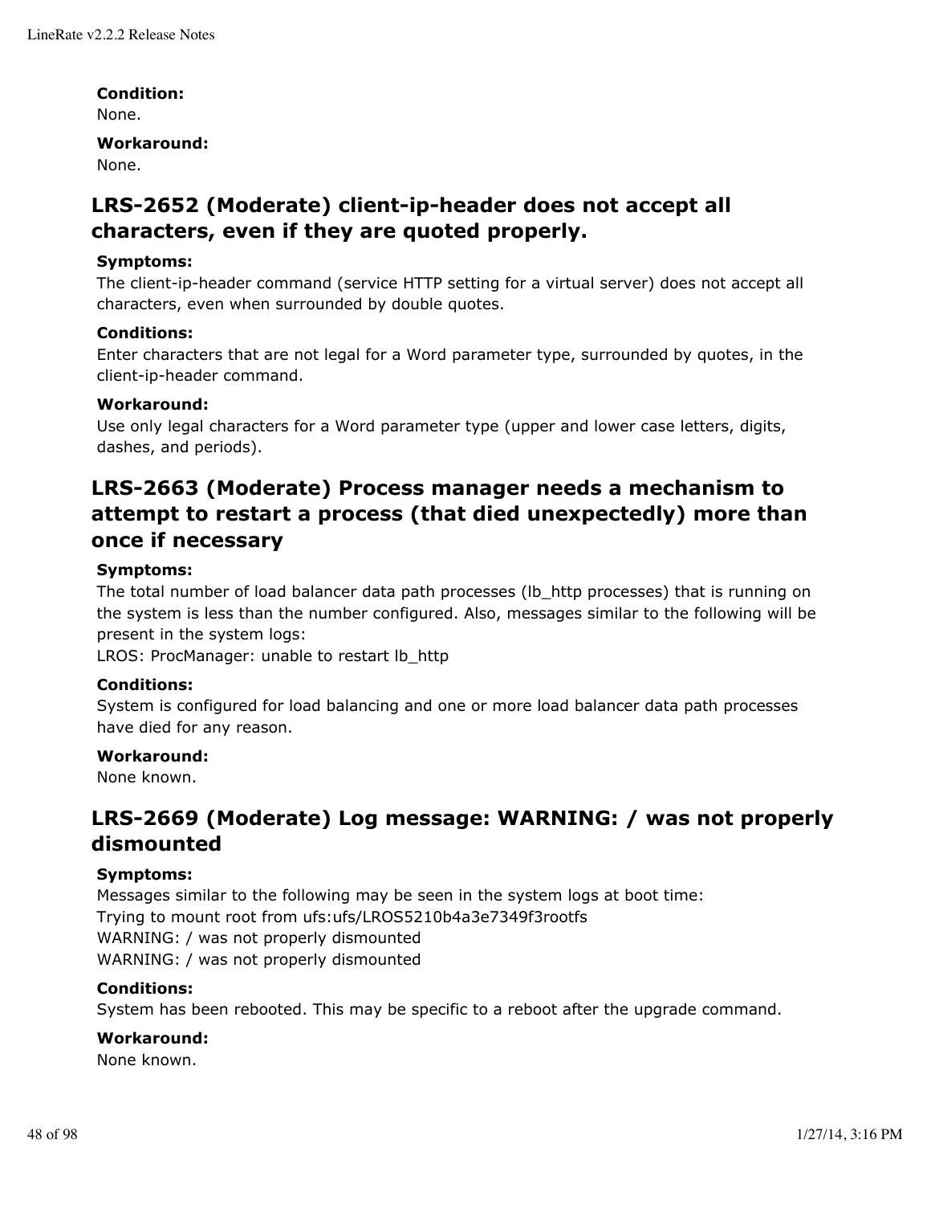**Condition:**
None.

**Workaround:**
None.

## LRS-2652 (Moderate) client-ip-header does not accept all characters, even if they are quoted properly.

**Symptoms:**
The client-ip-header command (service HTTP setting for a virtual server) does not accept all characters, even when surrounded by double quotes.

**Conditions:**
Enter characters that are not legal for a Word parameter type, surrounded by quotes, in the client-ip-header command.

**Workaround:**
Use only legal characters for a Word parameter type (upper and lower case letters, digits, dashes, and periods).

## LRS-2663 (Moderate) Process manager needs a mechanism to attempt to restart a process (that died unexpectedly) more than once if necessary

**Symptoms:**
The total number of load balancer data path processes (lb_http processes) that is running on the system is less than the number configured. Also, messages similar to the following will be present in the system logs:
LROS: ProcManager: unable to restart lb_http

**Conditions:**
System is configured for load balancing and one or more load balancer data path processes have died for any reason.

**Workaround:**
None known.

## LRS-2669 (Moderate) Log message: WARNING: / was not properly dismounted

**Symptoms:**
Messages similar to the following may be seen in the system logs at boot time:
Trying to mount root from ufs:ufs/LROS5210b4a3e7349f3rootfs
WARNING: / was not properly dismounted
WARNING: / was not properly dismounted

**Conditions:**
System has been rebooted. This may be specific to a reboot after the upgrade command.

**Workaround:**
None known.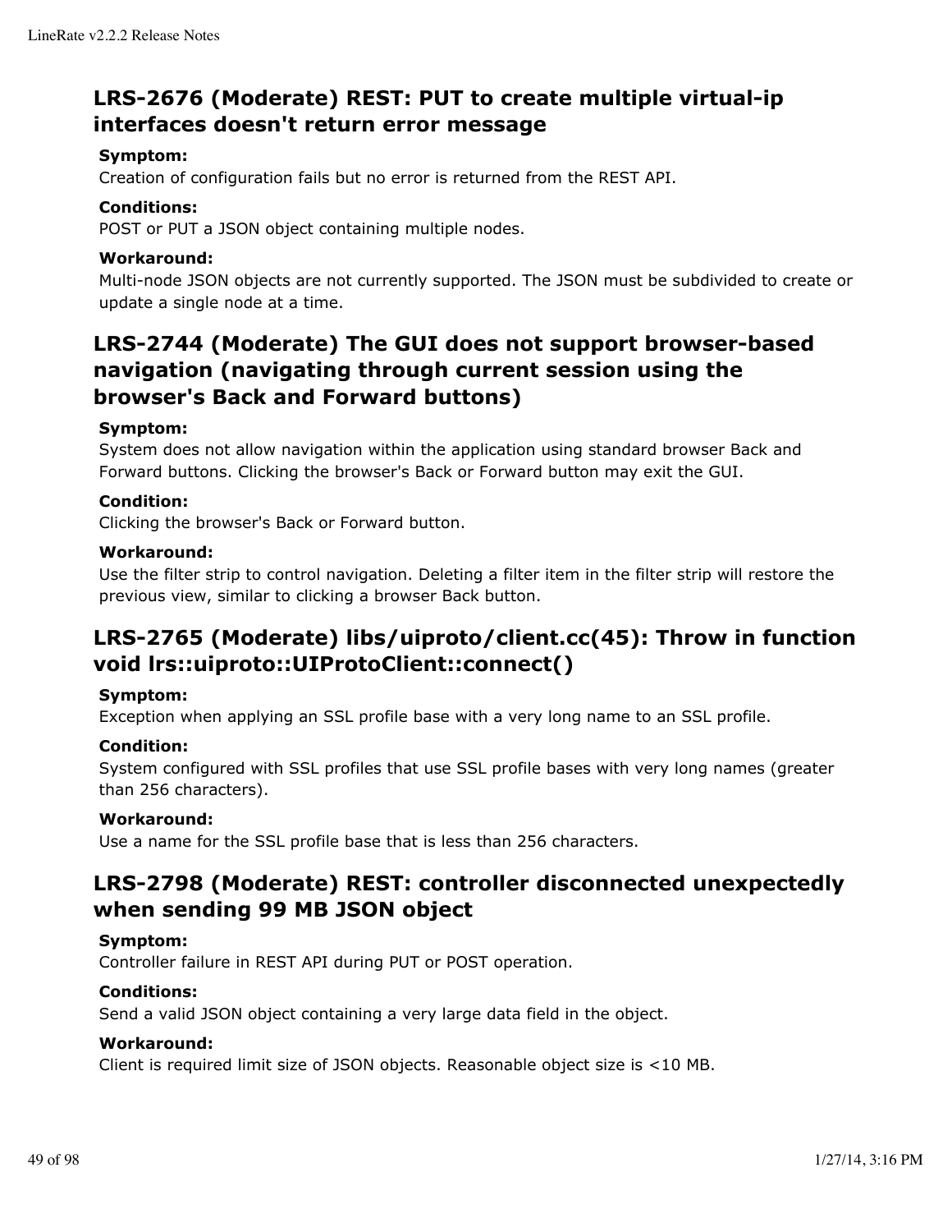### LRS-2676 (Moderate) REST: PUT to create multiple virtual-ip interfaces doesn't return error message

**Symptom:**
Creation of configuration fails but no error is returned from the REST API.

**Conditions:**
POST or PUT a JSON object containing multiple nodes.

**Workaround:**
Multi-node JSON objects are not currently supported. The JSON must be subdivided to create or update a single node at a time.

### LRS-2744 (Moderate) The GUI does not support browser-based navigation (navigating through current session using the browser's Back and Forward buttons)

**Symptom:**
System does not allow navigation within the application using standard browser Back and Forward buttons. Clicking the browser's Back or Forward button may exit the GUI.

**Condition:**
Clicking the browser's Back or Forward button.

**Workaround:**
Use the filter strip to control navigation. Deleting a filter item in the filter strip will restore the previous view, similar to clicking a browser Back button.

### LRS-2765 (Moderate) libs/uiproto/client.cc(45): Throw in function void lrs::uiproto::UIProtoClient::connect()

**Symptom:**
Exception when applying an SSL profile base with a very long name to an SSL profile.

**Condition:**
System configured with SSL profiles that use SSL profile bases with very long names (greater than 256 characters).

**Workaround:**
Use a name for the SSL profile base that is less than 256 characters.

### LRS-2798 (Moderate) REST: controller disconnected unexpectedly when sending 99 MB JSON object

**Symptom:**
Controller failure in REST API during PUT or POST operation.

**Conditions:**
Send a valid JSON object containing a very large data field in the object.

**Workaround:**
Client is required limit size of JSON objects. Reasonable object size is <10 MB.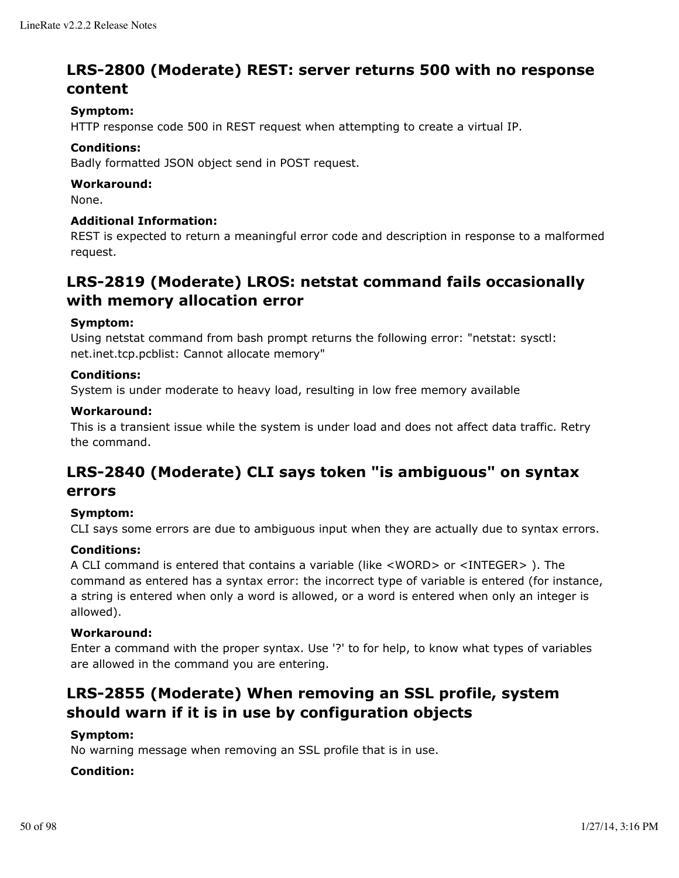## LRS-2800 (Moderate) REST: server returns 500 with no response content

**Symptom:**
HTTP response code 500 in REST request when attempting to create a virtual IP.

**Conditions:**
Badly formatted JSON object send in POST request.

**Workaround:**
None.

**Additional Information:**
REST is expected to return a meaningful error code and description in response to a malformed request.

## LRS-2819 (Moderate) LROS: netstat command fails occasionally with memory allocation error

**Symptom:**
Using netstat command from bash prompt returns the following error: "netstat: sysctl: net.inet.tcp.pcblist: Cannot allocate memory"

**Conditions:**
System is under moderate to heavy load, resulting in low free memory available

**Workaround:**
This is a transient issue while the system is under load and does not affect data traffic. Retry the command.

## LRS-2840 (Moderate) CLI says token "is ambiguous" on syntax errors

**Symptom:**
CLI says some errors are due to ambiguous input when they are actually due to syntax errors.

**Conditions:**
A CLI command is entered that contains a variable (like <WORD> or <INTEGER> ). The command as entered has a syntax error: the incorrect type of variable is entered (for instance, a string is entered when only a word is allowed, or a word is entered when only an integer is allowed).

**Workaround:**
Enter a command with the proper syntax. Use '?' to for help, to know what types of variables are allowed in the command you are entering.

## LRS-2855 (Moderate) When removing an SSL profile, system should warn if it is in use by configuration objects

**Symptom:**
No warning message when removing an SSL profile that is in use.

**Condition:**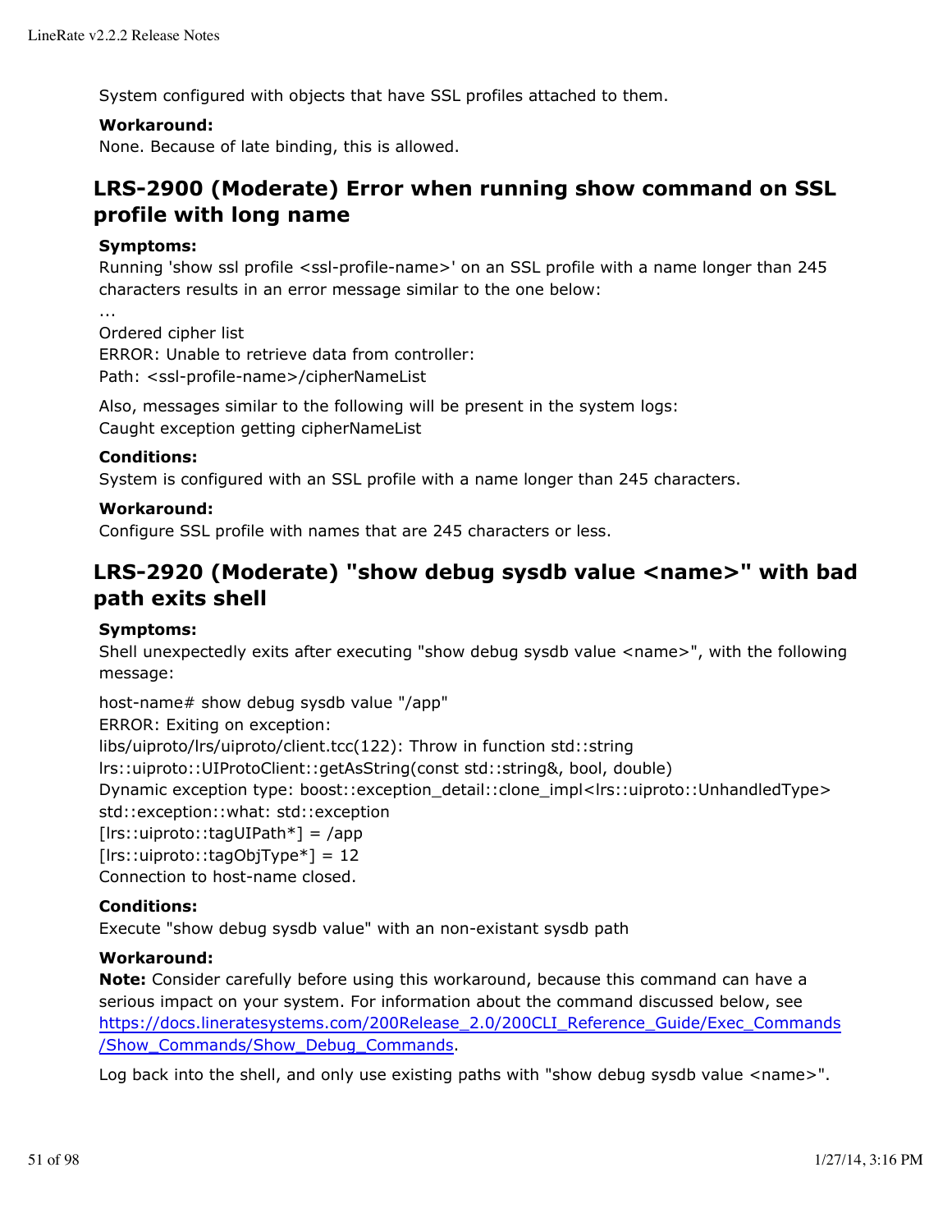System configured with objects that have SSL profiles attached to them.

**Workaround:**
None. Because of late binding, this is allowed.

## LRS-2900 (Moderate) Error when running show command on SSL profile with long name

**Symptoms:**
Running 'show ssl profile <ssl-profile-name>' on an SSL profile with a name longer than 245 characters results in an error message similar to the one below:

...
Ordered cipher list
ERROR: Unable to retrieve data from controller:
Path: <ssl-profile-name>/cipherNameList

Also, messages similar to the following will be present in the system logs:
Caught exception getting cipherNameList

**Conditions:**
System is configured with an SSL profile with a name longer than 245 characters.

**Workaround:**
Configure SSL profile with names that are 245 characters or less.

## LRS-2920 (Moderate) "show debug sysdb value <name>" with bad path exits shell

**Symptoms:**
Shell unexpectedly exits after executing "show debug sysdb value <name>", with the following message:

host-name# show debug sysdb value "/app"
ERROR: Exiting on exception:
libs/uiproto/lrs/uiproto/client.tcc(122): Throw in function std::string lrs::uiproto::UIProtoClient::getAsString(const std::string&, bool, double)
Dynamic exception type: boost::exception_detail::clone_impl<lrs::uiproto::UnhandledType>
std::exception::what: std::exception
[lrs::uiproto::tagUIPath*] = /app
[lrs::uiproto::tagObjType*] = 12
Connection to host-name closed.

**Conditions:**
Execute "show debug sysdb value" with an non-existant sysdb path

**Workaround:**
**Note:** Consider carefully before using this workaround, because this command can have a serious impact on your system. For information about the command discussed below, see https://docs.lineratesystems.com/200Release_2.0/200CLI_Reference_Guide/Exec_Commands/Show_Commands/Show_Debug_Commands.

Log back into the shell, and only use existing paths with "show debug sysdb value <name>".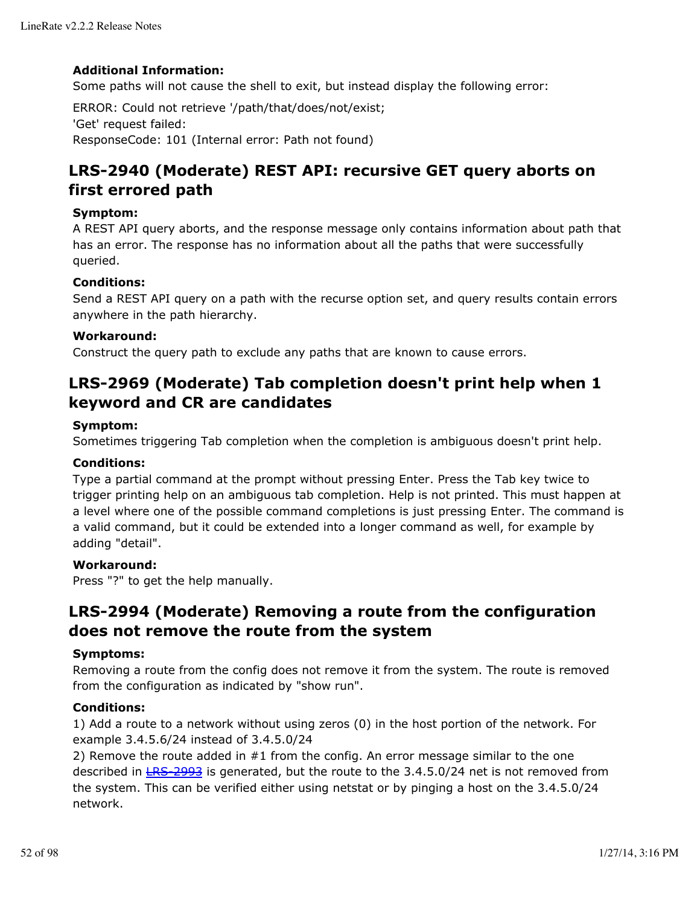**Additional Information:**
Some paths will not cause the shell to exit, but instead display the following error:

ERROR: Could not retrieve '/path/that/does/not/exist;
'Get' request failed:
ResponseCode: 101 (Internal error: Path not found)

## LRS-2940 (Moderate) REST API: recursive GET query aborts on first errored path

**Symptom:**
A REST API query aborts, and the response message only contains information about path that has an error. The response has no information about all the paths that were successfully queried.

**Conditions:**
Send a REST API query on a path with the recurse option set, and query results contain errors anywhere in the path hierarchy.

**Workaround:**
Construct the query path to exclude any paths that are known to cause errors.

## LRS-2969 (Moderate) Tab completion doesn't print help when 1 keyword and CR are candidates

**Symptom:**
Sometimes triggering Tab completion when the completion is ambiguous doesn't print help.

**Conditions:**
Type a partial command at the prompt without pressing Enter. Press the Tab key twice to trigger printing help on an ambiguous tab completion. Help is not printed. This must happen at a level where one of the possible command completions is just pressing Enter. The command is a valid command, but it could be extended into a longer command as well, for example by adding "detail".

**Workaround:**
Press "?" to get the help manually.

## LRS-2994 (Moderate) Removing a route from the configuration does not remove the route from the system

**Symptoms:**
Removing a route from the config does not remove it from the system. The route is removed from the configuration as indicated by "show run".

**Conditions:**
1) Add a route to a network without using zeros (0) in the host portion of the network. For example 3.4.5.6/24 instead of 3.4.5.0/24
2) Remove the route added in #1 from the config. An error message similar to the one described in LRS-2993 is generated, but the route to the 3.4.5.0/24 net is not removed from the system. This can be verified either using netstat or by pinging a host on the 3.4.5.0/24 network.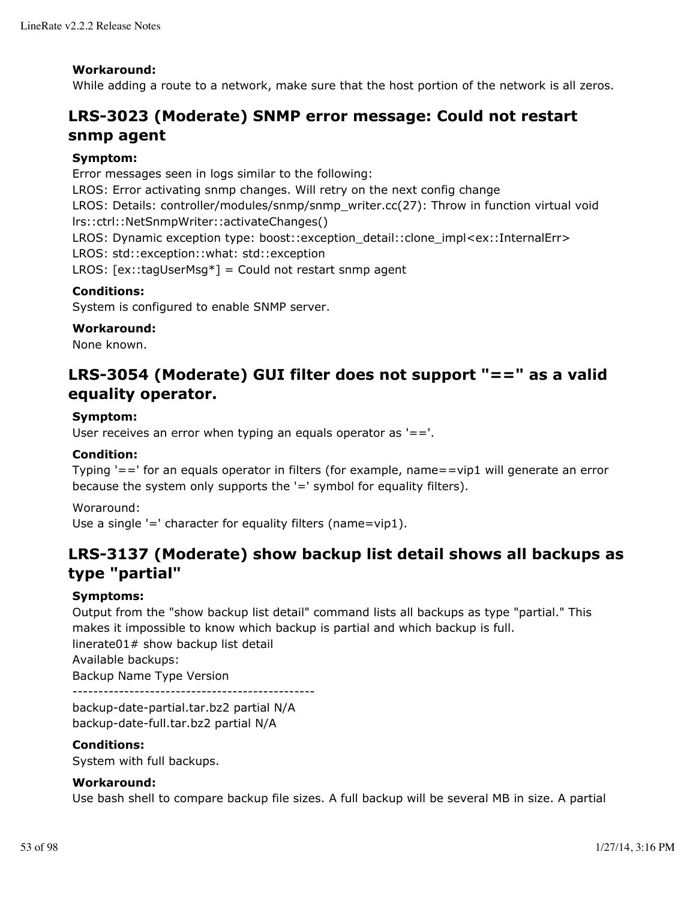**Workaround:**
While adding a route to a network, make sure that the host portion of the network is all zeros.

## LRS-3023 (Moderate) SNMP error message: Could not restart snmp agent

**Symptom:**
Error messages seen in logs similar to the following:
LROS: Error activating snmp changes. Will retry on the next config change
LROS: Details: controller/modules/snmp/snmp_writer.cc(27): Throw in function virtual void lrs::ctrl::NetSnmpWriter::activateChanges()
LROS: Dynamic exception type: boost::exception_detail::clone_impl<ex::InternalErr>
LROS: std::exception::what: std::exception
LROS: [ex::tagUserMsg*] = Could not restart snmp agent

**Conditions:**
System is configured to enable SNMP server.

**Workaround:**
None known.

## LRS-3054 (Moderate) GUI filter does not support "==" as a valid equality operator.

**Symptom:**
User receives an error when typing an equals operator as '=='.

**Condition:**
Typing '==' for an equals operator in filters (for example, name==vip1 will generate an error because the system only supports the '=' symbol for equality filters).

Woraround:
Use a single '=' character for equality filters (name=vip1).

## LRS-3137 (Moderate) show backup list detail shows all backups as type "partial"

**Symptoms:**
Output from the "show backup list detail" command lists all backups as type "partial." This makes it impossible to know which backup is partial and which backup is full.

```
linerate01# show backup list detail
Available backups:
Backup Name Type Version
-----------------------------------------------
backup-date-partial.tar.bz2 partial N/A
backup-date-full.tar.bz2 partial N/A
```

**Conditions:**
System with full backups.

**Workaround:**
Use bash shell to compare backup file sizes. A full backup will be several MB in size. A partial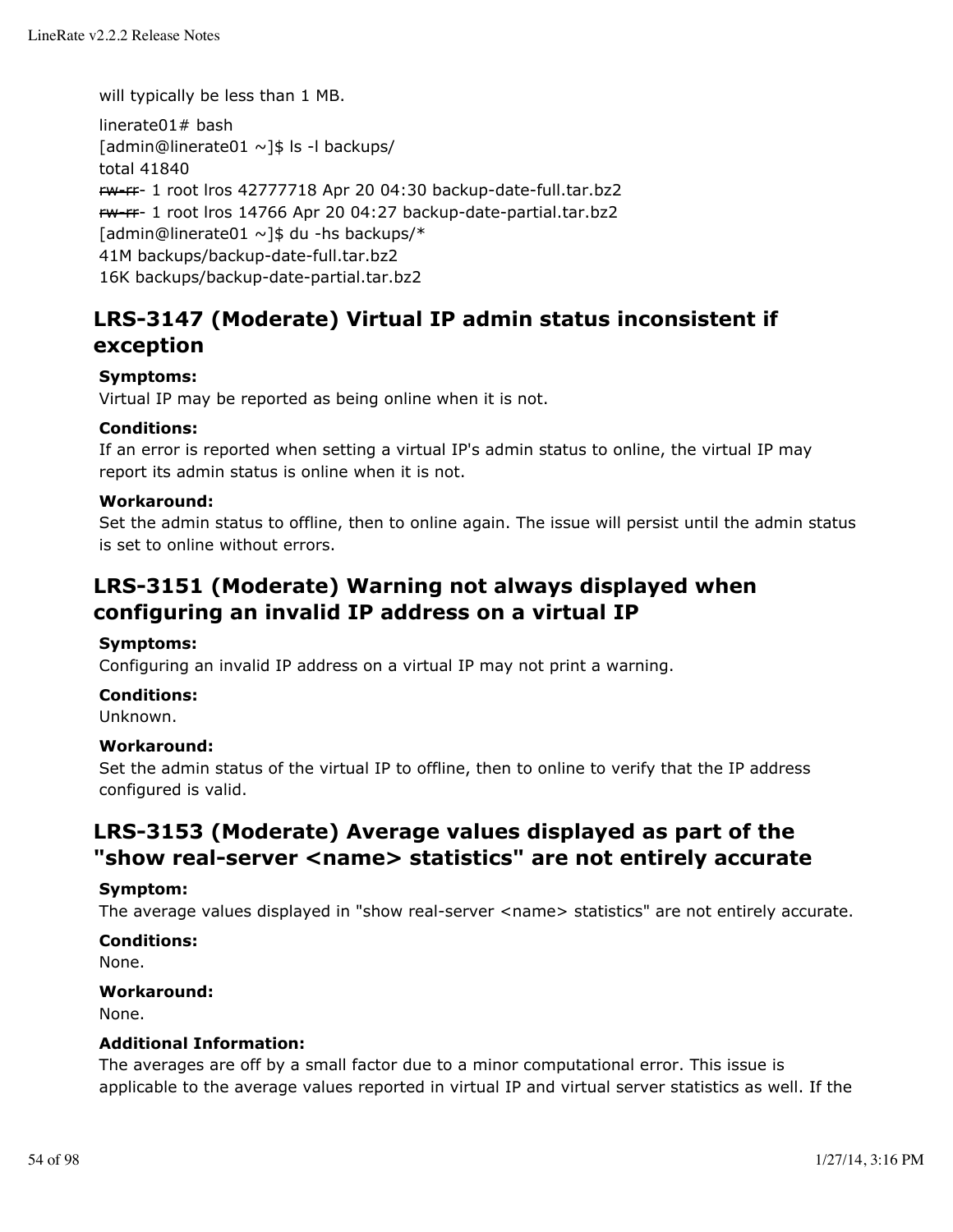will typically be less than 1 MB.

```
linerate01# bash
[admin@linerate01 ~]$ ls -l backups/
total 41840
-rw-r--r-- 1 root lros 42777718 Apr 20 04:30 backup-date-full.tar.bz2
-rw-r--r-- 1 root lros 14766 Apr 20 04:27 backup-date-partial.tar.bz2
[admin@linerate01 ~]$ du -hs backups/*
41M backups/backup-date-full.tar.bz2
16K backups/backup-date-partial.tar.bz2
```

## LRS-3147 (Moderate) Virtual IP admin status inconsistent if exception

**Symptoms:**
Virtual IP may be reported as being online when it is not.

**Conditions:**
If an error is reported when setting a virtual IP's admin status to online, the virtual IP may report its admin status is online when it is not.

**Workaround:**
Set the admin status to offline, then to online again. The issue will persist until the admin status is set to online without errors.

## LRS-3151 (Moderate) Warning not always displayed when configuring an invalid IP address on a virtual IP

**Symptoms:**
Configuring an invalid IP address on a virtual IP may not print a warning.

**Conditions:**
Unknown.

**Workaround:**
Set the admin status of the virtual IP to offline, then to online to verify that the IP address configured is valid.

## LRS-3153 (Moderate) Average values displayed as part of the "show real-server <name> statistics" are not entirely accurate

**Symptom:**
The average values displayed in "show real-server <name> statistics" are not entirely accurate.

**Conditions:**
None.

**Workaround:**
None.

**Additional Information:**
The averages are off by a small factor due to a minor computational error. This issue is applicable to the average values reported in virtual IP and virtual server statistics as well. If the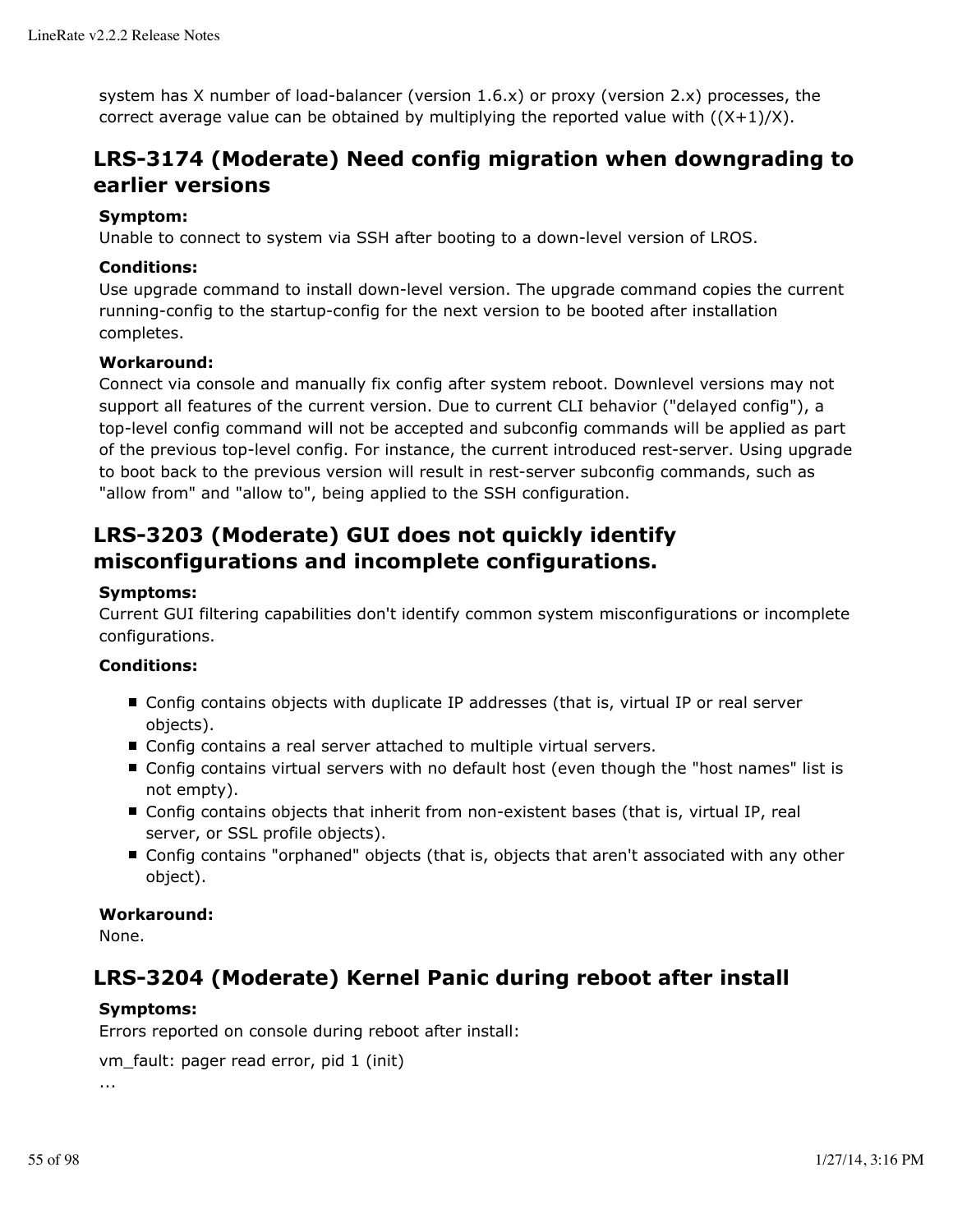system has X number of load-balancer (version 1.6.x) or proxy (version 2.x) processes, the correct average value can be obtained by multiplying the reported value with ((X+1)/X).

## LRS-3174 (Moderate) Need config migration when downgrading to earlier versions

**Symptom:**
Unable to connect to system via SSH after booting to a down-level version of LROS.

**Conditions:**
Use upgrade command to install down-level version. The upgrade command copies the current running-config to the startup-config for the next version to be booted after installation completes.

**Workaround:**
Connect via console and manually fix config after system reboot. Downlevel versions may not support all features of the current version. Due to current CLI behavior ("delayed config"), a top-level config command will not be accepted and subconfig commands will be applied as part of the previous top-level config. For instance, the current introduced rest-server. Using upgrade to boot back to the previous version will result in rest-server subconfig commands, such as "allow from" and "allow to", being applied to the SSH configuration.

## LRS-3203 (Moderate) GUI does not quickly identify misconfigurations and incomplete configurations.

**Symptoms:**
Current GUI filtering capabilities don't identify common system misconfigurations or incomplete configurations.

**Conditions:**

- Config contains objects with duplicate IP addresses (that is, virtual IP or real server objects).
- Config contains a real server attached to multiple virtual servers.
- Config contains virtual servers with no default host (even though the "host names" list is not empty).
- Config contains objects that inherit from non-existent bases (that is, virtual IP, real server, or SSL profile objects).
- Config contains "orphaned" objects (that is, objects that aren't associated with any other object).

**Workaround:**
None.

## LRS-3204 (Moderate) Kernel Panic during reboot after install

**Symptoms:**
Errors reported on console during reboot after install:

vm_fault: pager read error, pid 1 (init)
...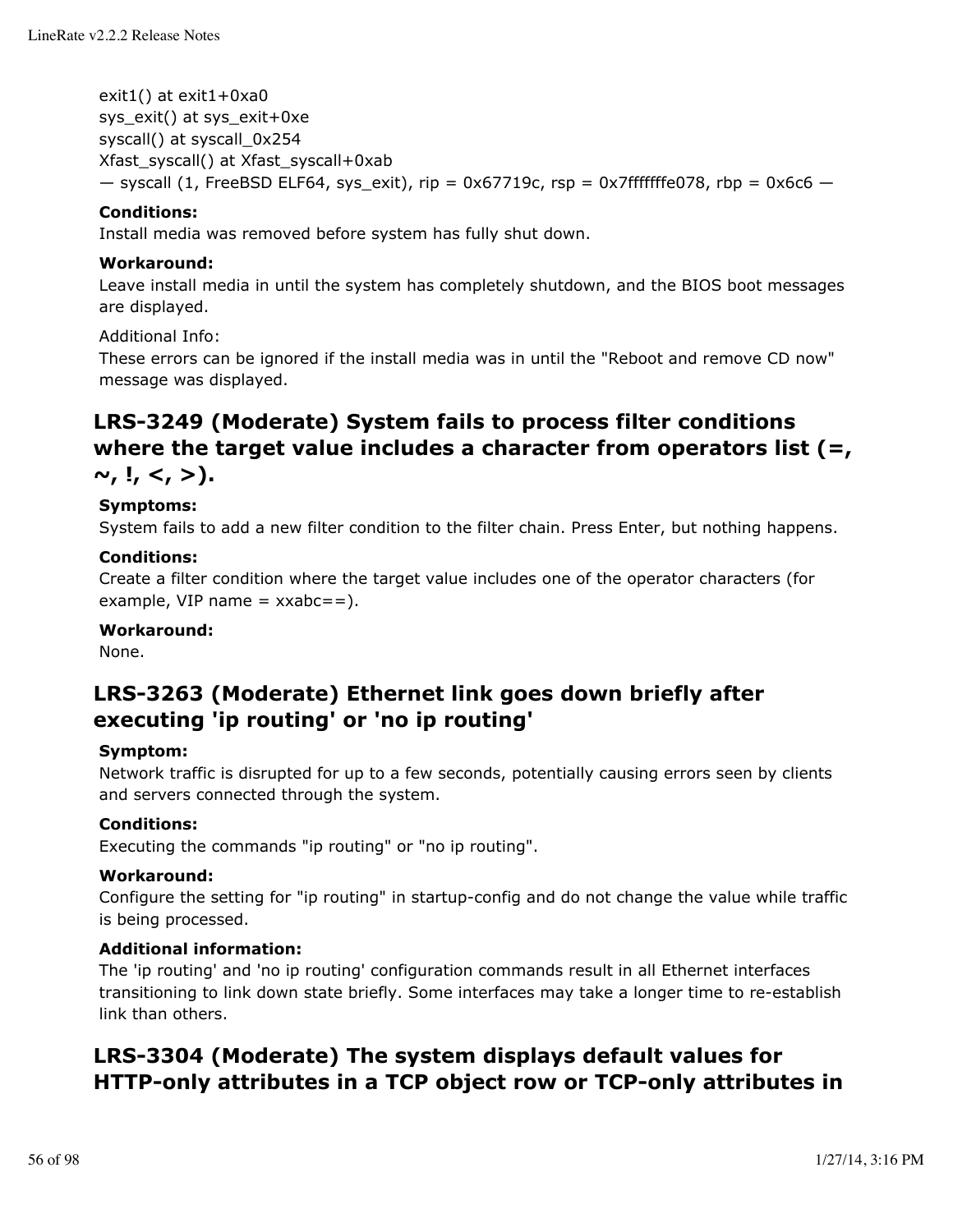exit1() at exit1+0xa0
sys_exit() at sys_exit+0xe
syscall() at syscall_0x254
Xfast_syscall() at Xfast_syscall+0xab
— syscall (1, FreeBSD ELF64, sys_exit), rip = 0x67719c, rsp = 0x7fffffffe078, rbp = 0x6c6 —

**Conditions:**
Install media was removed before system has fully shut down.

**Workaround:**
Leave install media in until the system has completely shutdown, and the BIOS boot messages are displayed.

Additional Info:
These errors can be ignored if the install media was in until the "Reboot and remove CD now" message was displayed.

## LRS-3249 (Moderate) System fails to process filter conditions where the target value includes a character from operators list (=, ~, !, <, >).

**Symptoms:**
System fails to add a new filter condition to the filter chain. Press Enter, but nothing happens.

**Conditions:**
Create a filter condition where the target value includes one of the operator characters (for example, VIP name = xxabc==).

**Workaround:**
None.

## LRS-3263 (Moderate) Ethernet link goes down briefly after executing 'ip routing' or 'no ip routing'

**Symptom:**
Network traffic is disrupted for up to a few seconds, potentially causing errors seen by clients and servers connected through the system.

**Conditions:**
Executing the commands "ip routing" or "no ip routing".

**Workaround:**
Configure the setting for "ip routing" in startup-config and do not change the value while traffic is being processed.

**Additional information:**
The 'ip routing' and 'no ip routing' configuration commands result in all Ethernet interfaces transitioning to link down state briefly. Some interfaces may take a longer time to re-establish link than others.

## LRS-3304 (Moderate) The system displays default values for HTTP-only attributes in a TCP object row or TCP-only attributes in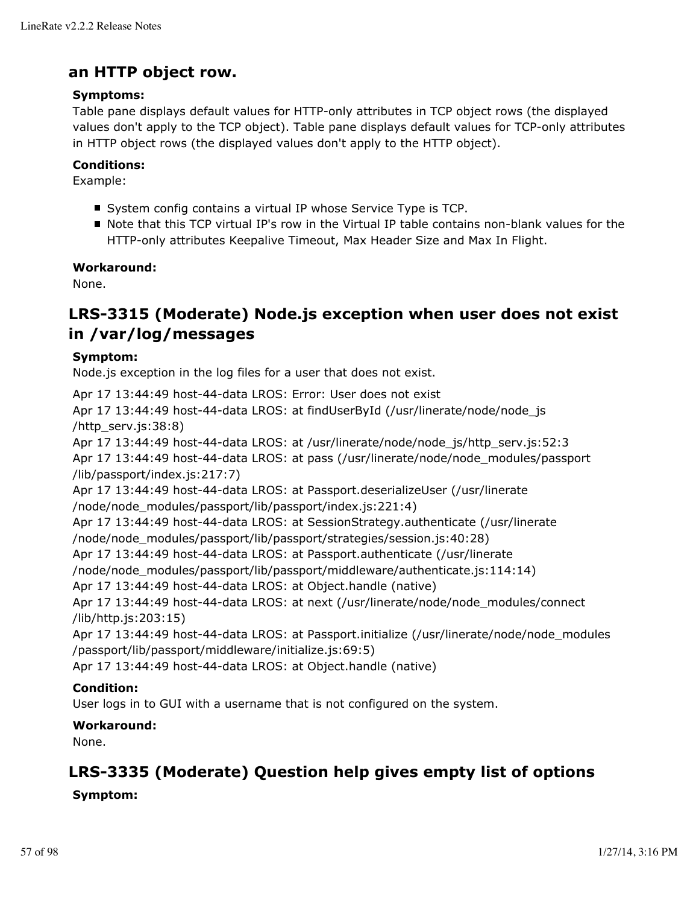## an HTTP object row.

**Symptoms:**
Table pane displays default values for HTTP-only attributes in TCP object rows (the displayed values don't apply to the TCP object). Table pane displays default values for TCP-only attributes in HTTP object rows (the displayed values don't apply to the HTTP object).

**Conditions:**
Example:

- System config contains a virtual IP whose Service Type is TCP.
- Note that this TCP virtual IP's row in the Virtual IP table contains non-blank values for the HTTP-only attributes Keepalive Timeout, Max Header Size and Max In Flight.

**Workaround:**
None.

## LRS-3315 (Moderate) Node.js exception when user does not exist in /var/log/messages

**Symptom:**
Node.js exception in the log files for a user that does not exist.

```
Apr 17 13:44:49 host-44-data LROS: Error: User does not exist
Apr 17 13:44:49 host-44-data LROS: at findUserById (/usr/linerate/node/node_js/http_serv.js:38:8)
Apr 17 13:44:49 host-44-data LROS: at /usr/linerate/node/node_js/http_serv.js:52:3
Apr 17 13:44:49 host-44-data LROS: at pass (/usr/linerate/node/node_modules/passport/lib/passport/index.js:217:7)
Apr 17 13:44:49 host-44-data LROS: at Passport.deserializeUser (/usr/linerate/node/node_modules/passport/lib/passport/index.js:221:4)
Apr 17 13:44:49 host-44-data LROS: at SessionStrategy.authenticate (/usr/linerate/node/node_modules/passport/lib/passport/strategies/session.js:40:28)
Apr 17 13:44:49 host-44-data LROS: at Passport.authenticate (/usr/linerate/node/node_modules/passport/lib/passport/middleware/authenticate.js:114:14)
Apr 17 13:44:49 host-44-data LROS: at Object.handle (native)
Apr 17 13:44:49 host-44-data LROS: at next (/usr/linerate/node/node_modules/connect/lib/http.js:203:15)
Apr 17 13:44:49 host-44-data LROS: at Passport.initialize (/usr/linerate/node/node_modules/passport/lib/passport/middleware/initialize.js:69:5)
Apr 17 13:44:49 host-44-data LROS: at Object.handle (native)
```

**Condition:**
User logs in to GUI with a username that is not configured on the system.

**Workaround:**
None.

## LRS-3335 (Moderate) Question help gives empty list of options

**Symptom:**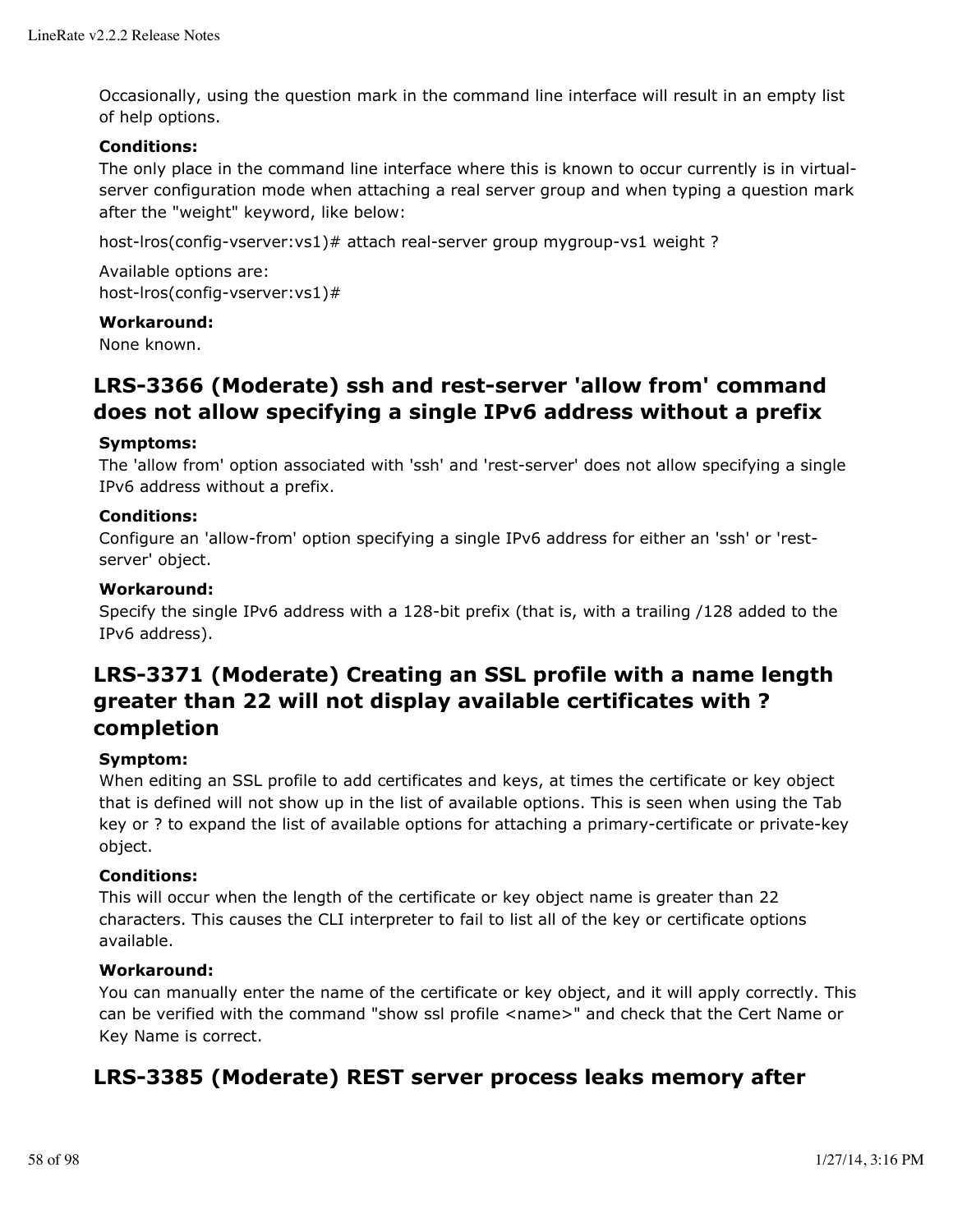Occasionally, using the question mark in the command line interface will result in an empty list of help options.

**Conditions:**
The only place in the command line interface where this is known to occur currently is in virtual-server configuration mode when attaching a real server group and when typing a question mark after the "weight" keyword, like below:

host-lros(config-vserver:vs1)# attach real-server group mygroup-vs1 weight ?

Available options are:
host-lros(config-vserver:vs1)#

**Workaround:**
None known.

## LRS-3366 (Moderate) ssh and rest-server 'allow from' command does not allow specifying a single IPv6 address without a prefix

**Symptoms:**
The 'allow from' option associated with 'ssh' and 'rest-server' does not allow specifying a single IPv6 address without a prefix.

**Conditions:**
Configure an 'allow-from' option specifying a single IPv6 address for either an 'ssh' or 'rest-server' object.

**Workaround:**
Specify the single IPv6 address with a 128-bit prefix (that is, with a trailing /128 added to the IPv6 address).

## LRS-3371 (Moderate) Creating an SSL profile with a name length greater than 22 will not display available certificates with ? completion

**Symptom:**
When editing an SSL profile to add certificates and keys, at times the certificate or key object that is defined will not show up in the list of available options. This is seen when using the Tab key or ? to expand the list of available options for attaching a primary-certificate or private-key object.

**Conditions:**
This will occur when the length of the certificate or key object name is greater than 22 characters. This causes the CLI interpreter to fail to list all of the key or certificate options available.

**Workaround:**
You can manually enter the name of the certificate or key object, and it will apply correctly. This can be verified with the command "show ssl profile <name>" and check that the Cert Name or Key Name is correct.

## LRS-3385 (Moderate) REST server process leaks memory after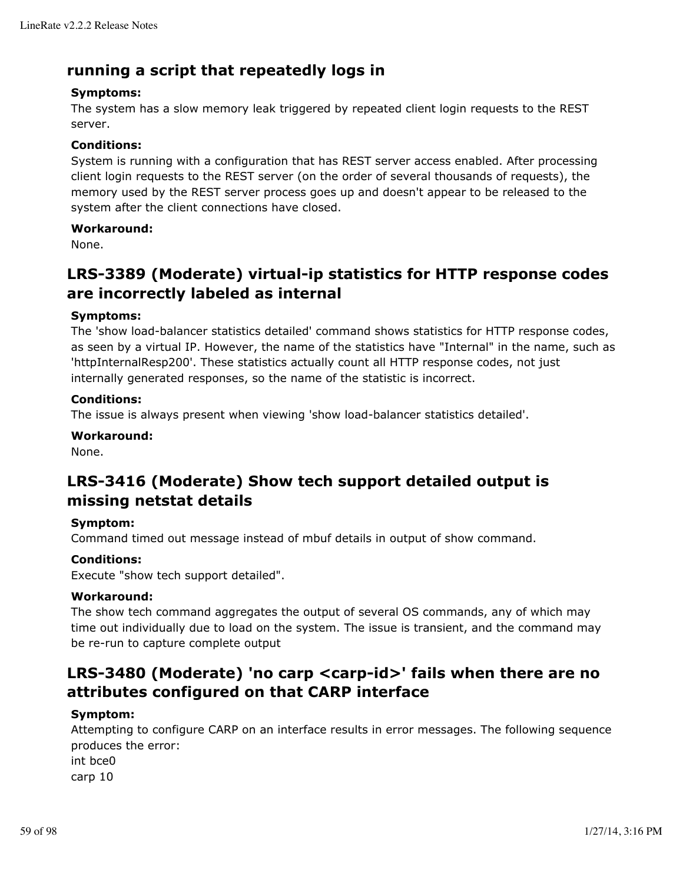## running a script that repeatedly logs in

**Symptoms:**

The system has a slow memory leak triggered by repeated client login requests to the REST server.

**Conditions:**

System is running with a configuration that has REST server access enabled. After processing client login requests to the REST server (on the order of several thousands of requests), the memory used by the REST server process goes up and doesn't appear to be released to the system after the client connections have closed.

**Workaround:**

None.

## LRS-3389 (Moderate) virtual-ip statistics for HTTP response codes are incorrectly labeled as internal

**Symptoms:**

The 'show load-balancer statistics detailed' command shows statistics for HTTP response codes, as seen by a virtual IP. However, the name of the statistics have "Internal" in the name, such as 'httpInternalResp200'. These statistics actually count all HTTP response codes, not just internally generated responses, so the name of the statistic is incorrect.

**Conditions:**

The issue is always present when viewing 'show load-balancer statistics detailed'.

**Workaround:**

None.

## LRS-3416 (Moderate) Show tech support detailed output is missing netstat details

**Symptom:**

Command timed out message instead of mbuf details in output of show command.

**Conditions:**

Execute "show tech support detailed".

**Workaround:**

The show tech command aggregates the output of several OS commands, any of which may time out individually due to load on the system. The issue is transient, and the command may be re-run to capture complete output

## LRS-3480 (Moderate) 'no carp <carp-id>' fails when there are no attributes configured on that CARP interface

**Symptom:**

Attempting to configure CARP on an interface results in error messages. The following sequence produces the error:
int bce0
carp 10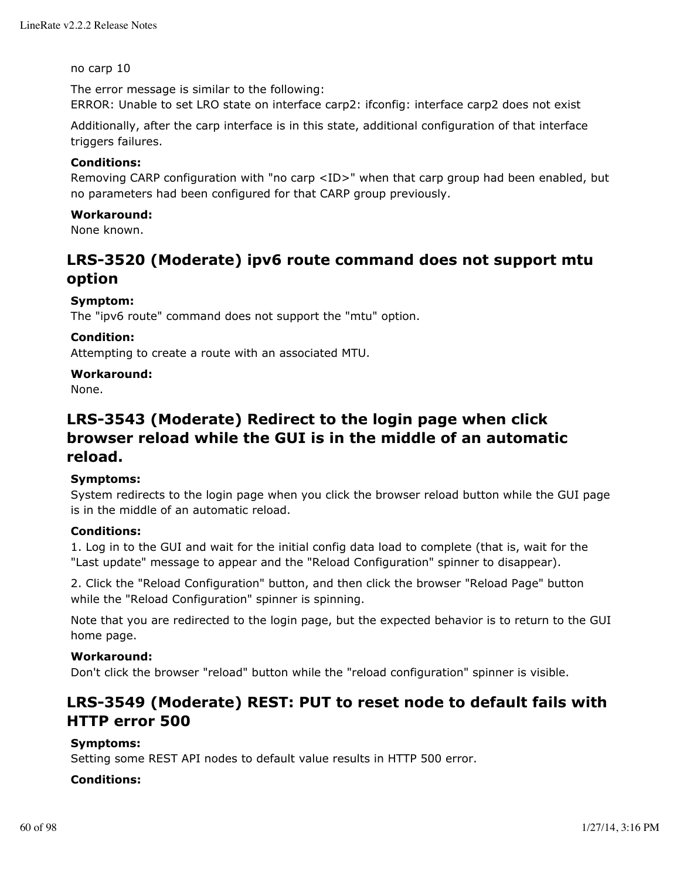no carp 10

The error message is similar to the following:
ERROR: Unable to set LRO state on interface carp2: ifconfig: interface carp2 does not exist

Additionally, after the carp interface is in this state, additional configuration of that interface triggers failures.

**Conditions:**
Removing CARP configuration with "no carp <ID>" when that carp group had been enabled, but no parameters had been configured for that CARP group previously.

**Workaround:**
None known.

## LRS-3520 (Moderate) ipv6 route command does not support mtu option

**Symptom:**
The "ipv6 route" command does not support the "mtu" option.

**Condition:**
Attempting to create a route with an associated MTU.

**Workaround:**
None.

## LRS-3543 (Moderate) Redirect to the login page when click browser reload while the GUI is in the middle of an automatic reload.

**Symptoms:**
System redirects to the login page when you click the browser reload button while the GUI page is in the middle of an automatic reload.

**Conditions:**
1. Log in to the GUI and wait for the initial config data load to complete (that is, wait for the "Last update" message to appear and the "Reload Configuration" spinner to disappear).

2. Click the "Reload Configuration" button, and then click the browser "Reload Page" button while the "Reload Configuration" spinner is spinning.

Note that you are redirected to the login page, but the expected behavior is to return to the GUI home page.

**Workaround:**
Don't click the browser "reload" button while the "reload configuration" spinner is visible.

## LRS-3549 (Moderate) REST: PUT to reset node to default fails with HTTP error 500

**Symptoms:**
Setting some REST API nodes to default value results in HTTP 500 error.

**Conditions:**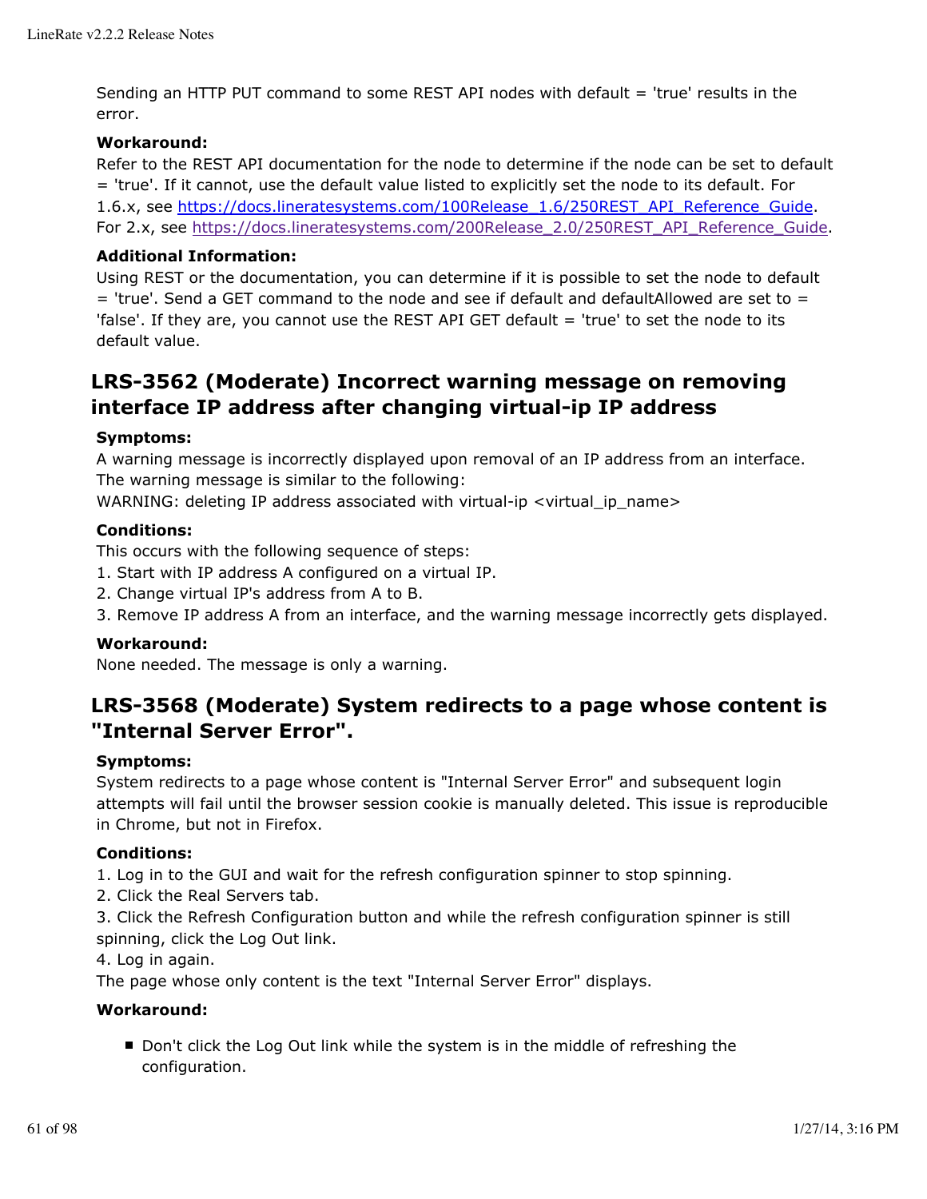Sending an HTTP PUT command to some REST API nodes with default = 'true' results in the error.

**Workaround:**

Refer to the REST API documentation for the node to determine if the node can be set to default = 'true'. If it cannot, use the default value listed to explicitly set the node to its default. For 1.6.x, see https://docs.lineratesystems.com/100Release_1.6/250REST_API_Reference_Guide. For 2.x, see https://docs.lineratesystems.com/200Release_2.0/250REST_API_Reference_Guide.

**Additional Information:**

Using REST or the documentation, you can determine if it is possible to set the node to default = 'true'. Send a GET command to the node and see if default and defaultAllowed are set to = 'false'. If they are, you cannot use the REST API GET default = 'true' to set the node to its default value.

## LRS-3562 (Moderate) Incorrect warning message on removing interface IP address after changing virtual-ip IP address

**Symptoms:**

A warning message is incorrectly displayed upon removal of an IP address from an interface. The warning message is similar to the following:
WARNING: deleting IP address associated with virtual-ip <virtual_ip_name>

**Conditions:**

This occurs with the following sequence of steps:
1. Start with IP address A configured on a virtual IP.
2. Change virtual IP's address from A to B.
3. Remove IP address A from an interface, and the warning message incorrectly gets displayed.

**Workaround:**

None needed. The message is only a warning.

## LRS-3568 (Moderate) System redirects to a page whose content is "Internal Server Error".

**Symptoms:**

System redirects to a page whose content is "Internal Server Error" and subsequent login attempts will fail until the browser session cookie is manually deleted. This issue is reproducible in Chrome, but not in Firefox.

**Conditions:**

1. Log in to the GUI and wait for the refresh configuration spinner to stop spinning.
2. Click the Real Servers tab.
3. Click the Refresh Configuration button and while the refresh configuration spinner is still spinning, click the Log Out link.
4. Log in again.
The page whose only content is the text "Internal Server Error" displays.

**Workaround:**

- Don't click the Log Out link while the system is in the middle of refreshing the configuration.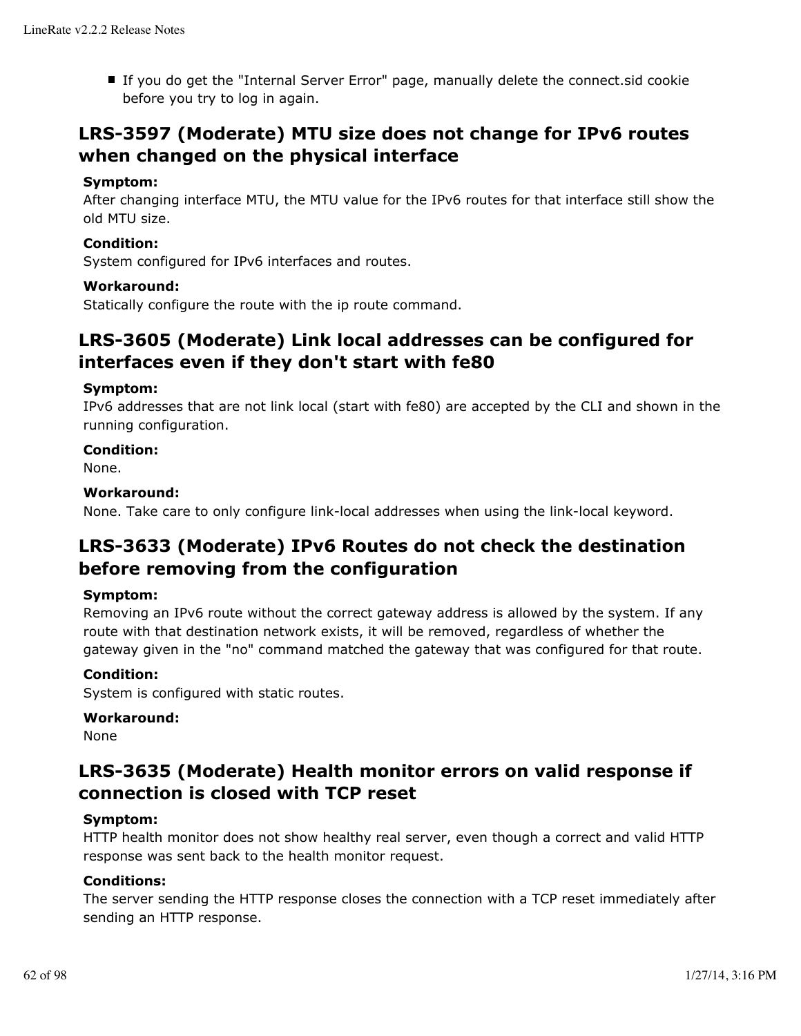- If you do get the "Internal Server Error" page, manually delete the connect.sid cookie before you try to log in again.

## LRS-3597 (Moderate) MTU size does not change for IPv6 routes when changed on the physical interface

**Symptom:**
After changing interface MTU, the MTU value for the IPv6 routes for that interface still show the old MTU size.

**Condition:**
System configured for IPv6 interfaces and routes.

**Workaround:**
Statically configure the route with the ip route command.

## LRS-3605 (Moderate) Link local addresses can be configured for interfaces even if they don't start with fe80

**Symptom:**
IPv6 addresses that are not link local (start with fe80) are accepted by the CLI and shown in the running configuration.

**Condition:**
None.

**Workaround:**
None. Take care to only configure link-local addresses when using the link-local keyword.

## LRS-3633 (Moderate) IPv6 Routes do not check the destination before removing from the configuration

**Symptom:**
Removing an IPv6 route without the correct gateway address is allowed by the system. If any route with that destination network exists, it will be removed, regardless of whether the gateway given in the "no" command matched the gateway that was configured for that route.

**Condition:**
System is configured with static routes.

**Workaround:**
None

## LRS-3635 (Moderate) Health monitor errors on valid response if connection is closed with TCP reset

**Symptom:**
HTTP health monitor does not show healthy real server, even though a correct and valid HTTP response was sent back to the health monitor request.

**Conditions:**
The server sending the HTTP response closes the connection with a TCP reset immediately after sending an HTTP response.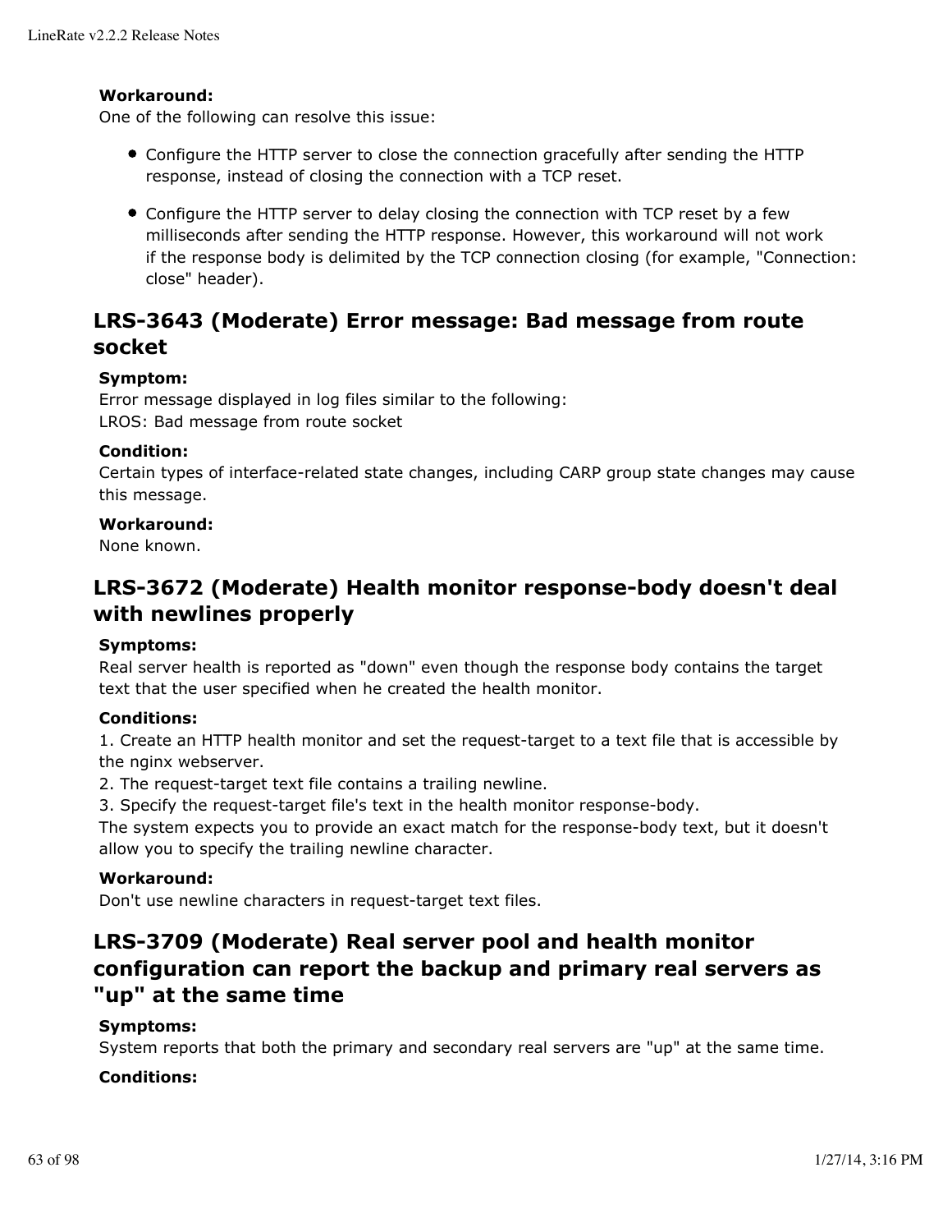**Workaround:**
One of the following can resolve this issue:

- Configure the HTTP server to close the connection gracefully after sending the HTTP response, instead of closing the connection with a TCP reset.
- Configure the HTTP server to delay closing the connection with TCP reset by a few milliseconds after sending the HTTP response. However, this workaround will not work if the response body is delimited by the TCP connection closing (for example, "Connection: close" header).

## LRS-3643 (Moderate) Error message: Bad message from route socket

**Symptom:**
Error message displayed in log files similar to the following:
LROS: Bad message from route socket

**Condition:**
Certain types of interface-related state changes, including CARP group state changes may cause this message.

**Workaround:**
None known.

## LRS-3672 (Moderate) Health monitor response-body doesn't deal with newlines properly

**Symptoms:**
Real server health is reported as "down" even though the response body contains the target text that the user specified when he created the health monitor.

**Conditions:**
1. Create an HTTP health monitor and set the request-target to a text file that is accessible by the nginx webserver.
2. The request-target text file contains a trailing newline.
3. Specify the request-target file's text in the health monitor response-body.
The system expects you to provide an exact match for the response-body text, but it doesn't allow you to specify the trailing newline character.

**Workaround:**
Don't use newline characters in request-target text files.

## LRS-3709 (Moderate) Real server pool and health monitor configuration can report the backup and primary real servers as "up" at the same time

**Symptoms:**
System reports that both the primary and secondary real servers are "up" at the same time.

**Conditions:**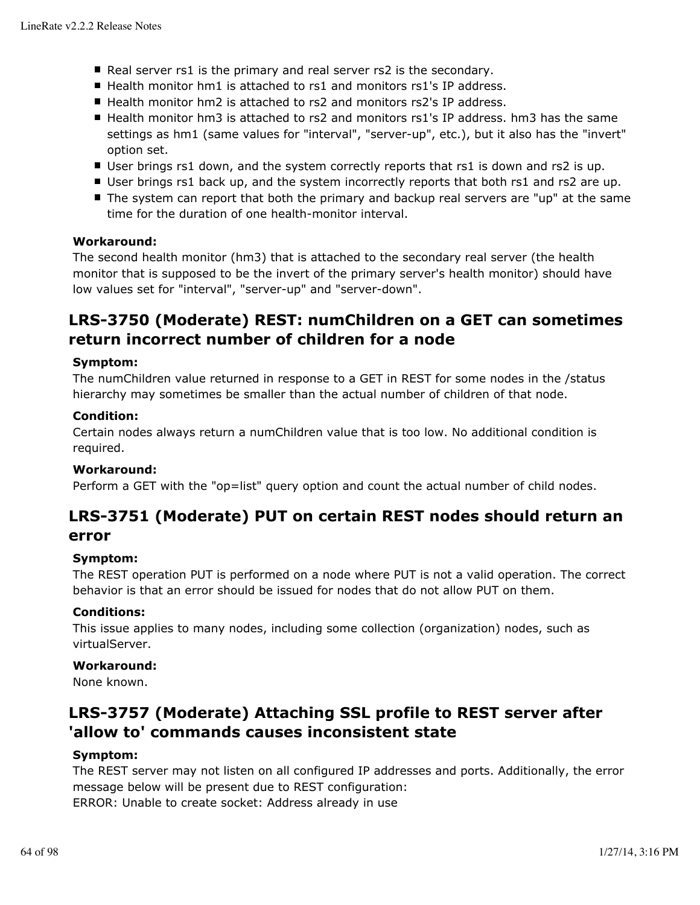- Real server rs1 is the primary and real server rs2 is the secondary.
- Health monitor hm1 is attached to rs1 and monitors rs1's IP address.
- Health monitor hm2 is attached to rs2 and monitors rs2's IP address.
- Health monitor hm3 is attached to rs2 and monitors rs1's IP address. hm3 has the same settings as hm1 (same values for "interval", "server-up", etc.), but it also has the "invert" option set.
- User brings rs1 down, and the system correctly reports that rs1 is down and rs2 is up.
- User brings rs1 back up, and the system incorrectly reports that both rs1 and rs2 are up.
- The system can report that both the primary and backup real servers are "up" at the same time for the duration of one health-monitor interval.

**Workaround:**
The second health monitor (hm3) that is attached to the secondary real server (the health monitor that is supposed to be the invert of the primary server's health monitor) should have low values set for "interval", "server-up" and "server-down".

## LRS-3750 (Moderate) REST: numChildren on a GET can sometimes return incorrect number of children for a node

**Symptom:**
The numChildren value returned in response to a GET in REST for some nodes in the /status hierarchy may sometimes be smaller than the actual number of children of that node.

**Condition:**
Certain nodes always return a numChildren value that is too low. No additional condition is required.

**Workaround:**
Perform a GET with the "op=list" query option and count the actual number of child nodes.

## LRS-3751 (Moderate) PUT on certain REST nodes should return an error

**Symptom:**
The REST operation PUT is performed on a node where PUT is not a valid operation. The correct behavior is that an error should be issued for nodes that do not allow PUT on them.

**Conditions:**
This issue applies to many nodes, including some collection (organization) nodes, such as virtualServer.

**Workaround:**
None known.

## LRS-3757 (Moderate) Attaching SSL profile to REST server after 'allow to' commands causes inconsistent state

**Symptom:**
The REST server may not listen on all configured IP addresses and ports. Additionally, the error message below will be present due to REST configuration:
ERROR: Unable to create socket: Address already in use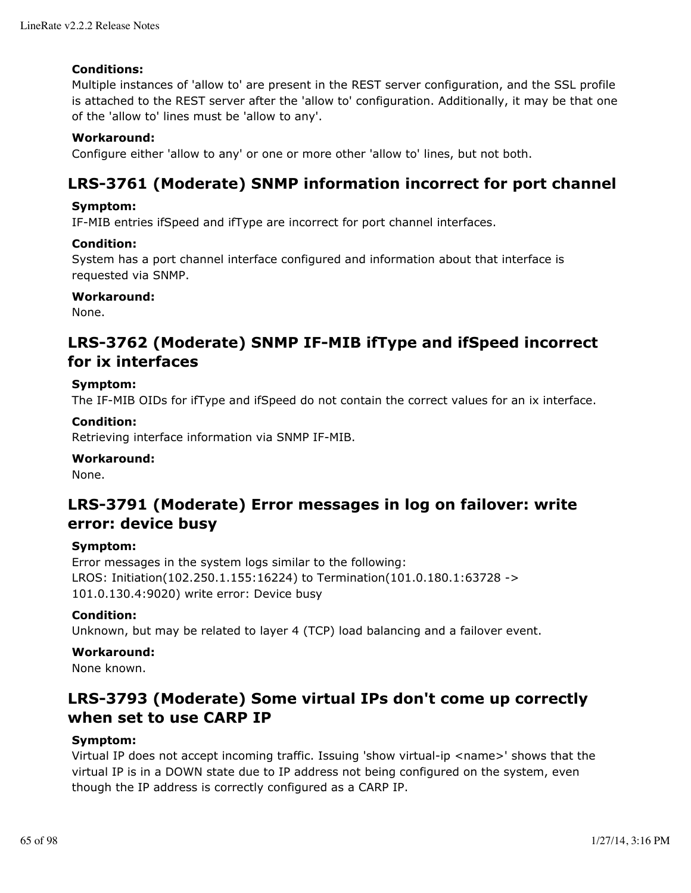**Conditions:**
Multiple instances of 'allow to' are present in the REST server configuration, and the SSL profile is attached to the REST server after the 'allow to' configuration. Additionally, it may be that one of the 'allow to' lines must be 'allow to any'.

**Workaround:**
Configure either 'allow to any' or one or more other 'allow to' lines, but not both.

## LRS-3761 (Moderate) SNMP information incorrect for port channel

**Symptom:**
IF-MIB entries ifSpeed and ifType are incorrect for port channel interfaces.

**Condition:**
System has a port channel interface configured and information about that interface is requested via SNMP.

**Workaround:**
None.

## LRS-3762 (Moderate) SNMP IF-MIB ifType and ifSpeed incorrect for ix interfaces

**Symptom:**
The IF-MIB OIDs for ifType and ifSpeed do not contain the correct values for an ix interface.

**Condition:**
Retrieving interface information via SNMP IF-MIB.

**Workaround:**
None.

## LRS-3791 (Moderate) Error messages in log on failover: write error: device busy

**Symptom:**
Error messages in the system logs similar to the following:
LROS: Initiation(102.250.1.155:16224) to Termination(101.0.180.1:63728 -> 101.0.130.4:9020) write error: Device busy

**Condition:**
Unknown, but may be related to layer 4 (TCP) load balancing and a failover event.

**Workaround:**
None known.

## LRS-3793 (Moderate) Some virtual IPs don't come up correctly when set to use CARP IP

**Symptom:**
Virtual IP does not accept incoming traffic. Issuing 'show virtual-ip <name>' shows that the virtual IP is in a DOWN state due to IP address not being configured on the system, even though the IP address is correctly configured as a CARP IP.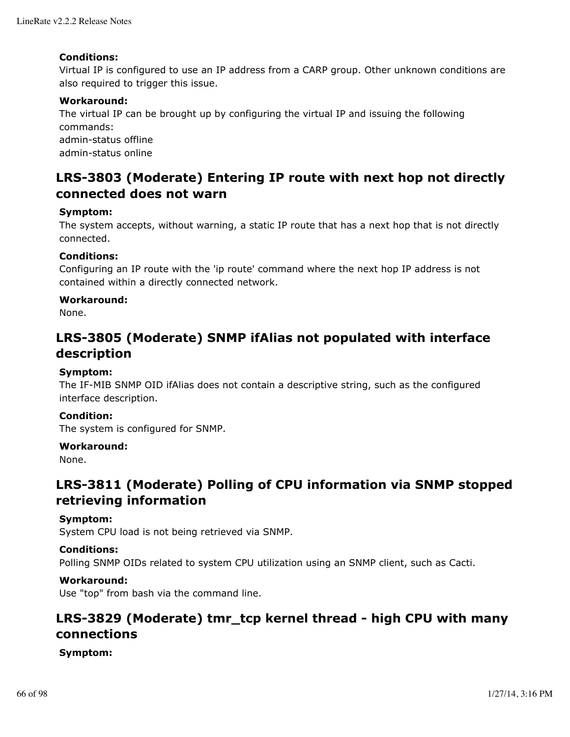**Conditions:**
Virtual IP is configured to use an IP address from a CARP group. Other unknown conditions are also required to trigger this issue.

**Workaround:**
The virtual IP can be brought up by configuring the virtual IP and issuing the following commands:
admin-status offline
admin-status online

## LRS-3803 (Moderate) Entering IP route with next hop not directly connected does not warn

**Symptom:**
The system accepts, without warning, a static IP route that has a next hop that is not directly connected.

**Conditions:**
Configuring an IP route with the 'ip route' command where the next hop IP address is not contained within a directly connected network.

**Workaround:**
None.

## LRS-3805 (Moderate) SNMP ifAlias not populated with interface description

**Symptom:**
The IF-MIB SNMP OID ifAlias does not contain a descriptive string, such as the configured interface description.

**Condition:**
The system is configured for SNMP.

**Workaround:**
None.

## LRS-3811 (Moderate) Polling of CPU information via SNMP stopped retrieving information

**Symptom:**
System CPU load is not being retrieved via SNMP.

**Conditions:**
Polling SNMP OIDs related to system CPU utilization using an SNMP client, such as Cacti.

**Workaround:**
Use "top" from bash via the command line.

## LRS-3829 (Moderate) tmr_tcp kernel thread - high CPU with many connections

**Symptom:**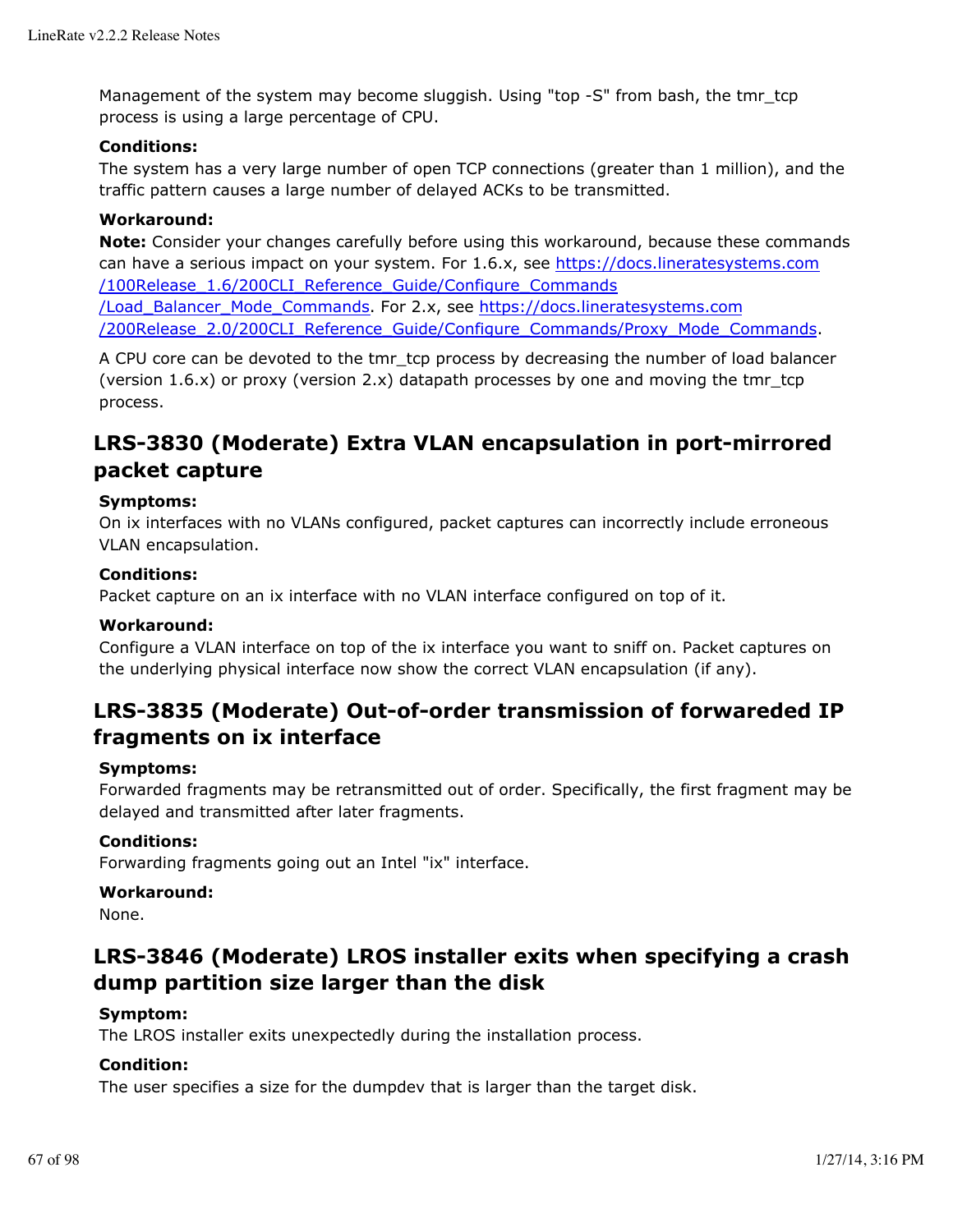Management of the system may become sluggish. Using "top -S" from bash, the tmr_tcp process is using a large percentage of CPU.

**Conditions:**
The system has a very large number of open TCP connections (greater than 1 million), and the traffic pattern causes a large number of delayed ACKs to be transmitted.

**Workaround:**
**Note:** Consider your changes carefully before using this workaround, because these commands can have a serious impact on your system. For 1.6.x, see https://docs.lineratesystems.com/100Release_1.6/200CLI_Reference_Guide/Configure_Commands/Load_Balancer_Mode_Commands. For 2.x, see https://docs.lineratesystems.com/200Release_2.0/200CLI_Reference_Guide/Configure_Commands/Proxy_Mode_Commands.

A CPU core can be devoted to the tmr_tcp process by decreasing the number of load balancer (version 1.6.x) or proxy (version 2.x) datapath processes by one and moving the tmr_tcp process.

## LRS-3830 (Moderate) Extra VLAN encapsulation in port-mirrored packet capture

**Symptoms:**
On ix interfaces with no VLANs configured, packet captures can incorrectly include erroneous VLAN encapsulation.

**Conditions:**
Packet capture on an ix interface with no VLAN interface configured on top of it.

**Workaround:**
Configure a VLAN interface on top of the ix interface you want to sniff on. Packet captures on the underlying physical interface now show the correct VLAN encapsulation (if any).

## LRS-3835 (Moderate) Out-of-order transmission of forwareded IP fragments on ix interface

**Symptoms:**
Forwarded fragments may be retransmitted out of order. Specifically, the first fragment may be delayed and transmitted after later fragments.

**Conditions:**
Forwarding fragments going out an Intel "ix" interface.

**Workaround:**
None.

## LRS-3846 (Moderate) LROS installer exits when specifying a crash dump partition size larger than the disk

**Symptom:**
The LROS installer exits unexpectedly during the installation process.

**Condition:**
The user specifies a size for the dumpdev that is larger than the target disk.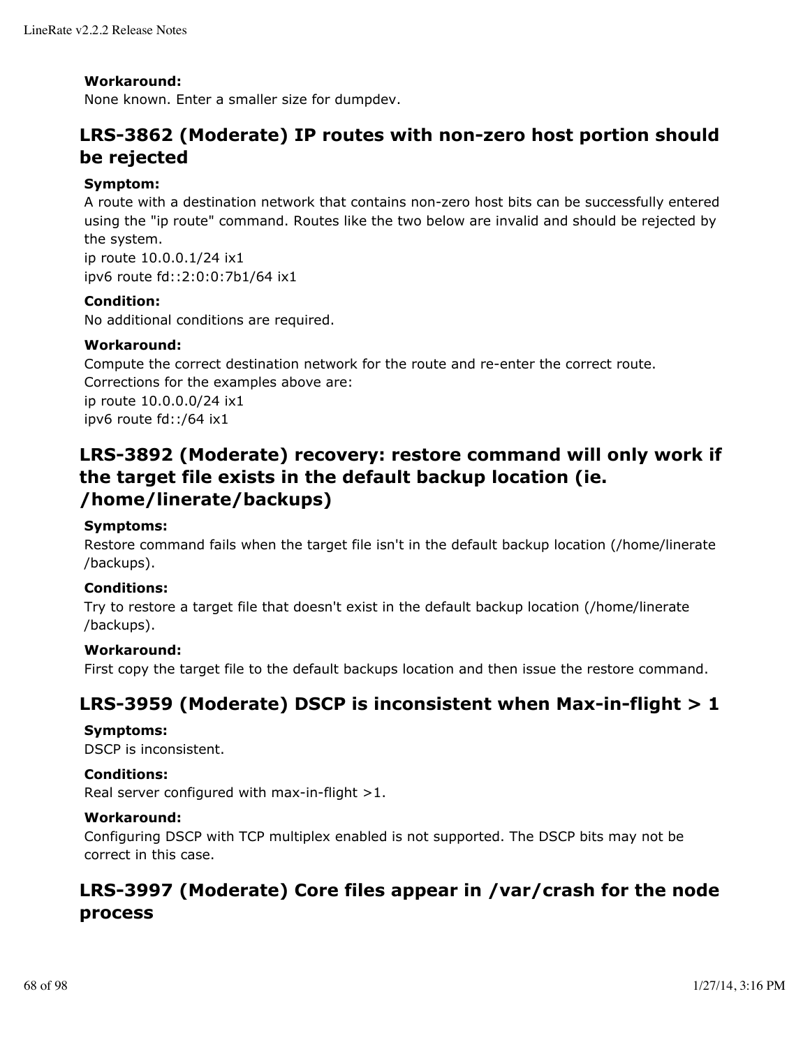**Workaround:**
None known. Enter a smaller size for dumpdev.

## LRS-3862 (Moderate) IP routes with non-zero host portion should be rejected

**Symptom:**
A route with a destination network that contains non-zero host bits can be successfully entered using the "ip route" command. Routes like the two below are invalid and should be rejected by the system.
ip route 10.0.0.1/24 ix1
ipv6 route fd::2:0:0:7b1/64 ix1

**Condition:**
No additional conditions are required.

**Workaround:**
Compute the correct destination network for the route and re-enter the correct route. Corrections for the examples above are:
ip route 10.0.0.0/24 ix1
ipv6 route fd::/64 ix1

## LRS-3892 (Moderate) recovery: restore command will only work if the target file exists in the default backup location (ie. /home/linerate/backups)

**Symptoms:**
Restore command fails when the target file isn't in the default backup location (/home/linerate/backups).

**Conditions:**
Try to restore a target file that doesn't exist in the default backup location (/home/linerate/backups).

**Workaround:**
First copy the target file to the default backups location and then issue the restore command.

## LRS-3959 (Moderate) DSCP is inconsistent when Max-in-flight > 1

**Symptoms:**
DSCP is inconsistent.

**Conditions:**
Real server configured with max-in-flight >1.

**Workaround:**
Configuring DSCP with TCP multiplex enabled is not supported. The DSCP bits may not be correct in this case.

## LRS-3997 (Moderate) Core files appear in /var/crash for the node process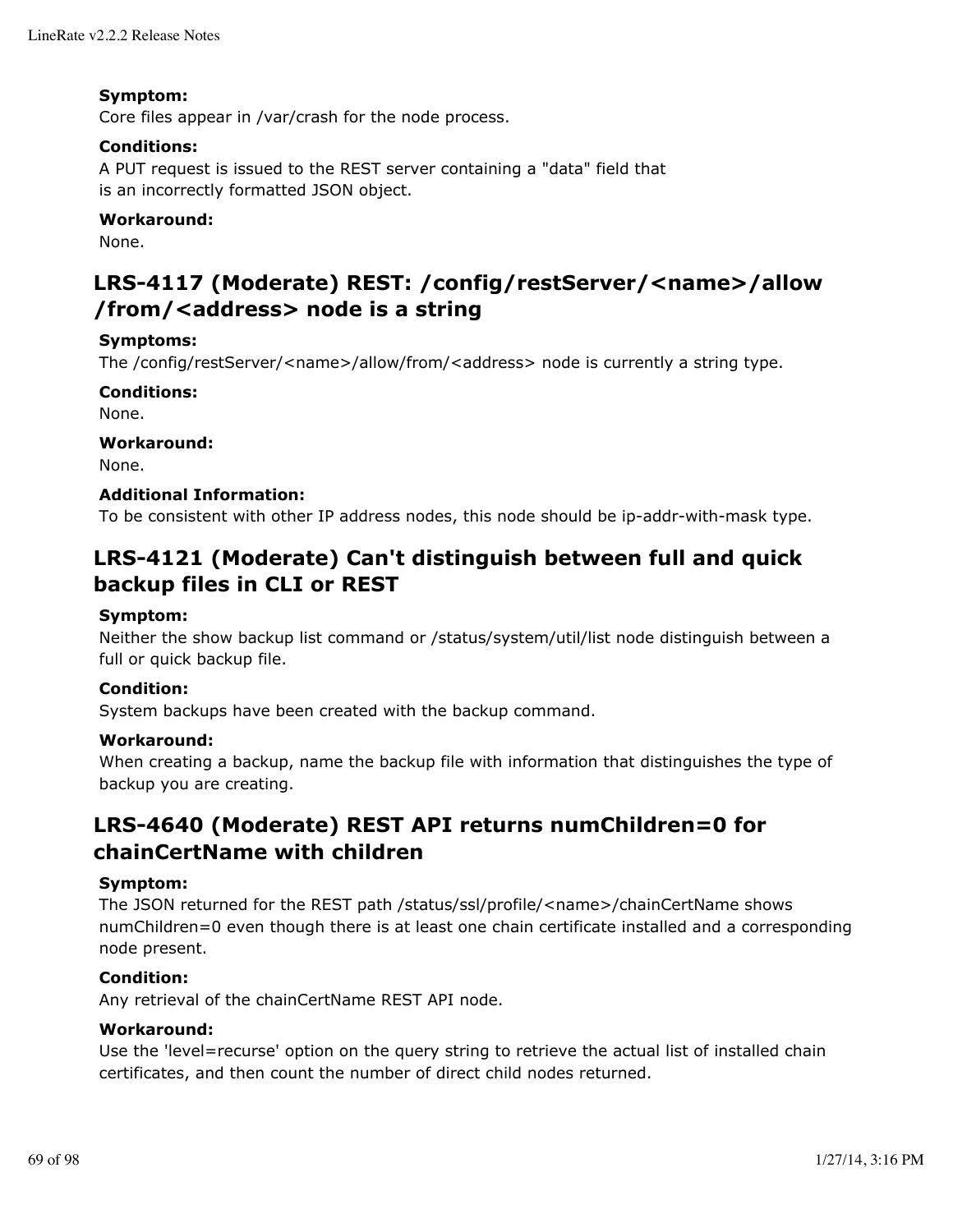**Symptom:**
Core files appear in /var/crash for the node process.

**Conditions:**
A PUT request is issued to the REST server containing a "data" field that is an incorrectly formatted JSON object.

**Workaround:**
None.

## LRS-4117 (Moderate) REST: /config/restServer/<name>/allow/from/<address> node is a string

**Symptoms:**
The /config/restServer/<name>/allow/from/<address> node is currently a string type.

**Conditions:**
None.

**Workaround:**
None.

**Additional Information:**
To be consistent with other IP address nodes, this node should be ip-addr-with-mask type.

## LRS-4121 (Moderate) Can't distinguish between full and quick backup files in CLI or REST

**Symptom:**
Neither the show backup list command or /status/system/util/list node distinguish between a full or quick backup file.

**Condition:**
System backups have been created with the backup command.

**Workaround:**
When creating a backup, name the backup file with information that distinguishes the type of backup you are creating.

## LRS-4640 (Moderate) REST API returns numChildren=0 for chainCertName with children

**Symptom:**
The JSON returned for the REST path /status/ssl/profile/<name>/chainCertName shows numChildren=0 even though there is at least one chain certificate installed and a corresponding node present.

**Condition:**
Any retrieval of the chainCertName REST API node.

**Workaround:**
Use the 'level=recurse' option on the query string to retrieve the actual list of installed chain certificates, and then count the number of direct child nodes returned.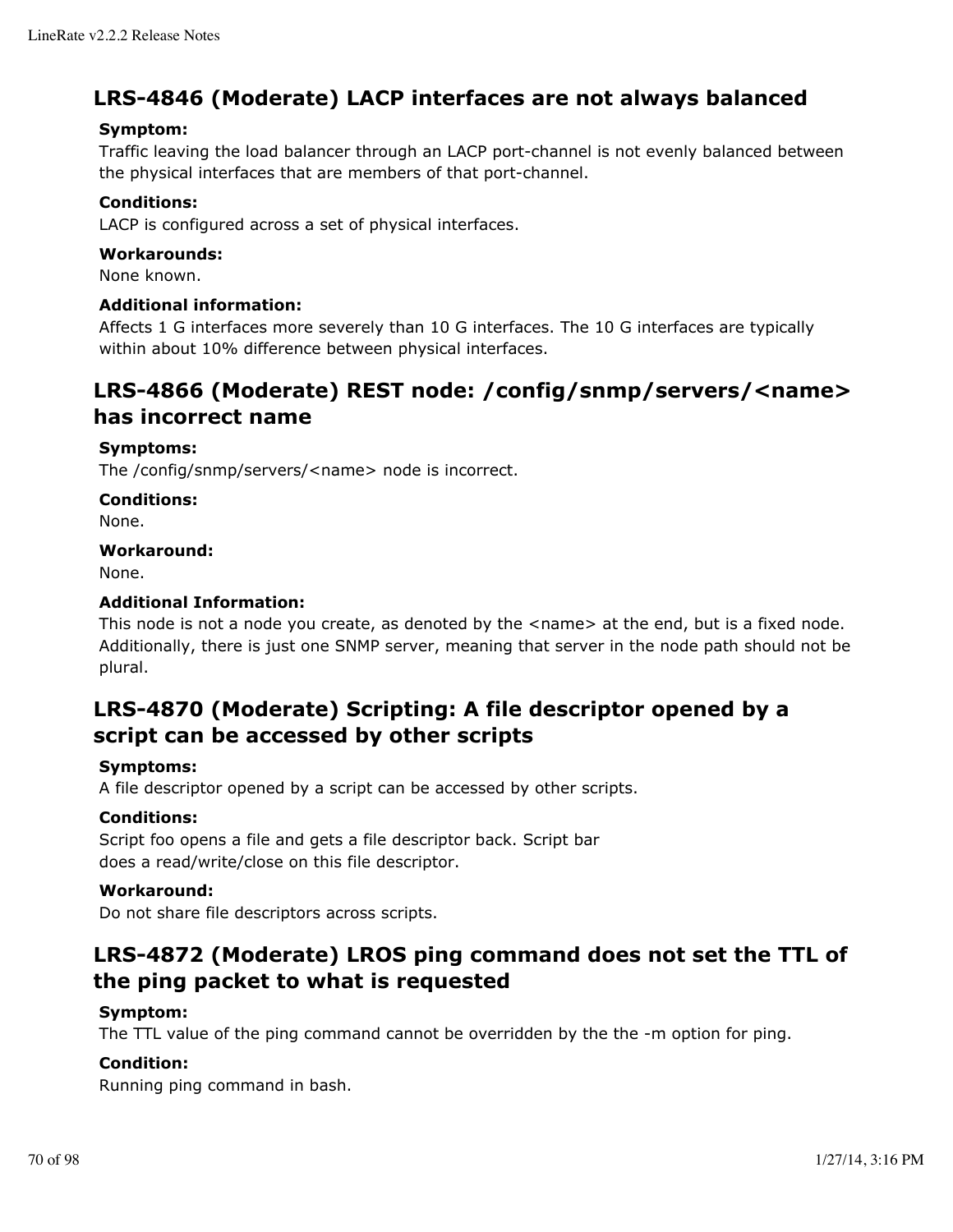## LRS-4846 (Moderate) LACP interfaces are not always balanced

**Symptom:**
Traffic leaving the load balancer through an LACP port-channel is not evenly balanced between the physical interfaces that are members of that port-channel.

**Conditions:**
LACP is configured across a set of physical interfaces.

**Workarounds:**
None known.

**Additional information:**
Affects 1 G interfaces more severely than 10 G interfaces. The 10 G interfaces are typically within about 10% difference between physical interfaces.

## LRS-4866 (Moderate) REST node: /config/snmp/servers/<name> has incorrect name

**Symptoms:**
The /config/snmp/servers/<name> node is incorrect.

**Conditions:**
None.

**Workaround:**
None.

**Additional Information:**
This node is not a node you create, as denoted by the <name> at the end, but is a fixed node. Additionally, there is just one SNMP server, meaning that server in the node path should not be plural.

## LRS-4870 (Moderate) Scripting: A file descriptor opened by a script can be accessed by other scripts

**Symptoms:**
A file descriptor opened by a script can be accessed by other scripts.

**Conditions:**
Script foo opens a file and gets a file descriptor back. Script bar does a read/write/close on this file descriptor.

**Workaround:**
Do not share file descriptors across scripts.

## LRS-4872 (Moderate) LROS ping command does not set the TTL of the ping packet to what is requested

**Symptom:**
The TTL value of the ping command cannot be overridden by the the -m option for ping.

**Condition:**
Running ping command in bash.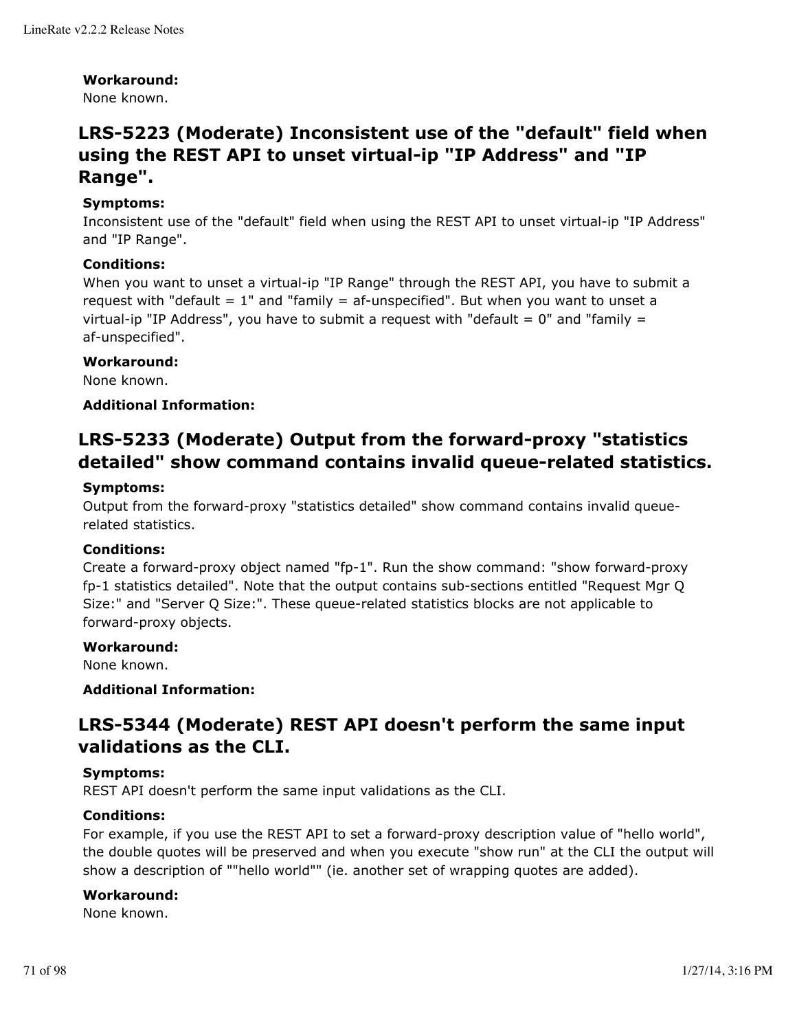**Workaround:**
None known.

## LRS-5223 (Moderate) Inconsistent use of the "default" field when using the REST API to unset virtual-ip "IP Address" and "IP Range".

**Symptoms:**
Inconsistent use of the "default" field when using the REST API to unset virtual-ip "IP Address" and "IP Range".

**Conditions:**
When you want to unset a virtual-ip "IP Range" through the REST API, you have to submit a request with "default = 1" and "family = af-unspecified". But when you want to unset a virtual-ip "IP Address", you have to submit a request with "default = 0" and "family = af-unspecified".

**Workaround:**
None known.

**Additional Information:**

## LRS-5233 (Moderate) Output from the forward-proxy "statistics detailed" show command contains invalid queue-related statistics.

**Symptoms:**
Output from the forward-proxy "statistics detailed" show command contains invalid queue-related statistics.

**Conditions:**
Create a forward-proxy object named "fp-1". Run the show command: "show forward-proxy fp-1 statistics detailed". Note that the output contains sub-sections entitled "Request Mgr Q Size:" and "Server Q Size:". These queue-related statistics blocks are not applicable to forward-proxy objects.

**Workaround:**
None known.

**Additional Information:**

## LRS-5344 (Moderate) REST API doesn't perform the same input validations as the CLI.

**Symptoms:**
REST API doesn't perform the same input validations as the CLI.

**Conditions:**
For example, if you use the REST API to set a forward-proxy description value of "hello world", the double quotes will be preserved and when you execute "show run" at the CLI the output will show a description of ""hello world"" (ie. another set of wrapping quotes are added).

**Workaround:**
None known.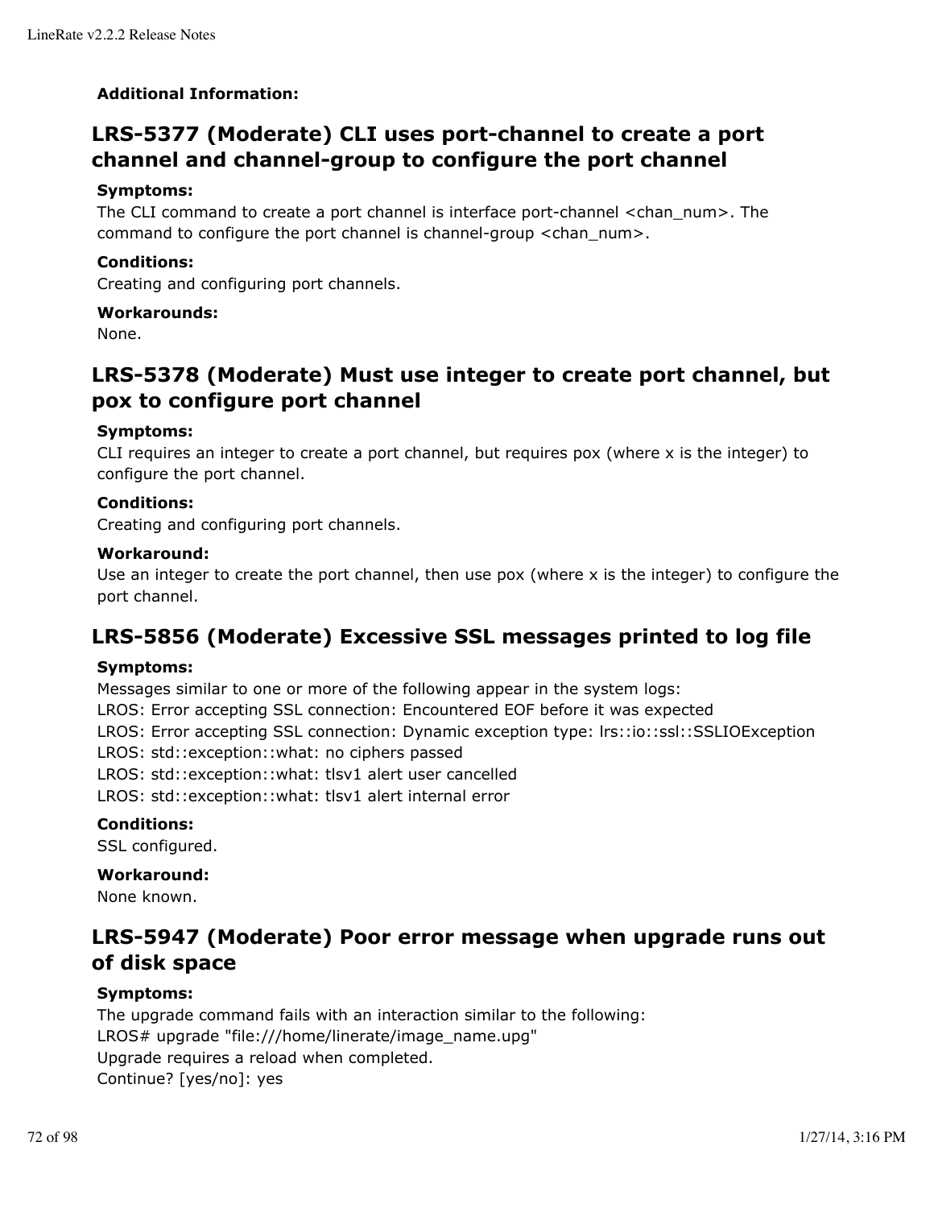**Additional Information:**

## LRS-5377 (Moderate) CLI uses port-channel to create a port channel and channel-group to configure the port channel

**Symptoms:**
The CLI command to create a port channel is interface port-channel <chan_num>. The command to configure the port channel is channel-group <chan_num>.

**Conditions:**
Creating and configuring port channels.

**Workarounds:**
None.

## LRS-5378 (Moderate) Must use integer to create port channel, but pox to configure port channel

**Symptoms:**
CLI requires an integer to create a port channel, but requires pox (where x is the integer) to configure the port channel.

**Conditions:**
Creating and configuring port channels.

**Workaround:**
Use an integer to create the port channel, then use pox (where x is the integer) to configure the port channel.

## LRS-5856 (Moderate) Excessive SSL messages printed to log file

**Symptoms:**
Messages similar to one or more of the following appear in the system logs:
LROS: Error accepting SSL connection: Encountered EOF before it was expected
LROS: Error accepting SSL connection: Dynamic exception type: lrs::io::ssl::SSLIOException
LROS: std::exception::what: no ciphers passed
LROS: std::exception::what: tlsv1 alert user cancelled
LROS: std::exception::what: tlsv1 alert internal error

**Conditions:**
SSL configured.

**Workaround:**
None known.

## LRS-5947 (Moderate) Poor error message when upgrade runs out of disk space

**Symptoms:**
The upgrade command fails with an interaction similar to the following:
LROS# upgrade "file:///home/linerate/image_name.upg"
Upgrade requires a reload when completed.
Continue? [yes/no]: yes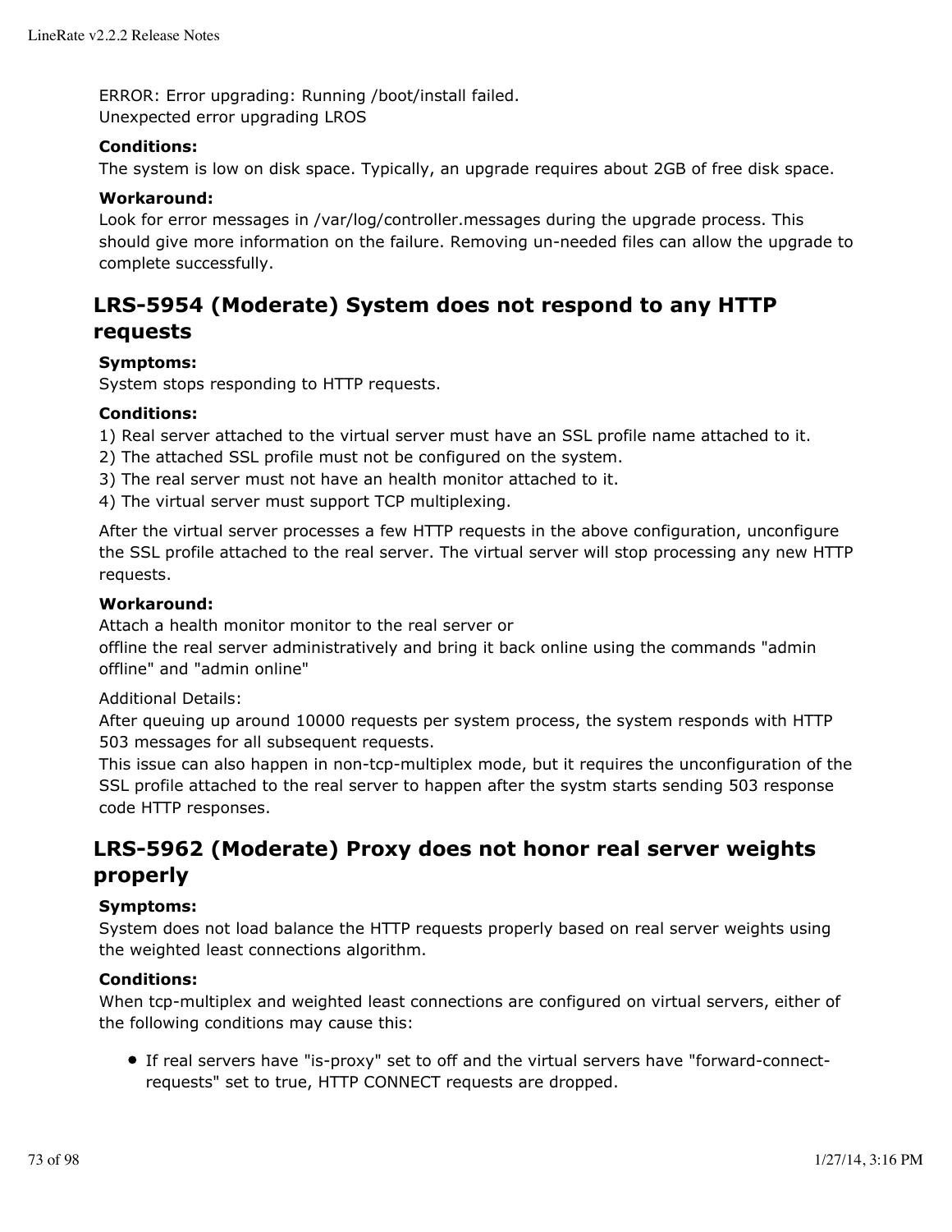ERROR: Error upgrading: Running /boot/install failed.
Unexpected error upgrading LROS

**Conditions:**
The system is low on disk space. Typically, an upgrade requires about 2GB of free disk space.

**Workaround:**
Look for error messages in /var/log/controller.messages during the upgrade process. This should give more information on the failure. Removing un-needed files can allow the upgrade to complete successfully.

## LRS-5954 (Moderate) System does not respond to any HTTP requests

**Symptoms:**
System stops responding to HTTP requests.

**Conditions:**
1) Real server attached to the virtual server must have an SSL profile name attached to it.
2) The attached SSL profile must not be configured on the system.
3) The real server must not have an health monitor attached to it.
4) The virtual server must support TCP multiplexing.

After the virtual server processes a few HTTP requests in the above configuration, unconfigure the SSL profile attached to the real server. The virtual server will stop processing any new HTTP requests.

**Workaround:**
Attach a health monitor monitor to the real server or
offline the real server administratively and bring it back online using the commands "admin offline" and "admin online"

Additional Details:
After queuing up around 10000 requests per system process, the system responds with HTTP 503 messages for all subsequent requests.
This issue can also happen in non-tcp-multiplex mode, but it requires the unconfiguration of the SSL profile attached to the real server to happen after the systm starts sending 503 response code HTTP responses.

## LRS-5962 (Moderate) Proxy does not honor real server weights properly

**Symptoms:**
System does not load balance the HTTP requests properly based on real server weights using the weighted least connections algorithm.

**Conditions:**
When tcp-multiplex and weighted least connections are configured on virtual servers, either of the following conditions may cause this:

- If real servers have "is-proxy" set to off and the virtual servers have "forward-connect-requests" set to true, HTTP CONNECT requests are dropped.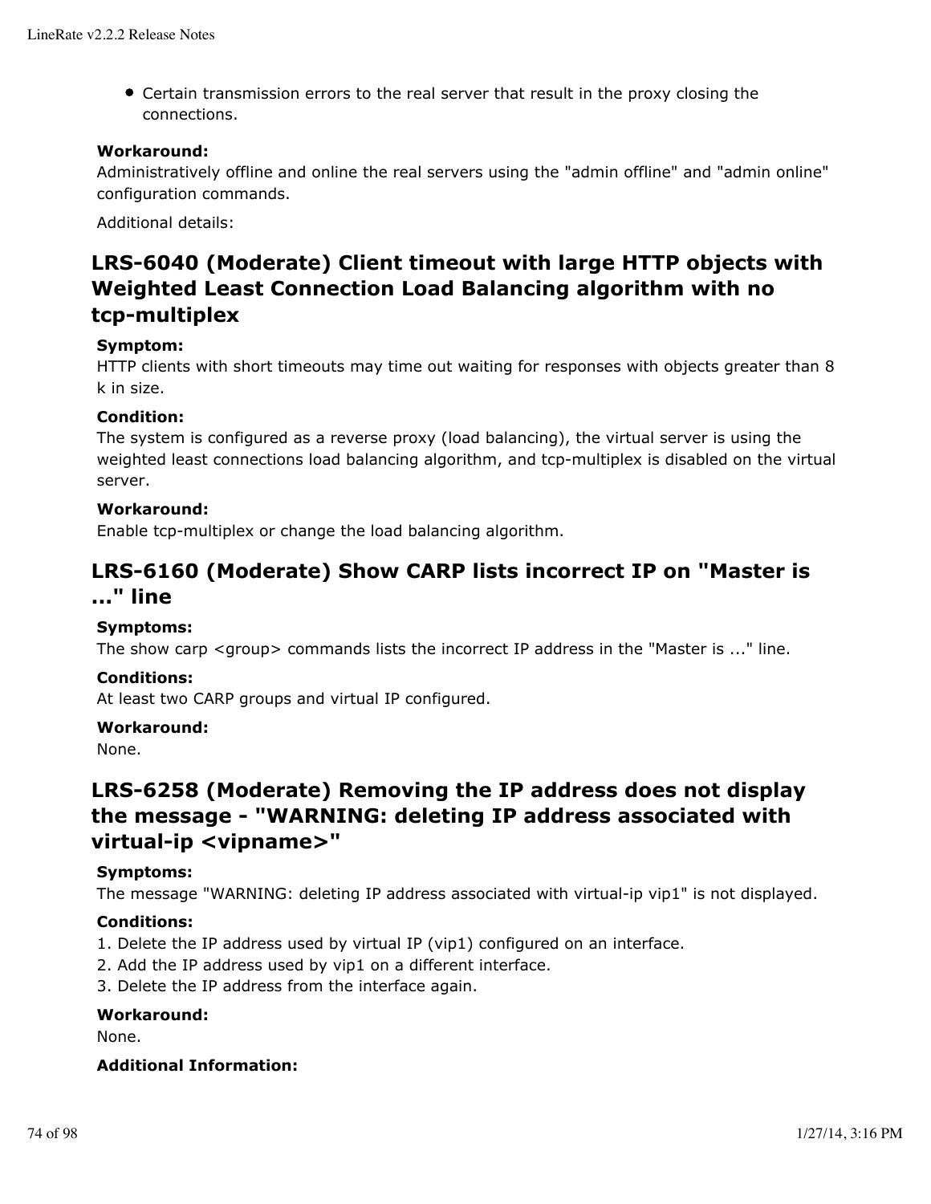- Certain transmission errors to the real server that result in the proxy closing the connections.

**Workaround:**
Administratively offline and online the real servers using the "admin offline" and "admin online" configuration commands.

Additional details:

## LRS-6040 (Moderate) Client timeout with large HTTP objects with Weighted Least Connection Load Balancing algorithm with no tcp-multiplex

**Symptom:**
HTTP clients with short timeouts may time out waiting for responses with objects greater than 8 k in size.

**Condition:**
The system is configured as a reverse proxy (load balancing), the virtual server is using the weighted least connections load balancing algorithm, and tcp-multiplex is disabled on the virtual server.

**Workaround:**
Enable tcp-multiplex or change the load balancing algorithm.

## LRS-6160 (Moderate) Show CARP lists incorrect IP on "Master is ..." line

**Symptoms:**
The show carp <group> commands lists the incorrect IP address in the "Master is ..." line.

**Conditions:**
At least two CARP groups and virtual IP configured.

**Workaround:**
None.

## LRS-6258 (Moderate) Removing the IP address does not display the message - "WARNING: deleting IP address associated with virtual-ip <vipname>"

**Symptoms:**
The message "WARNING: deleting IP address associated with virtual-ip vip1" is not displayed.

**Conditions:**
1. Delete the IP address used by virtual IP (vip1) configured on an interface.
2. Add the IP address used by vip1 on a different interface.
3. Delete the IP address from the interface again.

**Workaround:**
None.

**Additional Information:**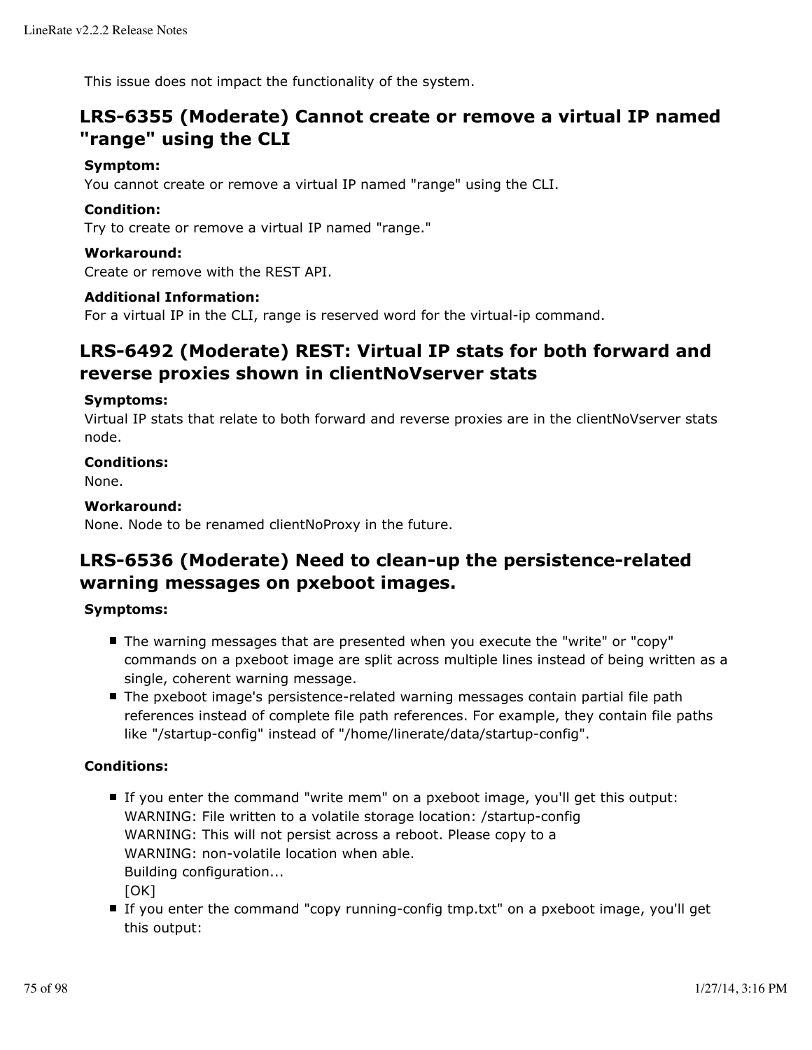This issue does not impact the functionality of the system.

## LRS-6355 (Moderate) Cannot create or remove a virtual IP named "range" using the CLI

**Symptom:**
You cannot create or remove a virtual IP named "range" using the CLI.

**Condition:**
Try to create or remove a virtual IP named "range."

**Workaround:**
Create or remove with the REST API.

**Additional Information:**
For a virtual IP in the CLI, range is reserved word for the virtual-ip command.

## LRS-6492 (Moderate) REST: Virtual IP stats for both forward and reverse proxies shown in clientNoVserver stats

**Symptoms:**
Virtual IP stats that relate to both forward and reverse proxies are in the clientNoVserver stats node.

**Conditions:**
None.

**Workaround:**
None. Node to be renamed clientNoProxy in the future.

## LRS-6536 (Moderate) Need to clean-up the persistence-related warning messages on pxeboot images.

**Symptoms:**

- The warning messages that are presented when you execute the "write" or "copy" commands on a pxeboot image are split across multiple lines instead of being written as a single, coherent warning message.
- The pxeboot image's persistence-related warning messages contain partial file path references instead of complete file path references. For example, they contain file paths like "/startup-config" instead of "/home/linerate/data/startup-config".

**Conditions:**

- If you enter the command "write mem" on a pxeboot image, you'll get this output:
  WARNING: File written to a volatile storage location: /startup-config
  WARNING: This will not persist across a reboot. Please copy to a
  WARNING: non-volatile location when able.
  Building configuration...
  [OK]
- If you enter the command "copy running-config tmp.txt" on a pxeboot image, you'll get this output: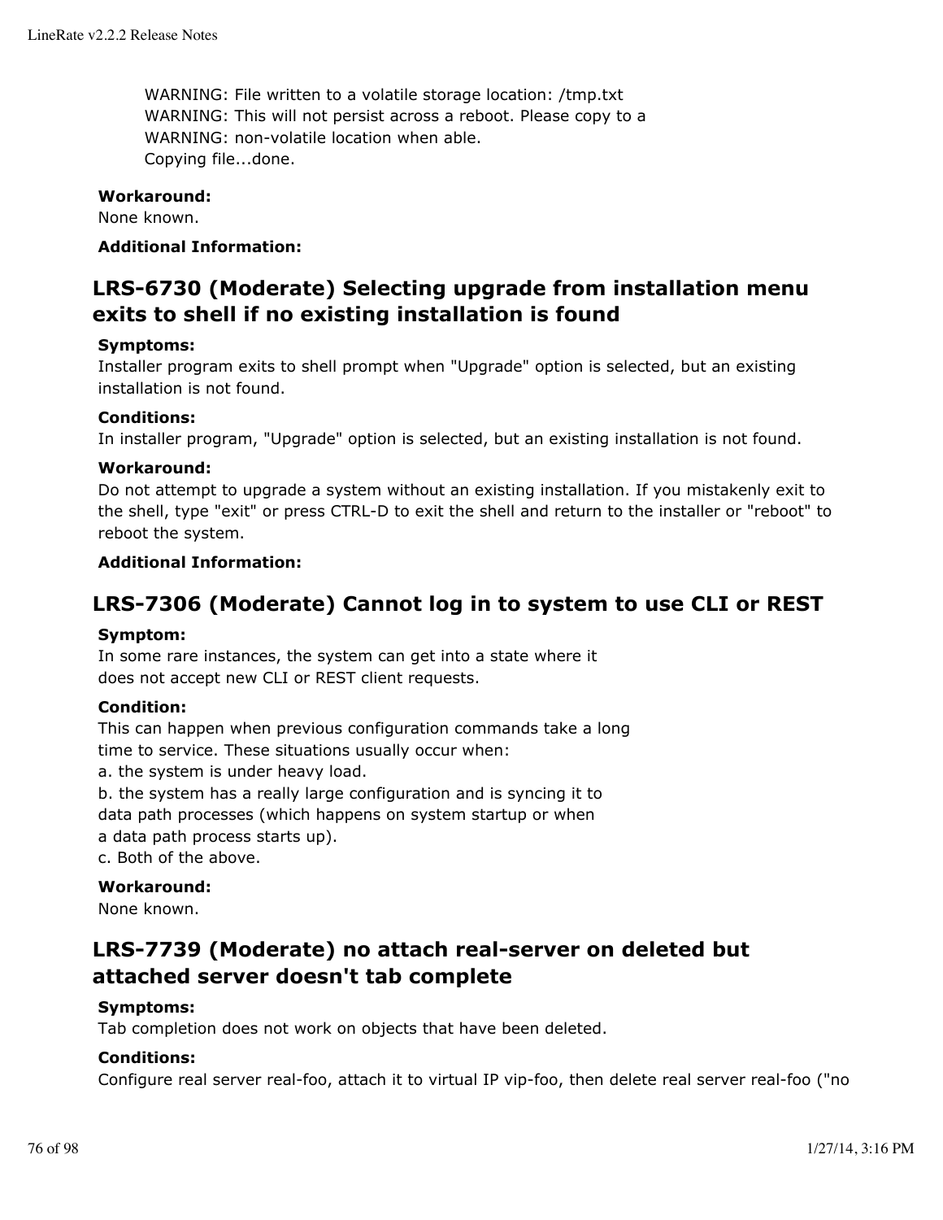```
WARNING: File written to a volatile storage location: /tmp.txt
WARNING: This will not persist across a reboot. Please copy to a
WARNING: non-volatile location when able.
Copying file...done.
```

**Workaround:**
None known.

**Additional Information:**

## LRS-6730 (Moderate) Selecting upgrade from installation menu exits to shell if no existing installation is found

**Symptoms:**
Installer program exits to shell prompt when "Upgrade" option is selected, but an existing installation is not found.

**Conditions:**
In installer program, "Upgrade" option is selected, but an existing installation is not found.

**Workaround:**
Do not attempt to upgrade a system without an existing installation. If you mistakenly exit to the shell, type "exit" or press CTRL-D to exit the shell and return to the installer or "reboot" to reboot the system.

**Additional Information:**

## LRS-7306 (Moderate) Cannot log in to system to use CLI or REST

**Symptom:**
In some rare instances, the system can get into a state where it does not accept new CLI or REST client requests.

**Condition:**
This can happen when previous configuration commands take a long time to service. These situations usually occur when:
a. the system is under heavy load.
b. the system has a really large configuration and is syncing it to data path processes (which happens on system startup or when a data path process starts up).
c. Both of the above.

**Workaround:**
None known.

## LRS-7739 (Moderate) no attach real-server on deleted but attached server doesn't tab complete

**Symptoms:**
Tab completion does not work on objects that have been deleted.

**Conditions:**
Configure real server real-foo, attach it to virtual IP vip-foo, then delete real server real-foo ("no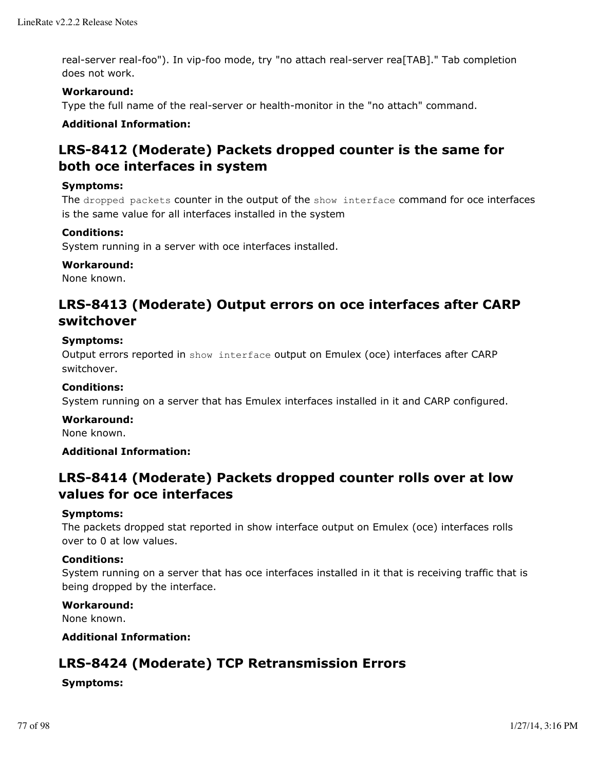real-server real-foo"). In vip-foo mode, try "no attach real-server rea[TAB]." Tab completion does not work.

**Workaround:**
Type the full name of the real-server or health-monitor in the "no attach" command.

**Additional Information:**

## LRS-8412 (Moderate) Packets dropped counter is the same for both oce interfaces in system

**Symptoms:**
The `dropped packets` counter in the output of the `show interface` command for oce interfaces is the same value for all interfaces installed in the system

**Conditions:**
System running in a server with oce interfaces installed.

**Workaround:**
None known.

## LRS-8413 (Moderate) Output errors on oce interfaces after CARP switchover

**Symptoms:**
Output errors reported in `show interface` output on Emulex (oce) interfaces after CARP switchover.

**Conditions:**
System running on a server that has Emulex interfaces installed in it and CARP configured.

**Workaround:**
None known.

**Additional Information:**

## LRS-8414 (Moderate) Packets dropped counter rolls over at low values for oce interfaces

**Symptoms:**
The packets dropped stat reported in show interface output on Emulex (oce) interfaces rolls over to 0 at low values.

**Conditions:**
System running on a server that has oce interfaces installed in it that is receiving traffic that is being dropped by the interface.

**Workaround:**
None known.

**Additional Information:**

## LRS-8424 (Moderate) TCP Retransmission Errors

**Symptoms:**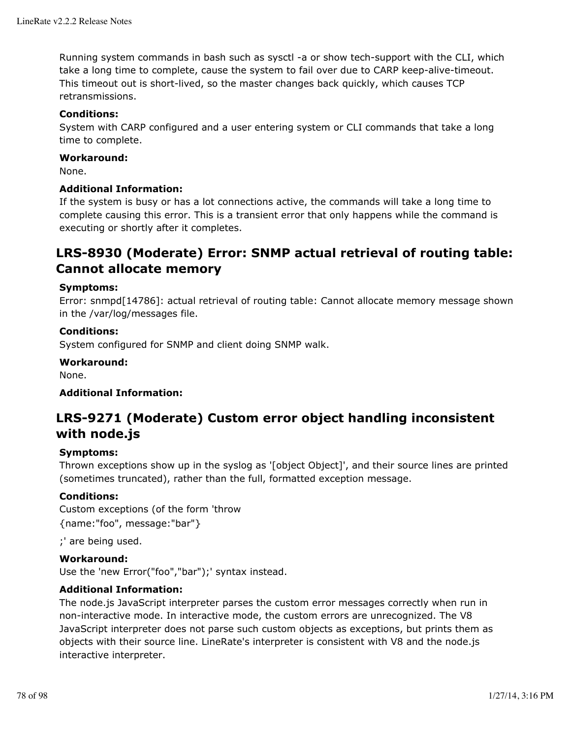Running system commands in bash such as sysctl -a or show tech-support with the CLI, which take a long time to complete, cause the system to fail over due to CARP keep-alive-timeout. This timeout out is short-lived, so the master changes back quickly, which causes TCP retransmissions.

**Conditions:**
System with CARP configured and a user entering system or CLI commands that take a long time to complete.

**Workaround:**
None.

**Additional Information:**
If the system is busy or has a lot connections active, the commands will take a long time to complete causing this error. This is a transient error that only happens while the command is executing or shortly after it completes.

## LRS-8930 (Moderate) Error: SNMP actual retrieval of routing table: Cannot allocate memory

**Symptoms:**
Error: snmpd[14786]: actual retrieval of routing table: Cannot allocate memory message shown in the /var/log/messages file.

**Conditions:**
System configured for SNMP and client doing SNMP walk.

**Workaround:**
None.

**Additional Information:**

## LRS-9271 (Moderate) Custom error object handling inconsistent with node.js

**Symptoms:**
Thrown exceptions show up in the syslog as '[object Object]', and their source lines are printed (sometimes truncated), rather than the full, formatted exception message.

**Conditions:**
Custom exceptions (of the form 'throw

{name:"foo", message:"bar"}

;' are being used.

**Workaround:**
Use the 'new Error("foo","bar");' syntax instead.

**Additional Information:**
The node.js JavaScript interpreter parses the custom error messages correctly when run in non-interactive mode. In interactive mode, the custom errors are unrecognized. The V8 JavaScript interpreter does not parse such custom objects as exceptions, but prints them as objects with their source line. LineRate's interpreter is consistent with V8 and the node.js interactive interpreter.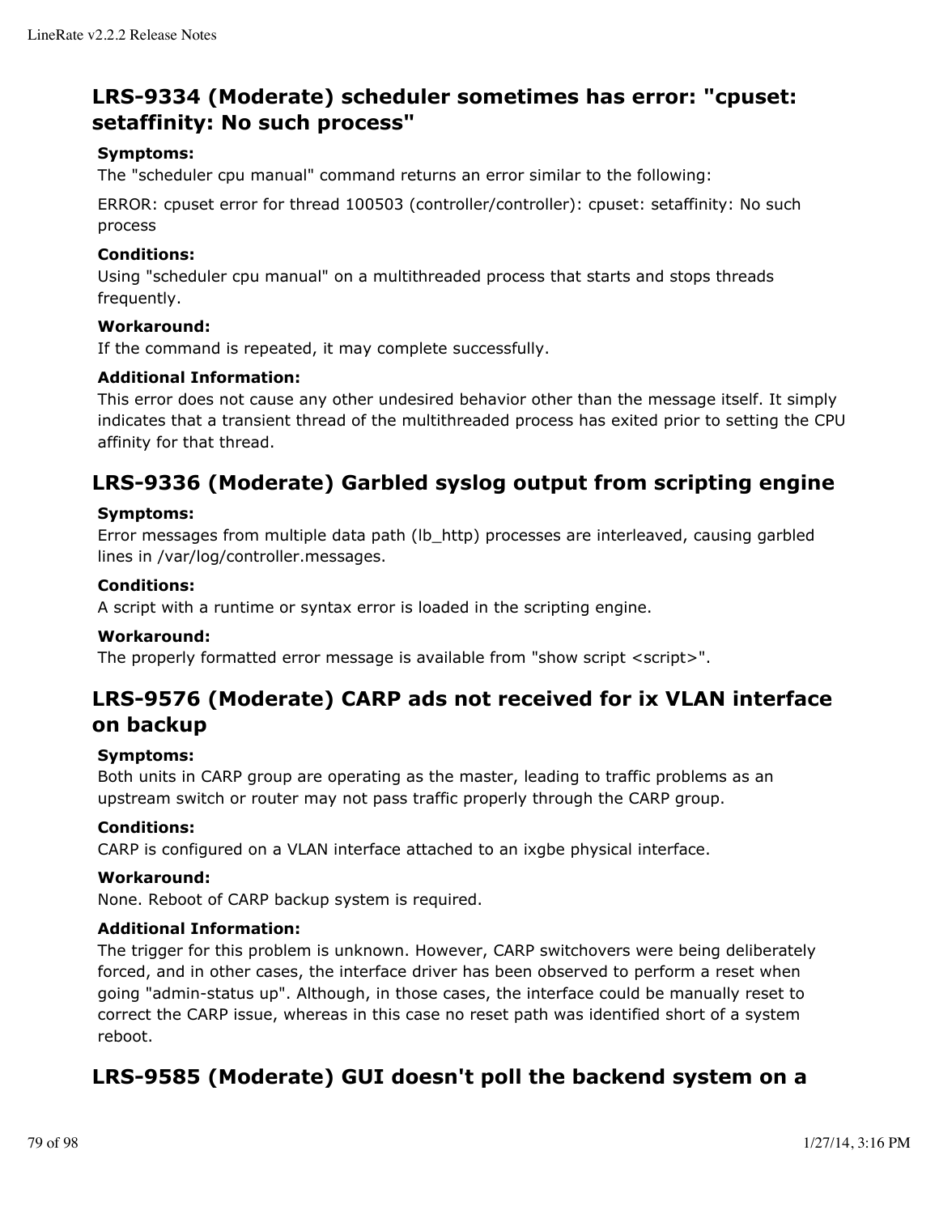## LRS-9334 (Moderate) scheduler sometimes has error: "cpuset: setaffinity: No such process"

**Symptoms:**
The "scheduler cpu manual" command returns an error similar to the following:

ERROR: cpuset error for thread 100503 (controller/controller): cpuset: setaffinity: No such process

**Conditions:**
Using "scheduler cpu manual" on a multithreaded process that starts and stops threads frequently.

**Workaround:**
If the command is repeated, it may complete successfully.

**Additional Information:**
This error does not cause any other undesired behavior other than the message itself. It simply indicates that a transient thread of the multithreaded process has exited prior to setting the CPU affinity for that thread.

## LRS-9336 (Moderate) Garbled syslog output from scripting engine

**Symptoms:**
Error messages from multiple data path (lb_http) processes are interleaved, causing garbled lines in /var/log/controller.messages.

**Conditions:**
A script with a runtime or syntax error is loaded in the scripting engine.

**Workaround:**
The properly formatted error message is available from "show script <script>".

## LRS-9576 (Moderate) CARP ads not received for ix VLAN interface on backup

**Symptoms:**
Both units in CARP group are operating as the master, leading to traffic problems as an upstream switch or router may not pass traffic properly through the CARP group.

**Conditions:**
CARP is configured on a VLAN interface attached to an ixgbe physical interface.

**Workaround:**
None. Reboot of CARP backup system is required.

**Additional Information:**
The trigger for this problem is unknown. However, CARP switchovers were being deliberately forced, and in other cases, the interface driver has been observed to perform a reset when going "admin-status up". Although, in those cases, the interface could be manually reset to correct the CARP issue, whereas in this case no reset path was identified short of a system reboot.

## LRS-9585 (Moderate) GUI doesn't poll the backend system on a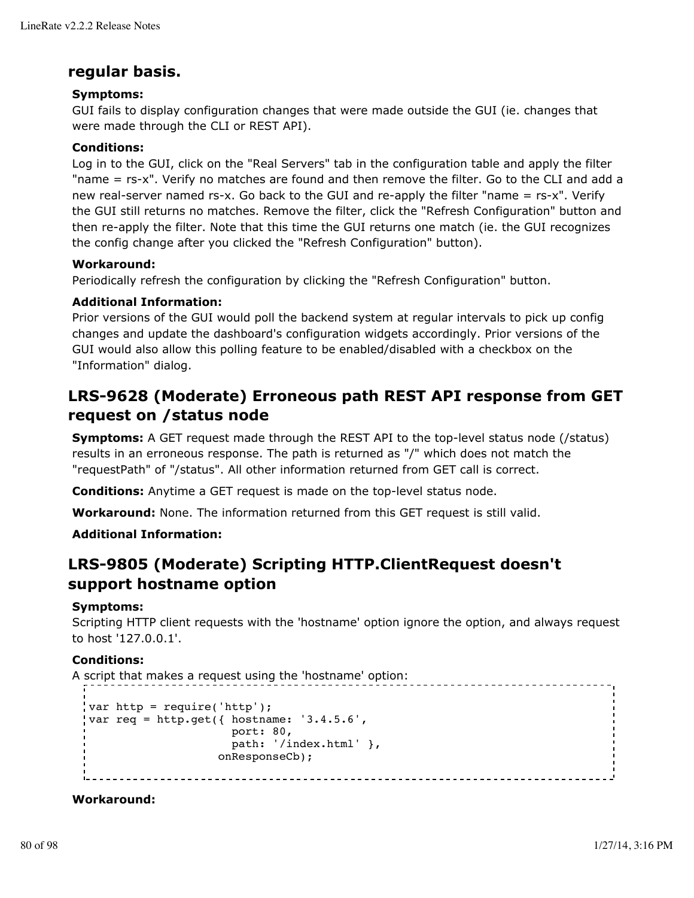## regular basis.

**Symptoms:**
GUI fails to display configuration changes that were made outside the GUI (ie. changes that were made through the CLI or REST API).

**Conditions:**
Log in to the GUI, click on the "Real Servers" tab in the configuration table and apply the filter "name = rs-x". Verify no matches are found and then remove the filter. Go to the CLI and add a new real-server named rs-x. Go back to the GUI and re-apply the filter "name = rs-x". Verify the GUI still returns no matches. Remove the filter, click the "Refresh Configuration" button and then re-apply the filter. Note that this time the GUI returns one match (ie. the GUI recognizes the config change after you clicked the "Refresh Configuration" button).

**Workaround:**
Periodically refresh the configuration by clicking the "Refresh Configuration" button.

**Additional Information:**
Prior versions of the GUI would poll the backend system at regular intervals to pick up config changes and update the dashboard's configuration widgets accordingly. Prior versions of the GUI would also allow this polling feature to be enabled/disabled with a checkbox on the "Information" dialog.

## LRS-9628 (Moderate) Erroneous path REST API response from GET request on /status node

**Symptoms:** A GET request made through the REST API to the top-level status node (/status) results in an erroneous response. The path is returned as "/" which does not match the "requestPath" of "/status". All other information returned from GET call is correct.

**Conditions:** Anytime a GET request is made on the top-level status node.

**Workaround:** None. The information returned from this GET request is still valid.

**Additional Information:**

## LRS-9805 (Moderate) Scripting HTTP.ClientRequest doesn't support hostname option

**Symptoms:**
Scripting HTTP client requests with the 'hostname' option ignore the option, and always request to host '127.0.0.1'.

**Conditions:**
A script that makes a request using the 'hostname' option:

```
var http = require('http');
var req = http.get({ hostname: '3.4.5.6',
                     port: 80,
                     path: '/index.html' },
                   onResponseCb);
```

**Workaround:**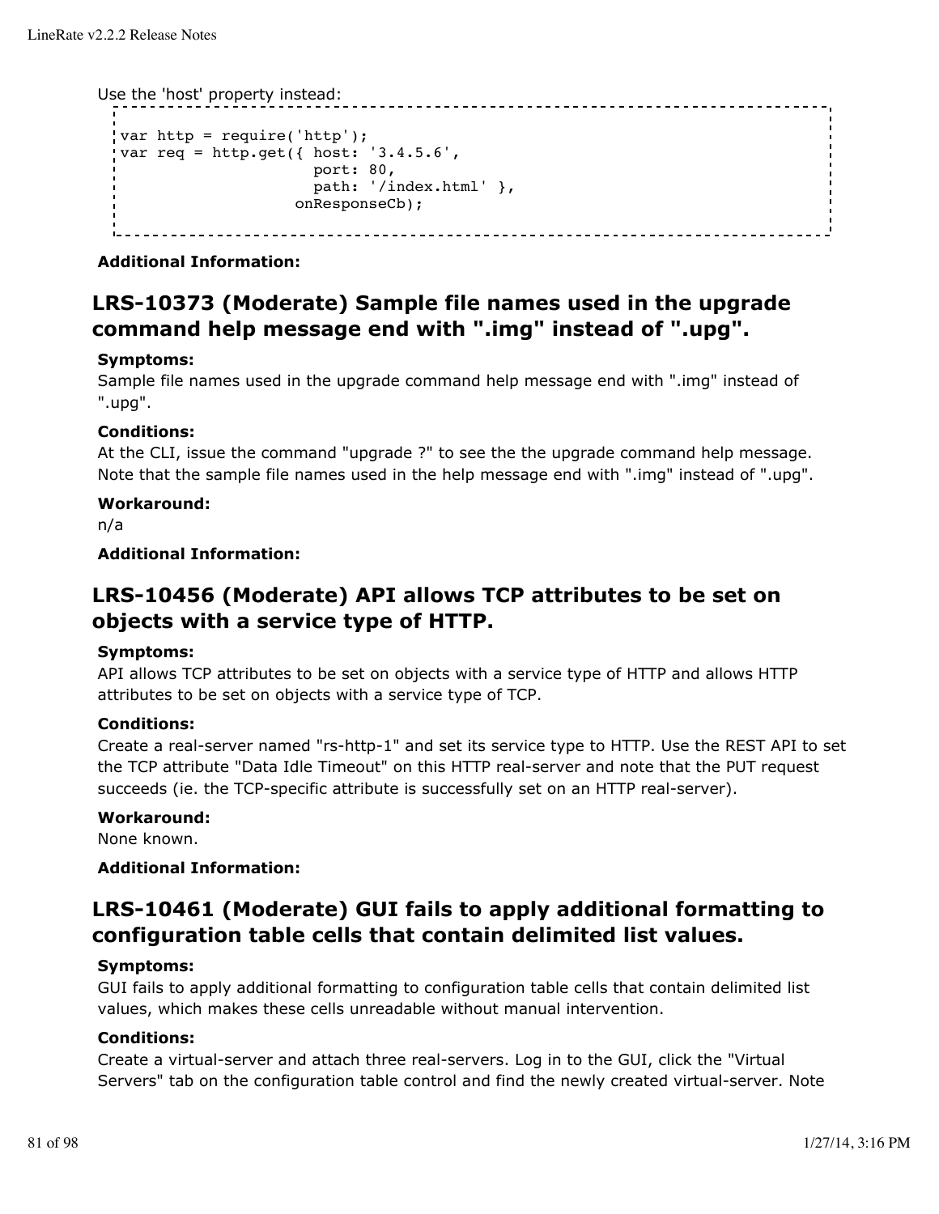Use the 'host' property instead:

```
var http = require('http');
var req = http.get({ host: '3.4.5.6',
                     port: 80,
                     path: '/index.html' },
                   onResponseCb);
```

**Additional Information:**

## LRS-10373 (Moderate) Sample file names used in the upgrade command help message end with ".img" instead of ".upg".

**Symptoms:**

Sample file names used in the upgrade command help message end with ".img" instead of ".upg".

**Conditions:**

At the CLI, issue the command "upgrade ?" to see the the upgrade command help message. Note that the sample file names used in the help message end with ".img" instead of ".upg".

**Workaround:**

n/a

**Additional Information:**

## LRS-10456 (Moderate) API allows TCP attributes to be set on objects with a service type of HTTP.

**Symptoms:**

API allows TCP attributes to be set on objects with a service type of HTTP and allows HTTP attributes to be set on objects with a service type of TCP.

**Conditions:**

Create a real-server named "rs-http-1" and set its service type to HTTP. Use the REST API to set the TCP attribute "Data Idle Timeout" on this HTTP real-server and note that the PUT request succeeds (ie. the TCP-specific attribute is successfully set on an HTTP real-server).

**Workaround:**

None known.

**Additional Information:**

## LRS-10461 (Moderate) GUI fails to apply additional formatting to configuration table cells that contain delimited list values.

**Symptoms:**

GUI fails to apply additional formatting to configuration table cells that contain delimited list values, which makes these cells unreadable without manual intervention.

**Conditions:**

Create a virtual-server and attach three real-servers. Log in to the GUI, click the "Virtual Servers" tab on the configuration table control and find the newly created virtual-server. Note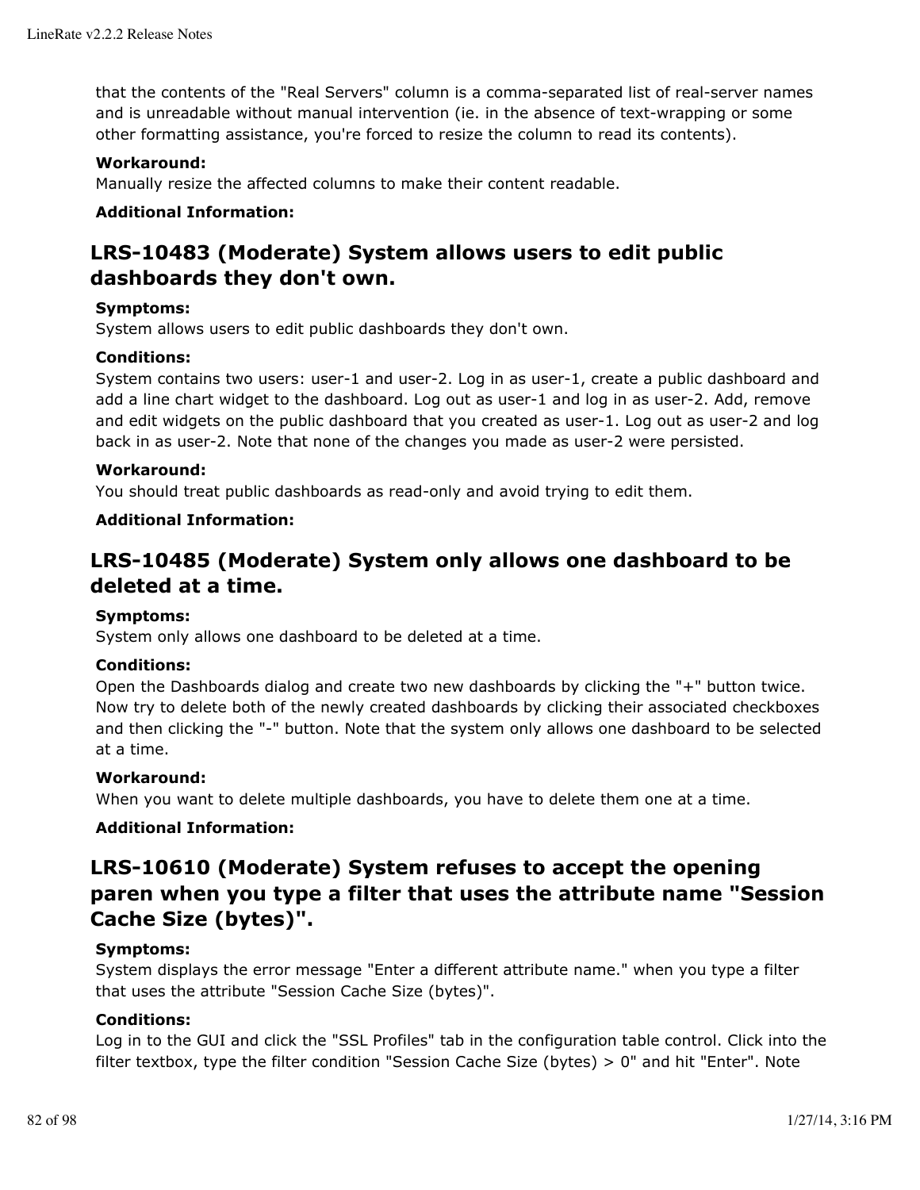that the contents of the "Real Servers" column is a comma-separated list of real-server names and is unreadable without manual intervention (ie. in the absence of text-wrapping or some other formatting assistance, you're forced to resize the column to read its contents).

**Workaround:**
Manually resize the affected columns to make their content readable.

**Additional Information:**

## LRS-10483 (Moderate) System allows users to edit public dashboards they don't own.

**Symptoms:**
System allows users to edit public dashboards they don't own.

**Conditions:**
System contains two users: user-1 and user-2. Log in as user-1, create a public dashboard and add a line chart widget to the dashboard. Log out as user-1 and log in as user-2. Add, remove and edit widgets on the public dashboard that you created as user-1. Log out as user-2 and log back in as user-2. Note that none of the changes you made as user-2 were persisted.

**Workaround:**
You should treat public dashboards as read-only and avoid trying to edit them.

**Additional Information:**

## LRS-10485 (Moderate) System only allows one dashboard to be deleted at a time.

**Symptoms:**
System only allows one dashboard to be deleted at a time.

**Conditions:**
Open the Dashboards dialog and create two new dashboards by clicking the "+" button twice. Now try to delete both of the newly created dashboards by clicking their associated checkboxes and then clicking the "-" button. Note that the system only allows one dashboard to be selected at a time.

**Workaround:**
When you want to delete multiple dashboards, you have to delete them one at a time.

**Additional Information:**

## LRS-10610 (Moderate) System refuses to accept the opening paren when you type a filter that uses the attribute name "Session Cache Size (bytes)".

**Symptoms:**
System displays the error message "Enter a different attribute name." when you type a filter that uses the attribute "Session Cache Size (bytes)".

**Conditions:**
Log in to the GUI and click the "SSL Profiles" tab in the configuration table control. Click into the filter textbox, type the filter condition "Session Cache Size (bytes) > 0" and hit "Enter". Note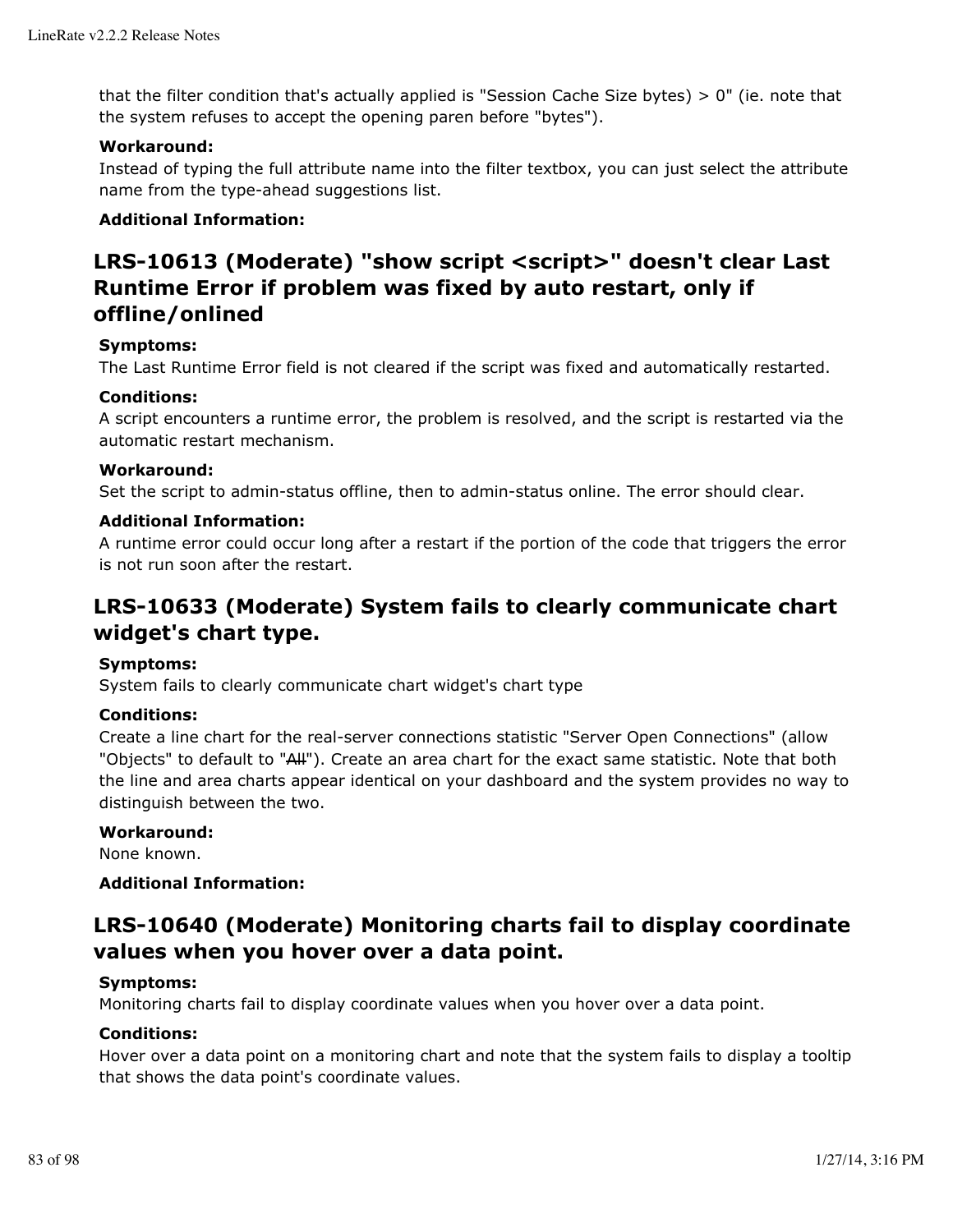that the filter condition that's actually applied is "Session Cache Size bytes) > 0" (ie. note that the system refuses to accept the opening paren before "bytes").

**Workaround:**
Instead of typing the full attribute name into the filter textbox, you can just select the attribute name from the type-ahead suggestions list.

**Additional Information:**

## LRS-10613 (Moderate) "show script <script>" doesn't clear Last Runtime Error if problem was fixed by auto restart, only if offline/onlined

**Symptoms:**
The Last Runtime Error field is not cleared if the script was fixed and automatically restarted.

**Conditions:**
A script encounters a runtime error, the problem is resolved, and the script is restarted via the automatic restart mechanism.

**Workaround:**
Set the script to admin-status offline, then to admin-status online. The error should clear.

**Additional Information:**
A runtime error could occur long after a restart if the portion of the code that triggers the error is not run soon after the restart.

## LRS-10633 (Moderate) System fails to clearly communicate chart widget's chart type.

**Symptoms:**
System fails to clearly communicate chart widget's chart type

**Conditions:**
Create a line chart for the real-server connections statistic "Server Open Connections" (allow "Objects" to default to "~~All~~"). Create an area chart for the exact same statistic. Note that both the line and area charts appear identical on your dashboard and the system provides no way to distinguish between the two.

**Workaround:**
None known.

**Additional Information:**

## LRS-10640 (Moderate) Monitoring charts fail to display coordinate values when you hover over a data point.

**Symptoms:**
Monitoring charts fail to display coordinate values when you hover over a data point.

**Conditions:**
Hover over a data point on a monitoring chart and note that the system fails to display a tooltip that shows the data point's coordinate values.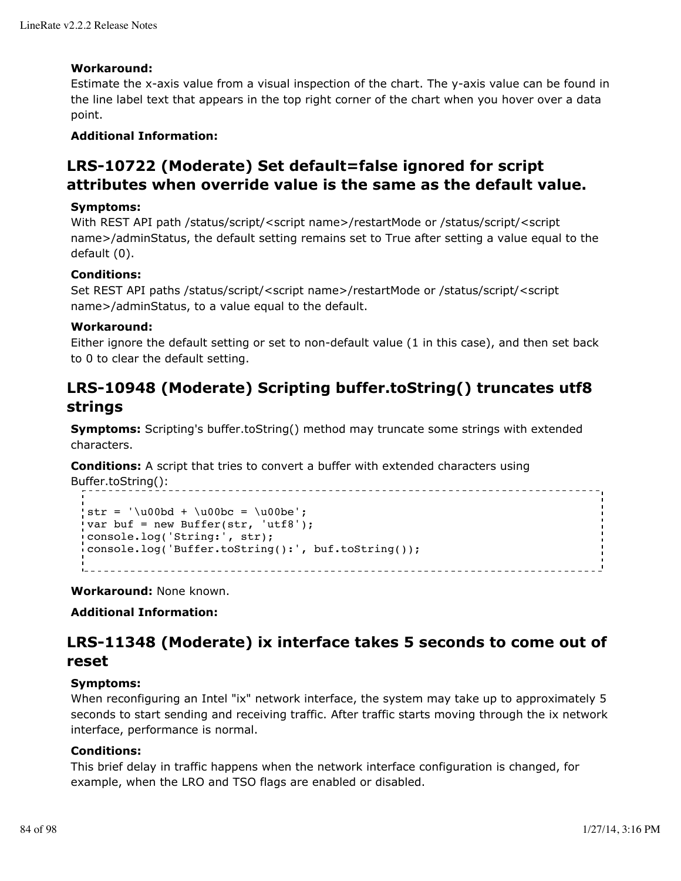**Workaround:**
Estimate the x-axis value from a visual inspection of the chart. The y-axis value can be found in the line label text that appears in the top right corner of the chart when you hover over a data point.

**Additional Information:**

## LRS-10722 (Moderate) Set default=false ignored for script attributes when override value is the same as the default value.

**Symptoms:**
With REST API path /status/script/<script name>/restartMode or /status/script/<script name>/adminStatus, the default setting remains set to True after setting a value equal to the default (0).

**Conditions:**
Set REST API paths /status/script/<script name>/restartMode or /status/script/<script name>/adminStatus, to a value equal to the default.

**Workaround:**
Either ignore the default setting or set to non-default value (1 in this case), and then set back to 0 to clear the default setting.

## LRS-10948 (Moderate) Scripting buffer.toString() truncates utf8 strings

**Symptoms:** Scripting's buffer.toString() method may truncate some strings with extended characters.

**Conditions:** A script that tries to convert a buffer with extended characters using Buffer.toString():

```
str = '\u00bd + \u00bc = \u00be';
var buf = new Buffer(str, 'utf8');
console.log('String:', str);
console.log('Buffer.toString():', buf.toString());
```

**Workaround:** None known.

**Additional Information:**

## LRS-11348 (Moderate) ix interface takes 5 seconds to come out of reset

**Symptoms:**
When reconfiguring an Intel "ix" network interface, the system may take up to approximately 5 seconds to start sending and receiving traffic. After traffic starts moving through the ix network interface, performance is normal.

**Conditions:**
This brief delay in traffic happens when the network interface configuration is changed, for example, when the LRO and TSO flags are enabled or disabled.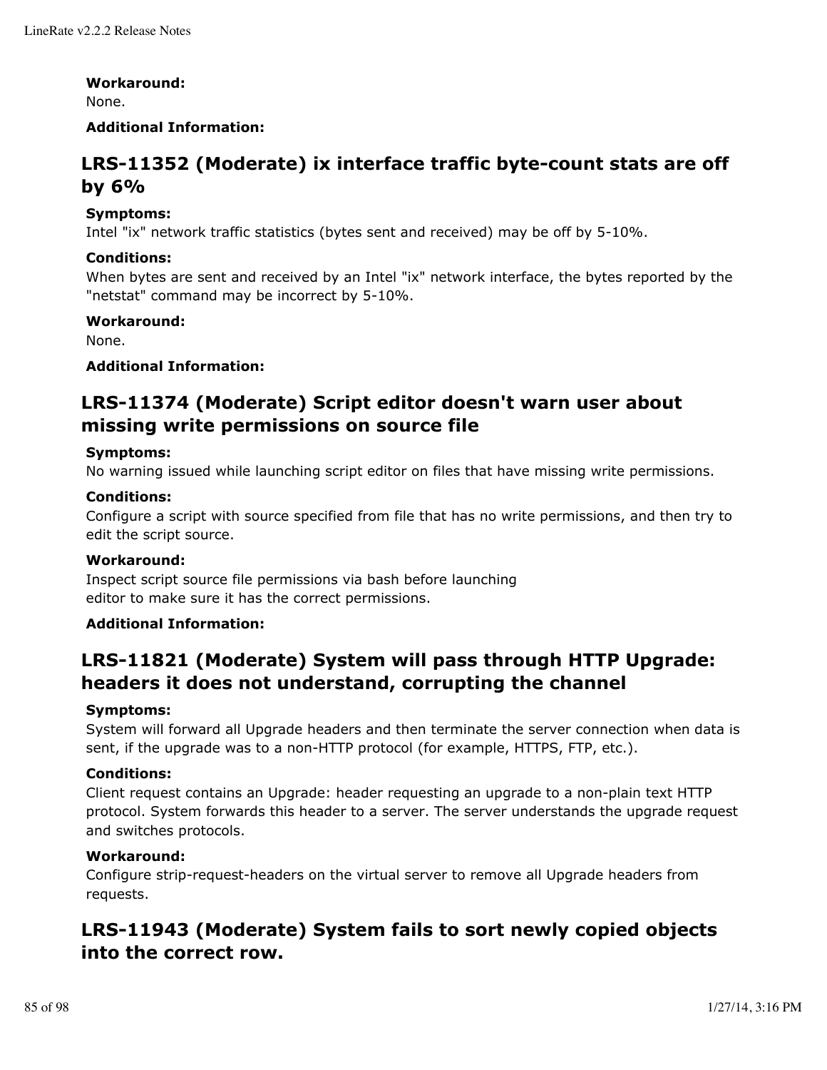**Workaround:**
None.

**Additional Information:**

## LRS-11352 (Moderate) ix interface traffic byte-count stats are off by 6%

**Symptoms:**
Intel "ix" network traffic statistics (bytes sent and received) may be off by 5-10%.

**Conditions:**
When bytes are sent and received by an Intel "ix" network interface, the bytes reported by the "netstat" command may be incorrect by 5-10%.

**Workaround:**
None.

**Additional Information:**

## LRS-11374 (Moderate) Script editor doesn't warn user about missing write permissions on source file

**Symptoms:**
No warning issued while launching script editor on files that have missing write permissions.

**Conditions:**
Configure a script with source specified from file that has no write permissions, and then try to edit the script source.

**Workaround:**
Inspect script source file permissions via bash before launching
editor to make sure it has the correct permissions.

**Additional Information:**

## LRS-11821 (Moderate) System will pass through HTTP Upgrade: headers it does not understand, corrupting the channel

**Symptoms:**
System will forward all Upgrade headers and then terminate the server connection when data is sent, if the upgrade was to a non-HTTP protocol (for example, HTTPS, FTP, etc.).

**Conditions:**
Client request contains an Upgrade: header requesting an upgrade to a non-plain text HTTP protocol. System forwards this header to a server. The server understands the upgrade request and switches protocols.

**Workaround:**
Configure strip-request-headers on the virtual server to remove all Upgrade headers from requests.

## LRS-11943 (Moderate) System fails to sort newly copied objects into the correct row.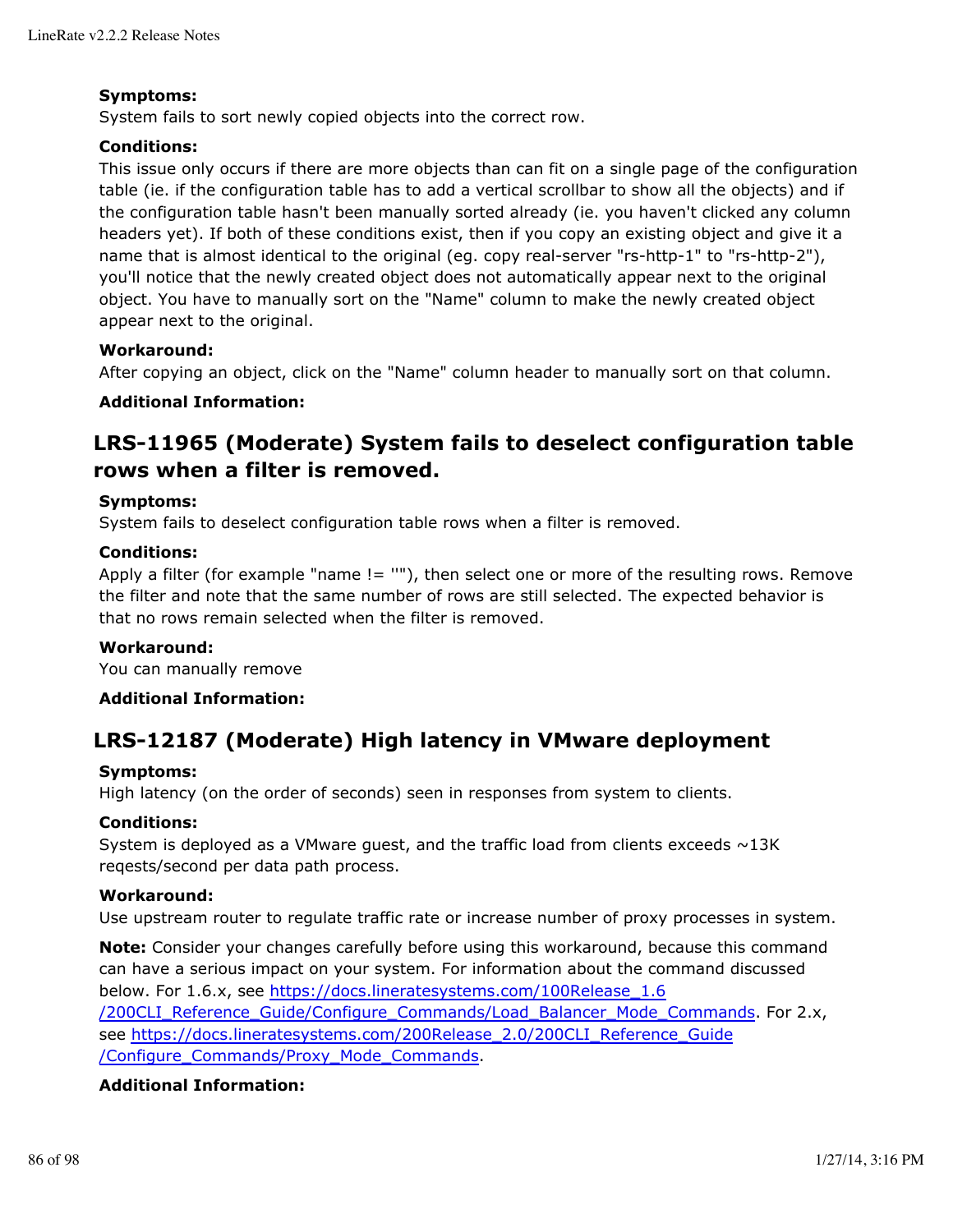**Symptoms:**
System fails to sort newly copied objects into the correct row.

**Conditions:**
This issue only occurs if there are more objects than can fit on a single page of the configuration table (ie. if the configuration table has to add a vertical scrollbar to show all the objects) and if the configuration table hasn't been manually sorted already (ie. you haven't clicked any column headers yet). If both of these conditions exist, then if you copy an existing object and give it a name that is almost identical to the original (eg. copy real-server "rs-http-1" to "rs-http-2"), you'll notice that the newly created object does not automatically appear next to the original object. You have to manually sort on the "Name" column to make the newly created object appear next to the original.

**Workaround:**
After copying an object, click on the "Name" column header to manually sort on that column.

**Additional Information:**

## LRS-11965 (Moderate) System fails to deselect configuration table rows when a filter is removed.

**Symptoms:**
System fails to deselect configuration table rows when a filter is removed.

**Conditions:**
Apply a filter (for example "name != ''"), then select one or more of the resulting rows. Remove the filter and note that the same number of rows are still selected. The expected behavior is that no rows remain selected when the filter is removed.

**Workaround:**
You can manually remove

**Additional Information:**

## LRS-12187 (Moderate) High latency in VMware deployment

**Symptoms:**
High latency (on the order of seconds) seen in responses from system to clients.

**Conditions:**
System is deployed as a VMware guest, and the traffic load from clients exceeds ~13K reqests/second per data path process.

**Workaround:**
Use upstream router to regulate traffic rate or increase number of proxy processes in system.

**Note:** Consider your changes carefully before using this workaround, because this command can have a serious impact on your system. For information about the command discussed below. For 1.6.x, see [https://docs.lineratesystems.com/100Release_1.6/200CLI_Reference_Guide/Configure_Commands/Load_Balancer_Mode_Commands](https://docs.lineratesystems.com/100Release_1.6/200CLI_Reference_Guide/Configure_Commands/Load_Balancer_Mode_Commands). For 2.x, see [https://docs.lineratesystems.com/200Release_2.0/200CLI_Reference_Guide/Configure_Commands/Proxy_Mode_Commands](https://docs.lineratesystems.com/200Release_2.0/200CLI_Reference_Guide/Configure_Commands/Proxy_Mode_Commands).

**Additional Information:**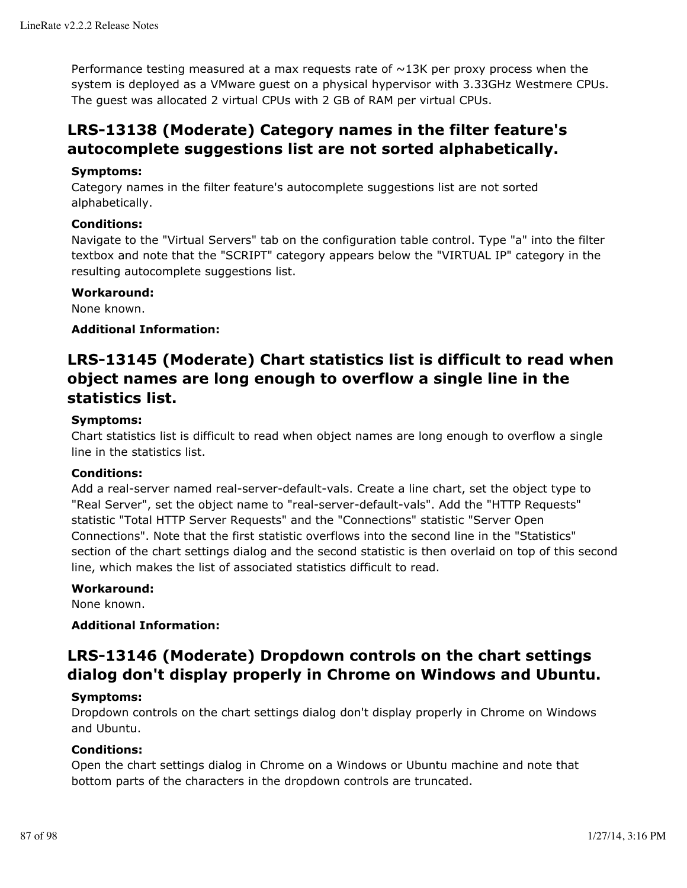Performance testing measured at a max requests rate of ~13K per proxy process when the system is deployed as a VMware guest on a physical hypervisor with 3.33GHz Westmere CPUs. The guest was allocated 2 virtual CPUs with 2 GB of RAM per virtual CPUs.

## LRS-13138 (Moderate) Category names in the filter feature's autocomplete suggestions list are not sorted alphabetically.

**Symptoms:**
Category names in the filter feature's autocomplete suggestions list are not sorted alphabetically.

**Conditions:**
Navigate to the "Virtual Servers" tab on the configuration table control. Type "a" into the filter textbox and note that the "SCRIPT" category appears below the "VIRTUAL IP" category in the resulting autocomplete suggestions list.

**Workaround:**
None known.

**Additional Information:**

## LRS-13145 (Moderate) Chart statistics list is difficult to read when object names are long enough to overflow a single line in the statistics list.

**Symptoms:**
Chart statistics list is difficult to read when object names are long enough to overflow a single line in the statistics list.

**Conditions:**
Add a real-server named real-server-default-vals. Create a line chart, set the object type to "Real Server", set the object name to "real-server-default-vals". Add the "HTTP Requests" statistic "Total HTTP Server Requests" and the "Connections" statistic "Server Open Connections". Note that the first statistic overflows into the second line in the "Statistics" section of the chart settings dialog and the second statistic is then overlaid on top of this second line, which makes the list of associated statistics difficult to read.

**Workaround:**
None known.

**Additional Information:**

## LRS-13146 (Moderate) Dropdown controls on the chart settings dialog don't display properly in Chrome on Windows and Ubuntu.

**Symptoms:**
Dropdown controls on the chart settings dialog don't display properly in Chrome on Windows and Ubuntu.

**Conditions:**
Open the chart settings dialog in Chrome on a Windows or Ubuntu machine and note that bottom parts of the characters in the dropdown controls are truncated.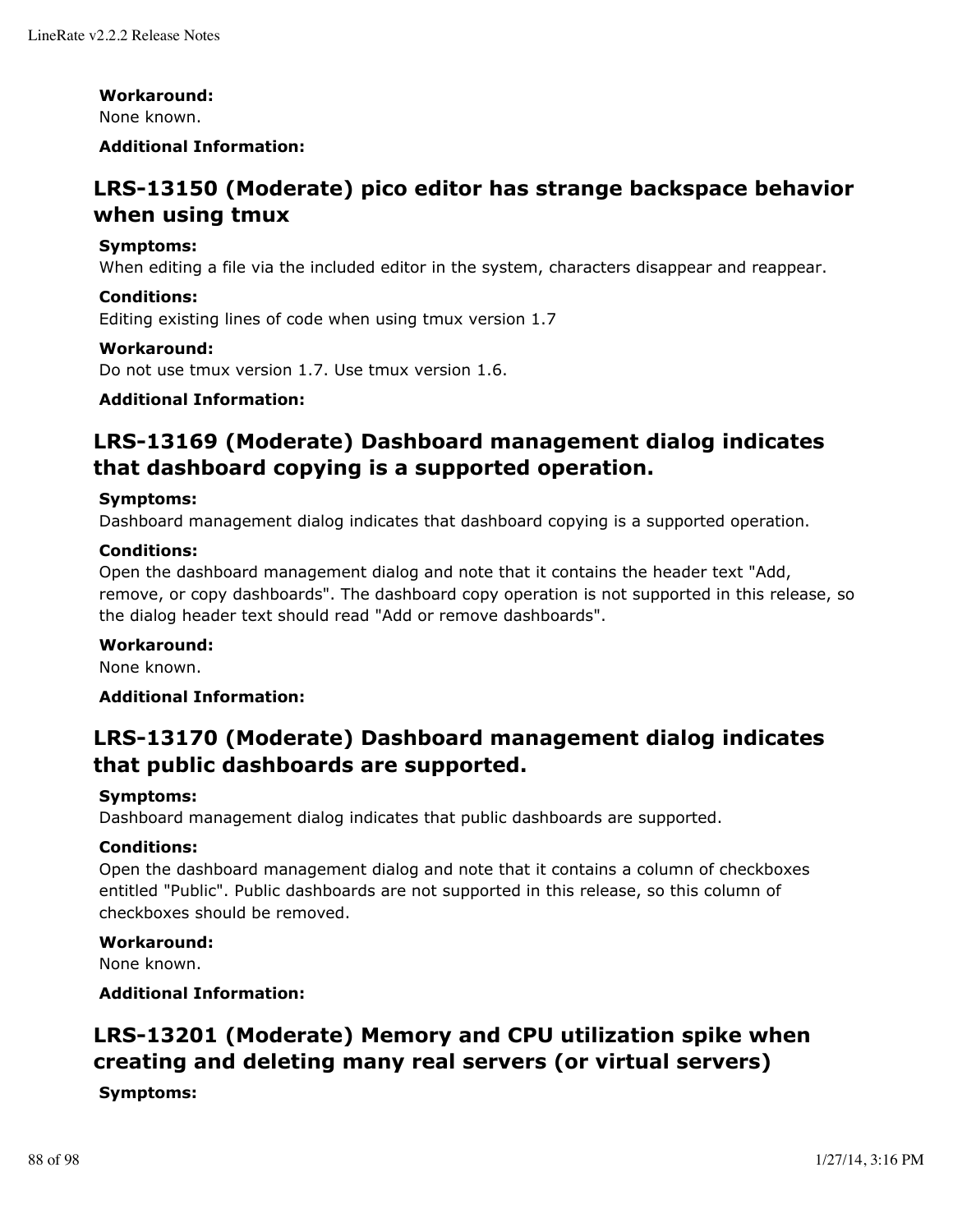**Workaround:**
None known.

**Additional Information:**

## LRS-13150 (Moderate) pico editor has strange backspace behavior when using tmux

**Symptoms:**
When editing a file via the included editor in the system, characters disappear and reappear.

**Conditions:**
Editing existing lines of code when using tmux version 1.7

**Workaround:**
Do not use tmux version 1.7. Use tmux version 1.6.

**Additional Information:**

## LRS-13169 (Moderate) Dashboard management dialog indicates that dashboard copying is a supported operation.

**Symptoms:**
Dashboard management dialog indicates that dashboard copying is a supported operation.

**Conditions:**
Open the dashboard management dialog and note that it contains the header text "Add, remove, or copy dashboards". The dashboard copy operation is not supported in this release, so the dialog header text should read "Add or remove dashboards".

**Workaround:**
None known.

**Additional Information:**

## LRS-13170 (Moderate) Dashboard management dialog indicates that public dashboards are supported.

**Symptoms:**
Dashboard management dialog indicates that public dashboards are supported.

**Conditions:**
Open the dashboard management dialog and note that it contains a column of checkboxes entitled "Public". Public dashboards are not supported in this release, so this column of checkboxes should be removed.

**Workaround:**
None known.

**Additional Information:**

## LRS-13201 (Moderate) Memory and CPU utilization spike when creating and deleting many real servers (or virtual servers)

**Symptoms:**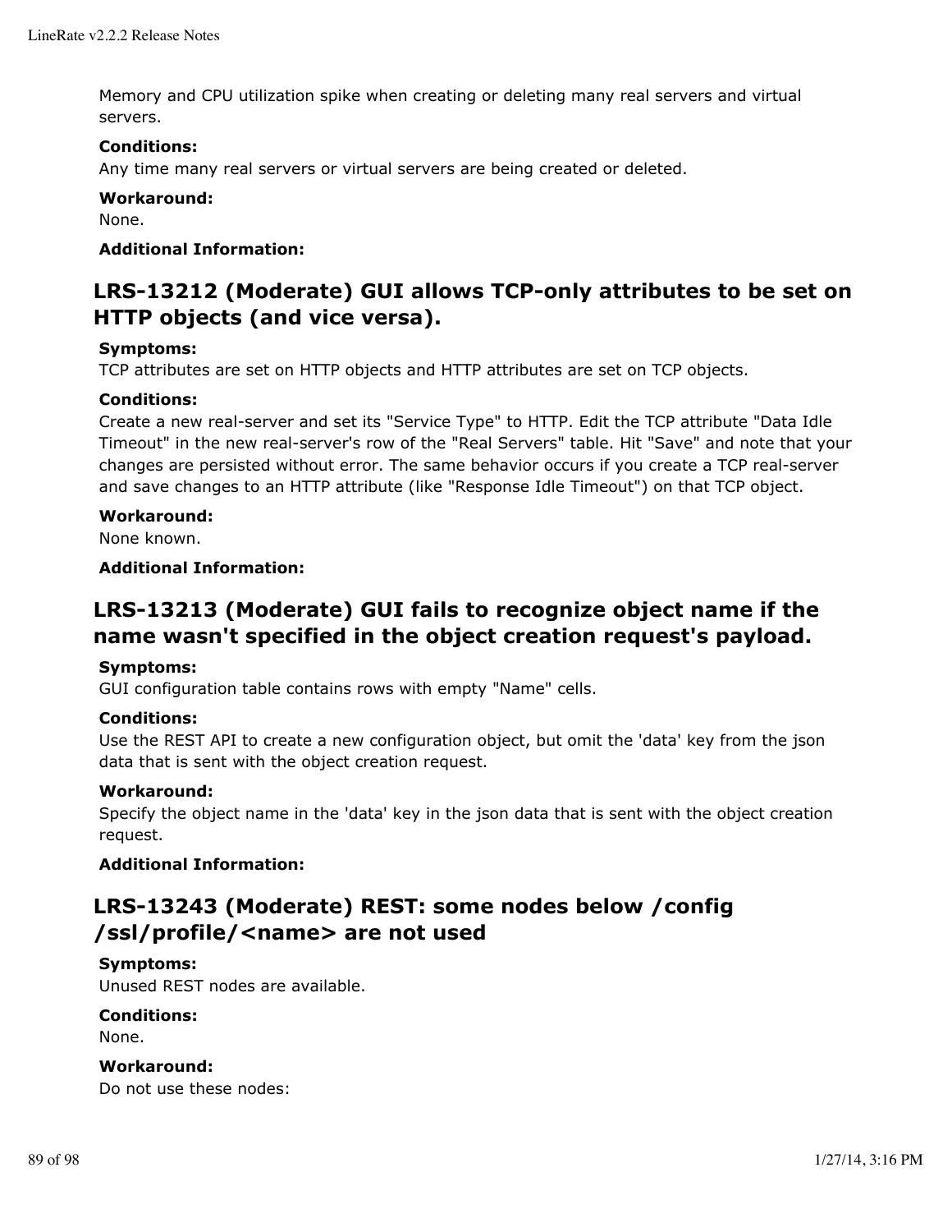Memory and CPU utilization spike when creating or deleting many real servers and virtual servers.

**Conditions:**
Any time many real servers or virtual servers are being created or deleted.

**Workaround:**
None.

**Additional Information:**

## LRS-13212 (Moderate) GUI allows TCP-only attributes to be set on HTTP objects (and vice versa).

**Symptoms:**
TCP attributes are set on HTTP objects and HTTP attributes are set on TCP objects.

**Conditions:**
Create a new real-server and set its "Service Type" to HTTP. Edit the TCP attribute "Data Idle Timeout" in the new real-server's row of the "Real Servers" table. Hit "Save" and note that your changes are persisted without error. The same behavior occurs if you create a TCP real-server and save changes to an HTTP attribute (like "Response Idle Timeout") on that TCP object.

**Workaround:**
None known.

**Additional Information:**

## LRS-13213 (Moderate) GUI fails to recognize object name if the name wasn't specified in the object creation request's payload.

**Symptoms:**
GUI configuration table contains rows with empty "Name" cells.

**Conditions:**
Use the REST API to create a new configuration object, but omit the 'data' key from the json data that is sent with the object creation request.

**Workaround:**
Specify the object name in the 'data' key in the json data that is sent with the object creation request.

**Additional Information:**

## LRS-13243 (Moderate) REST: some nodes below /config/ssl/profile/<name> are not used

**Symptoms:**
Unused REST nodes are available.

**Conditions:**
None.

**Workaround:**
Do not use these nodes: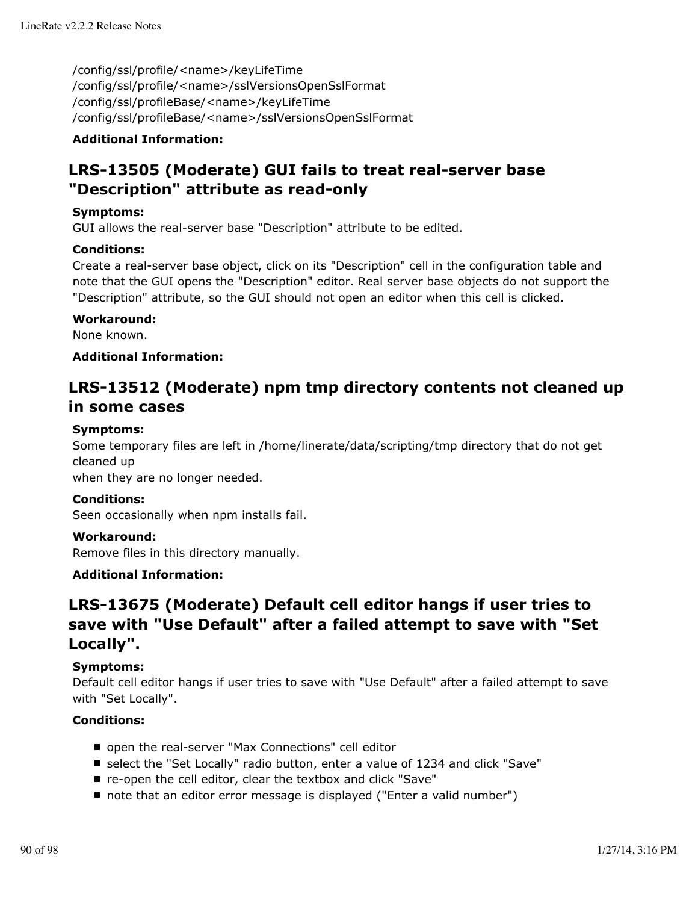/config/ssl/profile/<name>/keyLifeTime
/config/ssl/profile/<name>/sslVersionsOpenSslFormat
/config/ssl/profileBase/<name>/keyLifeTime
/config/ssl/profileBase/<name>/sslVersionsOpenSslFormat

**Additional Information:**

## LRS-13505 (Moderate) GUI fails to treat real-server base "Description" attribute as read-only

**Symptoms:**
GUI allows the real-server base "Description" attribute to be edited.

**Conditions:**
Create a real-server base object, click on its "Description" cell in the configuration table and note that the GUI opens the "Description" editor. Real server base objects do not support the "Description" attribute, so the GUI should not open an editor when this cell is clicked.

**Workaround:**
None known.

**Additional Information:**

## LRS-13512 (Moderate) npm tmp directory contents not cleaned up in some cases

**Symptoms:**
Some temporary files are left in /home/linerate/data/scripting/tmp directory that do not get cleaned up
when they are no longer needed.

**Conditions:**
Seen occasionally when npm installs fail.

**Workaround:**
Remove files in this directory manually.

**Additional Information:**

## LRS-13675 (Moderate) Default cell editor hangs if user tries to save with "Use Default" after a failed attempt to save with "Set Locally".

**Symptoms:**
Default cell editor hangs if user tries to save with "Use Default" after a failed attempt to save with "Set Locally".

**Conditions:**

- open the real-server "Max Connections" cell editor
- select the "Set Locally" radio button, enter a value of 1234 and click "Save"
- re-open the cell editor, clear the textbox and click "Save"
- note that an editor error message is displayed ("Enter a valid number")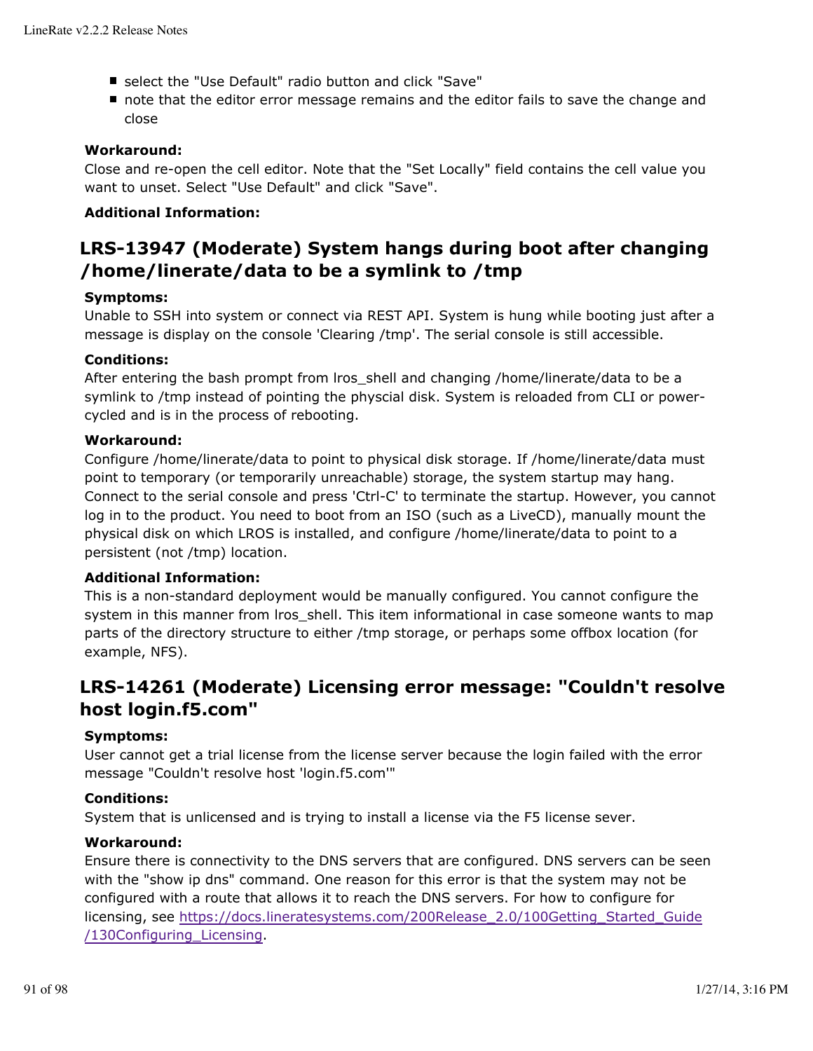- select the "Use Default" radio button and click "Save"
- note that the editor error message remains and the editor fails to save the change and close

**Workaround:**
Close and re-open the cell editor. Note that the "Set Locally" field contains the cell value you want to unset. Select "Use Default" and click "Save".

**Additional Information:**

## LRS-13947 (Moderate) System hangs during boot after changing /home/linerate/data to be a symlink to /tmp

**Symptoms:**
Unable to SSH into system or connect via REST API. System is hung while booting just after a message is display on the console 'Clearing /tmp'. The serial console is still accessible.

**Conditions:**
After entering the bash prompt from lros_shell and changing /home/linerate/data to be a symlink to /tmp instead of pointing the physcial disk. System is reloaded from CLI or power-cycled and is in the process of rebooting.

**Workaround:**
Configure /home/linerate/data to point to physical disk storage. If /home/linerate/data must point to temporary (or temporarily unreachable) storage, the system startup may hang. Connect to the serial console and press 'Ctrl-C' to terminate the startup. However, you cannot log in to the product. You need to boot from an ISO (such as a LiveCD), manually mount the physical disk on which LROS is installed, and configure /home/linerate/data to point to a persistent (not /tmp) location.

**Additional Information:**
This is a non-standard deployment would be manually configured. You cannot configure the system in this manner from lros_shell. This item informational in case someone wants to map parts of the directory structure to either /tmp storage, or perhaps some offbox location (for example, NFS).

## LRS-14261 (Moderate) Licensing error message: "Couldn't resolve host login.f5.com"

**Symptoms:**
User cannot get a trial license from the license server because the login failed with the error message "Couldn't resolve host 'login.f5.com'"

**Conditions:**
System that is unlicensed and is trying to install a license via the F5 license sever.

**Workaround:**
Ensure there is connectivity to the DNS servers that are configured. DNS servers can be seen with the "show ip dns" command. One reason for this error is that the system may not be configured with a route that allows it to reach the DNS servers. For how to configure for licensing, see [https://docs.lineratesystems.com/200Release_2.0/100Getting_Started_Guide/130Configuring_Licensing](https://docs.lineratesystems.com/200Release_2.0/100Getting_Started_Guide/130Configuring_Licensing).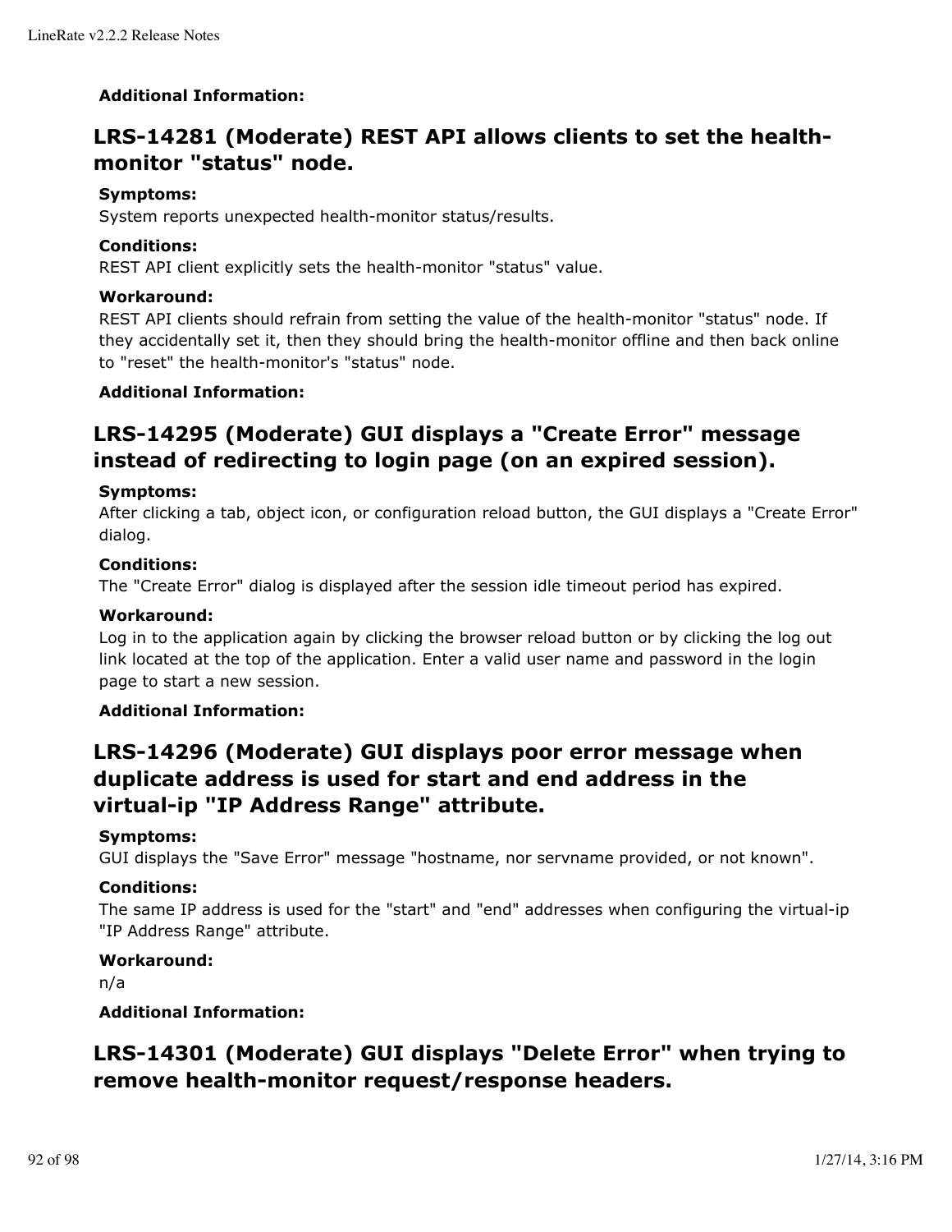**Additional Information:**

## LRS-14281 (Moderate) REST API allows clients to set the health-monitor "status" node.

**Symptoms:**
System reports unexpected health-monitor status/results.

**Conditions:**
REST API client explicitly sets the health-monitor "status" value.

**Workaround:**
REST API clients should refrain from setting the value of the health-monitor "status" node. If they accidentally set it, then they should bring the health-monitor offline and then back online to "reset" the health-monitor's "status" node.

**Additional Information:**

## LRS-14295 (Moderate) GUI displays a "Create Error" message instead of redirecting to login page (on an expired session).

**Symptoms:**
After clicking a tab, object icon, or configuration reload button, the GUI displays a "Create Error" dialog.

**Conditions:**
The "Create Error" dialog is displayed after the session idle timeout period has expired.

**Workaround:**
Log in to the application again by clicking the browser reload button or by clicking the log out link located at the top of the application. Enter a valid user name and password in the login page to start a new session.

**Additional Information:**

## LRS-14296 (Moderate) GUI displays poor error message when duplicate address is used for start and end address in the virtual-ip "IP Address Range" attribute.

**Symptoms:**
GUI displays the "Save Error" message "hostname, nor servname provided, or not known".

**Conditions:**
The same IP address is used for the "start" and "end" addresses when configuring the virtual-ip "IP Address Range" attribute.

**Workaround:**
n/a

**Additional Information:**

## LRS-14301 (Moderate) GUI displays "Delete Error" when trying to remove health-monitor request/response headers.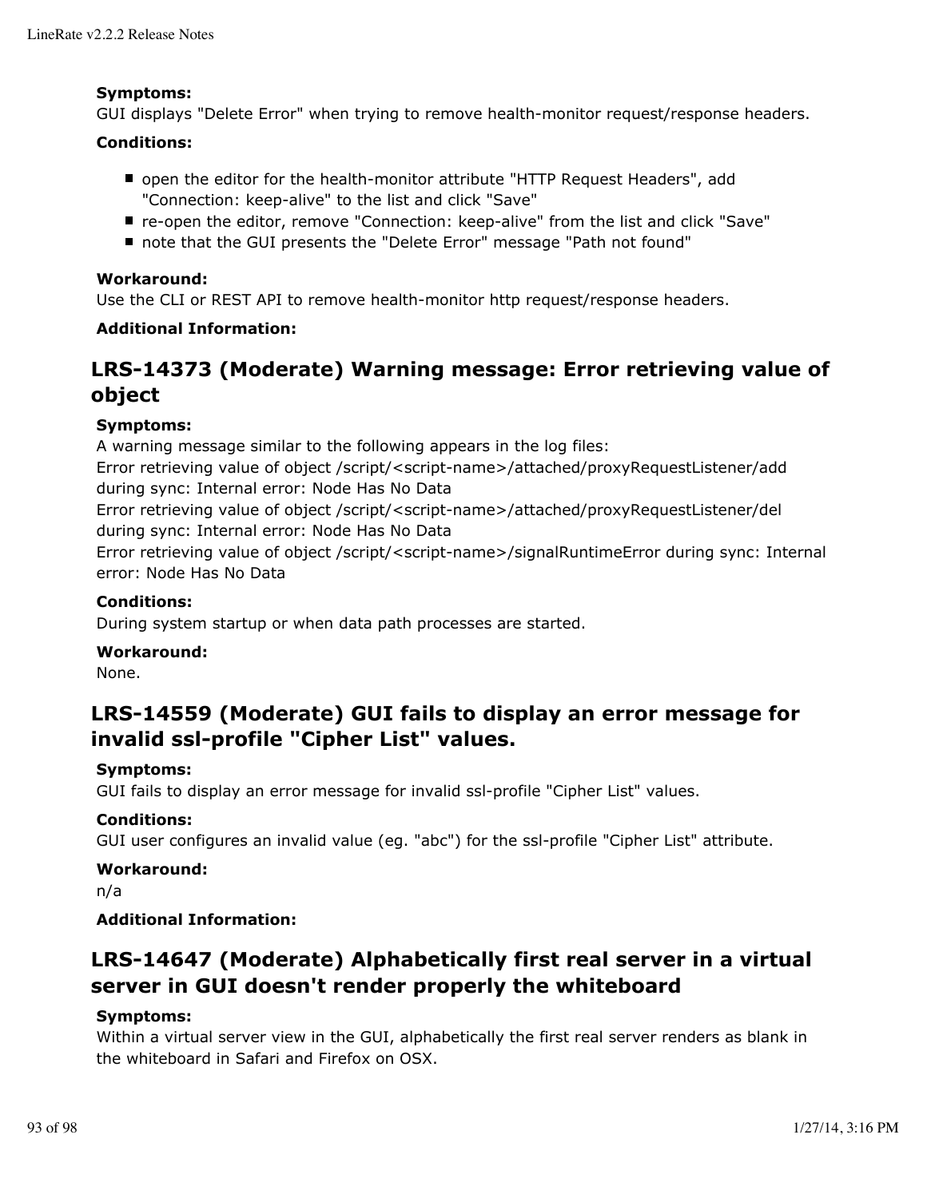**Symptoms:**
GUI displays "Delete Error" when trying to remove health-monitor request/response headers.

**Conditions:**

- open the editor for the health-monitor attribute "HTTP Request Headers", add "Connection: keep-alive" to the list and click "Save"
- re-open the editor, remove "Connection: keep-alive" from the list and click "Save"
- note that the GUI presents the "Delete Error" message "Path not found"

**Workaround:**
Use the CLI or REST API to remove health-monitor http request/response headers.

**Additional Information:**

## LRS-14373 (Moderate) Warning message: Error retrieving value of object

**Symptoms:**
A warning message similar to the following appears in the log files:
Error retrieving value of object /script/<script-name>/attached/proxyRequestListener/add during sync: Internal error: Node Has No Data
Error retrieving value of object /script/<script-name>/attached/proxyRequestListener/del during sync: Internal error: Node Has No Data
Error retrieving value of object /script/<script-name>/signalRuntimeError during sync: Internal error: Node Has No Data

**Conditions:**
During system startup or when data path processes are started.

**Workaround:**
None.

## LRS-14559 (Moderate) GUI fails to display an error message for invalid ssl-profile "Cipher List" values.

**Symptoms:**
GUI fails to display an error message for invalid ssl-profile "Cipher List" values.

**Conditions:**
GUI user configures an invalid value (eg. "abc") for the ssl-profile "Cipher List" attribute.

**Workaround:**
n/a

**Additional Information:**

## LRS-14647 (Moderate) Alphabetically first real server in a virtual server in GUI doesn't render properly the whiteboard

**Symptoms:**
Within a virtual server view in the GUI, alphabetically the first real server renders as blank in the whiteboard in Safari and Firefox on OSX.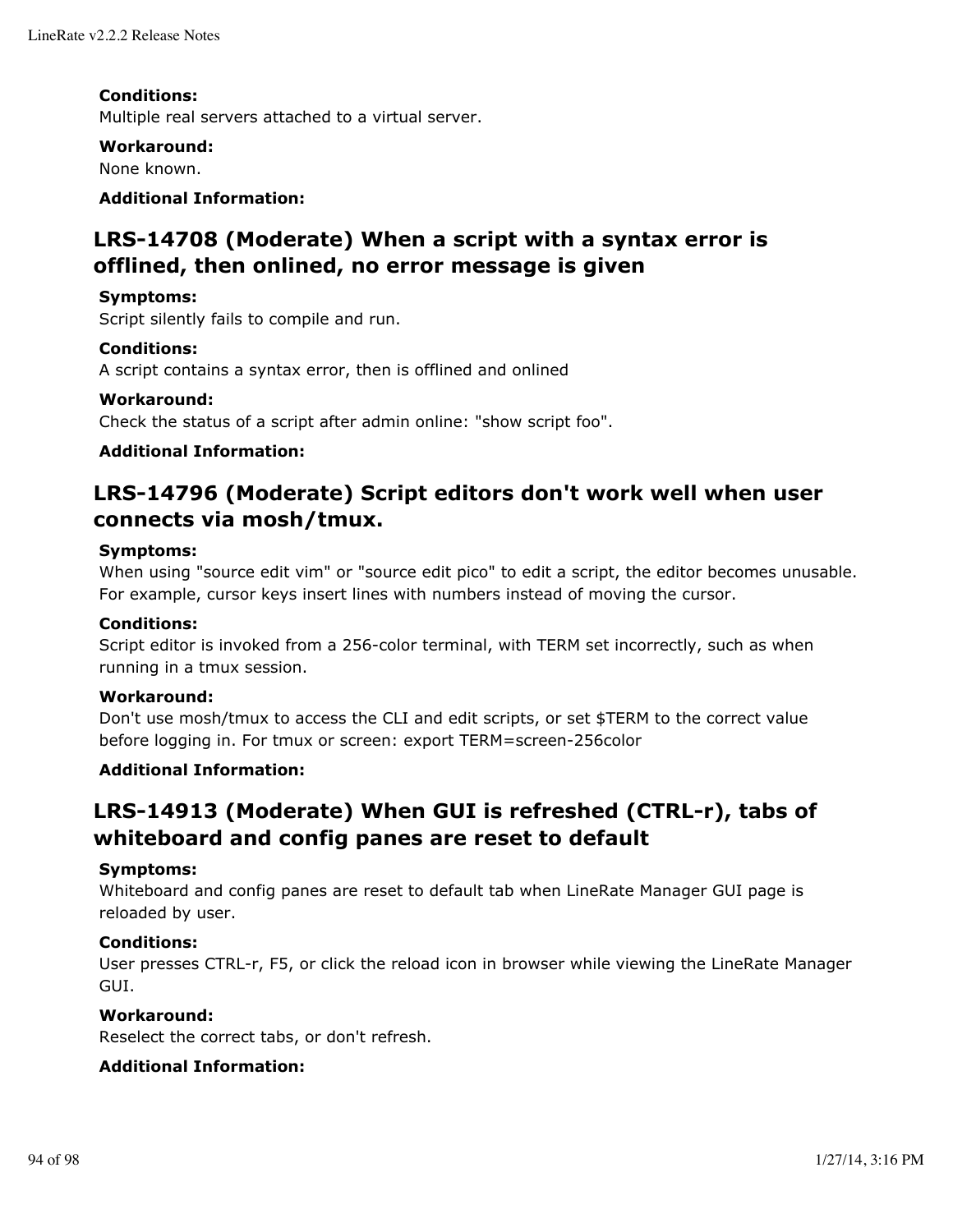**Conditions:**
Multiple real servers attached to a virtual server.

**Workaround:**
None known.

**Additional Information:**

## LRS-14708 (Moderate) When a script with a syntax error is offlined, then onlined, no error message is given

**Symptoms:**
Script silently fails to compile and run.

**Conditions:**
A script contains a syntax error, then is offlined and onlined

**Workaround:**
Check the status of a script after admin online: "show script foo".

**Additional Information:**

## LRS-14796 (Moderate) Script editors don't work well when user connects via mosh/tmux.

**Symptoms:**
When using "source edit vim" or "source edit pico" to edit a script, the editor becomes unusable. For example, cursor keys insert lines with numbers instead of moving the cursor.

**Conditions:**
Script editor is invoked from a 256-color terminal, with TERM set incorrectly, such as when running in a tmux session.

**Workaround:**
Don't use mosh/tmux to access the CLI and edit scripts, or set $TERM to the correct value before logging in. For tmux or screen: export TERM=screen-256color

**Additional Information:**

## LRS-14913 (Moderate) When GUI is refreshed (CTRL-r), tabs of whiteboard and config panes are reset to default

**Symptoms:**
Whiteboard and config panes are reset to default tab when LineRate Manager GUI page is reloaded by user.

**Conditions:**
User presses CTRL-r, F5, or click the reload icon in browser while viewing the LineRate Manager GUI.

**Workaround:**
Reselect the correct tabs, or don't refresh.

**Additional Information:**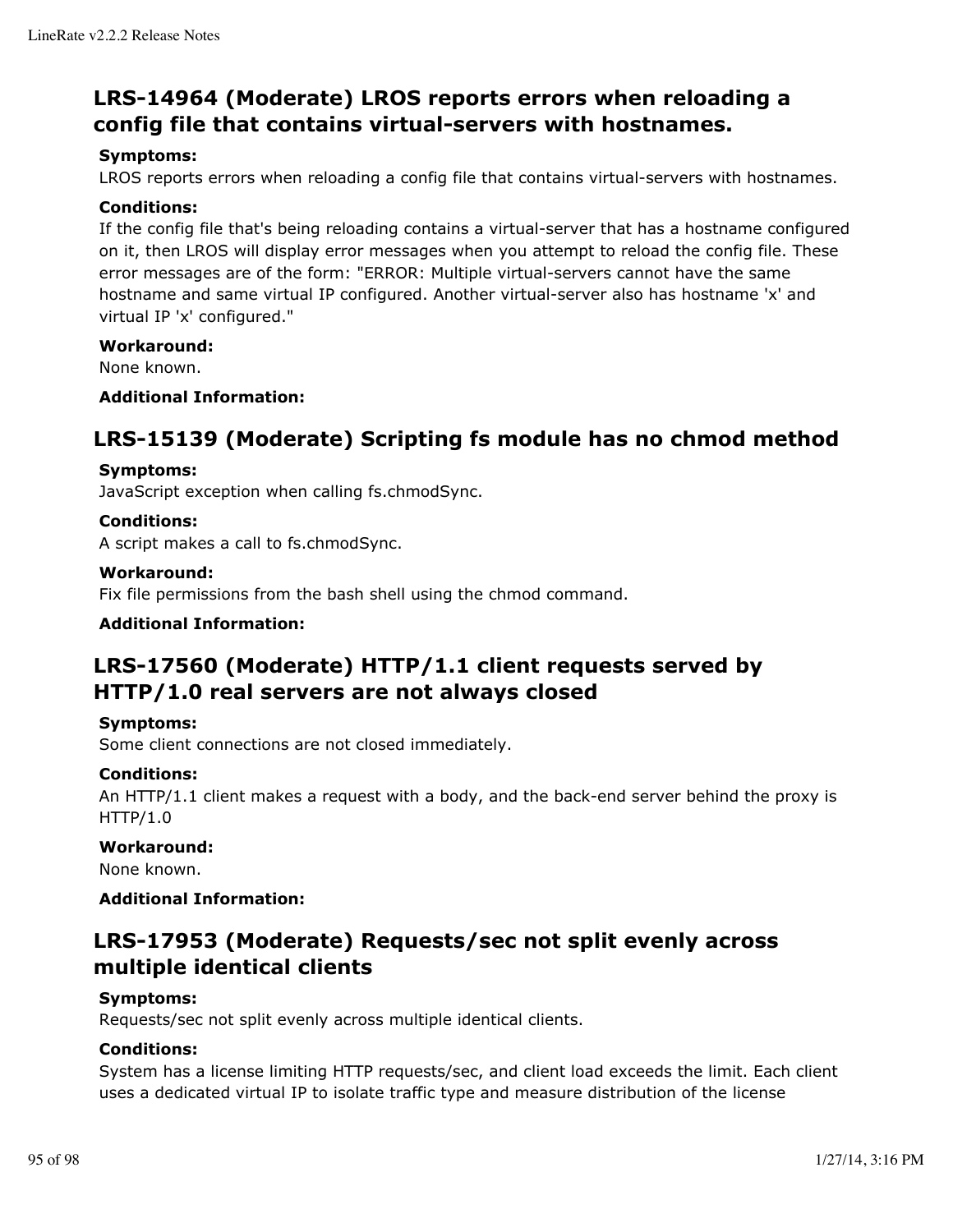## LRS-14964 (Moderate) LROS reports errors when reloading a config file that contains virtual-servers with hostnames.

**Symptoms:**
LROS reports errors when reloading a config file that contains virtual-servers with hostnames.

**Conditions:**
If the config file that's being reloading contains a virtual-server that has a hostname configured on it, then LROS will display error messages when you attempt to reload the config file. These error messages are of the form: "ERROR: Multiple virtual-servers cannot have the same hostname and same virtual IP configured. Another virtual-server also has hostname 'x' and virtual IP 'x' configured."

**Workaround:**
None known.

**Additional Information:**

## LRS-15139 (Moderate) Scripting fs module has no chmod method

**Symptoms:**
JavaScript exception when calling fs.chmodSync.

**Conditions:**
A script makes a call to fs.chmodSync.

**Workaround:**
Fix file permissions from the bash shell using the chmod command.

**Additional Information:**

## LRS-17560 (Moderate) HTTP/1.1 client requests served by HTTP/1.0 real servers are not always closed

**Symptoms:**
Some client connections are not closed immediately.

**Conditions:**
An HTTP/1.1 client makes a request with a body, and the back-end server behind the proxy is HTTP/1.0

**Workaround:**
None known.

**Additional Information:**

## LRS-17953 (Moderate) Requests/sec not split evenly across multiple identical clients

**Symptoms:**
Requests/sec not split evenly across multiple identical clients.

**Conditions:**
System has a license limiting HTTP requests/sec, and client load exceeds the limit. Each client uses a dedicated virtual IP to isolate traffic type and measure distribution of the license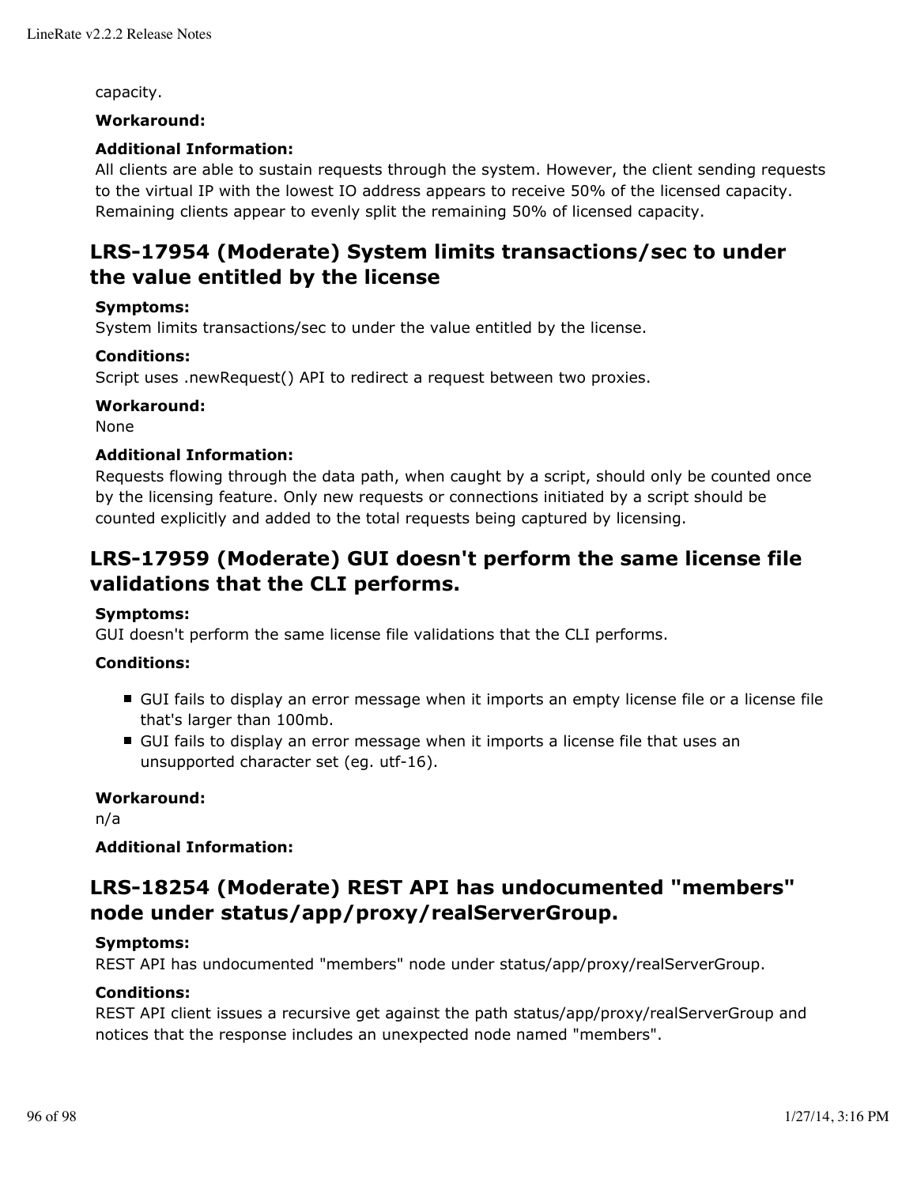capacity.

**Workaround:**

**Additional Information:**
All clients are able to sustain requests through the system. However, the client sending requests to the virtual IP with the lowest IO address appears to receive 50% of the licensed capacity. Remaining clients appear to evenly split the remaining 50% of licensed capacity.

## LRS-17954 (Moderate) System limits transactions/sec to under the value entitled by the license

**Symptoms:**
System limits transactions/sec to under the value entitled by the license.

**Conditions:**
Script uses .newRequest() API to redirect a request between two proxies.

**Workaround:**
None

**Additional Information:**
Requests flowing through the data path, when caught by a script, should only be counted once by the licensing feature. Only new requests or connections initiated by a script should be counted explicitly and added to the total requests being captured by licensing.

## LRS-17959 (Moderate) GUI doesn't perform the same license file validations that the CLI performs.

**Symptoms:**
GUI doesn't perform the same license file validations that the CLI performs.

**Conditions:**

- GUI fails to display an error message when it imports an empty license file or a license file that's larger than 100mb.
- GUI fails to display an error message when it imports a license file that uses an unsupported character set (eg. utf-16).

**Workaround:**
n/a

**Additional Information:**

## LRS-18254 (Moderate) REST API has undocumented "members" node under status/app/proxy/realServerGroup.

**Symptoms:**
REST API has undocumented "members" node under status/app/proxy/realServerGroup.

**Conditions:**
REST API client issues a recursive get against the path status/app/proxy/realServerGroup and notices that the response includes an unexpected node named "members".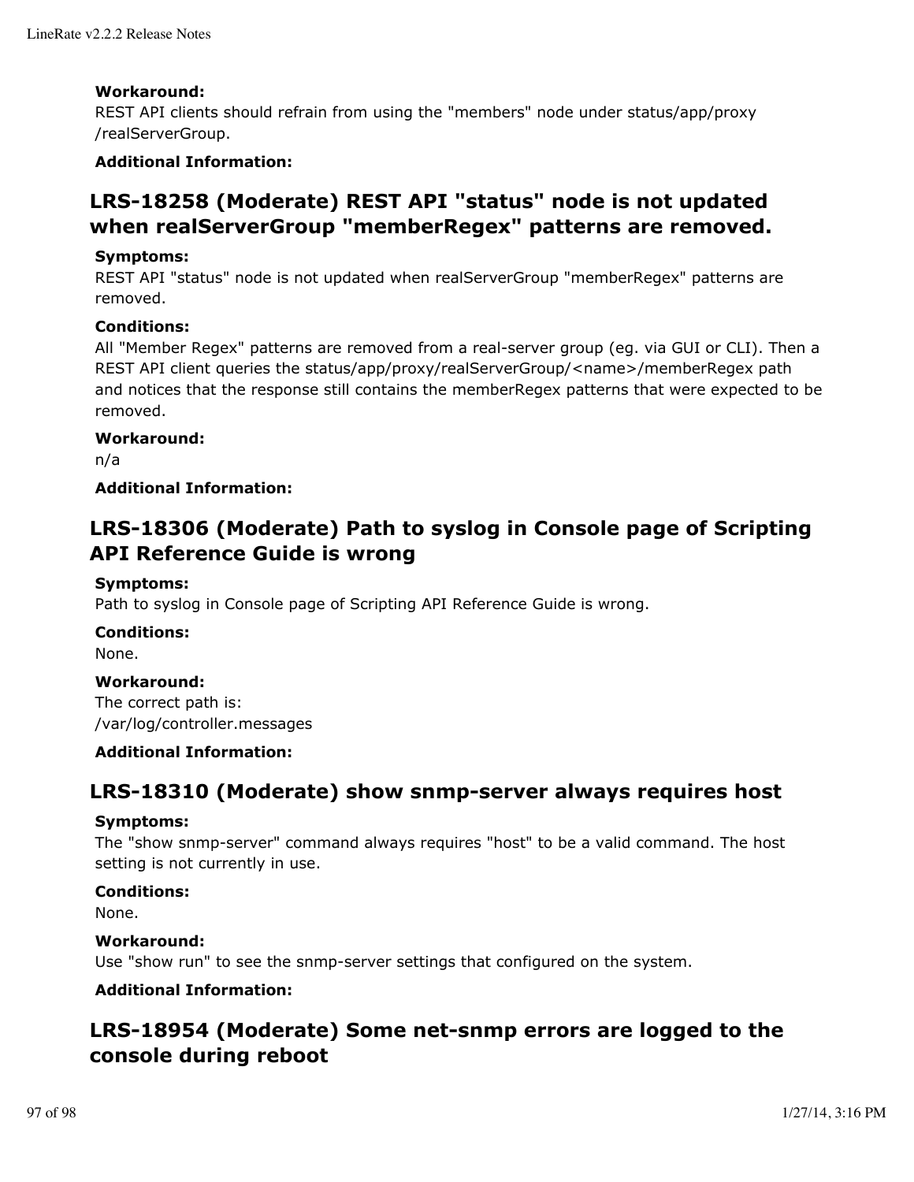**Workaround:**
REST API clients should refrain from using the "members" node under status/app/proxy /realServerGroup.

**Additional Information:**

## LRS-18258 (Moderate) REST API "status" node is not updated when realServerGroup "memberRegex" patterns are removed.

**Symptoms:**
REST API "status" node is not updated when realServerGroup "memberRegex" patterns are removed.

**Conditions:**
All "Member Regex" patterns are removed from a real-server group (eg. via GUI or CLI). Then a REST API client queries the status/app/proxy/realServerGroup/<name>/memberRegex path and notices that the response still contains the memberRegex patterns that were expected to be removed.

**Workaround:**
n/a

**Additional Information:**

## LRS-18306 (Moderate) Path to syslog in Console page of Scripting API Reference Guide is wrong

**Symptoms:**
Path to syslog in Console page of Scripting API Reference Guide is wrong.

**Conditions:**
None.

**Workaround:**
The correct path is:
/var/log/controller.messages

**Additional Information:**

## LRS-18310 (Moderate) show snmp-server always requires host

**Symptoms:**
The "show snmp-server" command always requires "host" to be a valid command. The host setting is not currently in use.

**Conditions:**
None.

**Workaround:**
Use "show run" to see the snmp-server settings that configured on the system.

**Additional Information:**

## LRS-18954 (Moderate) Some net-snmp errors are logged to the console during reboot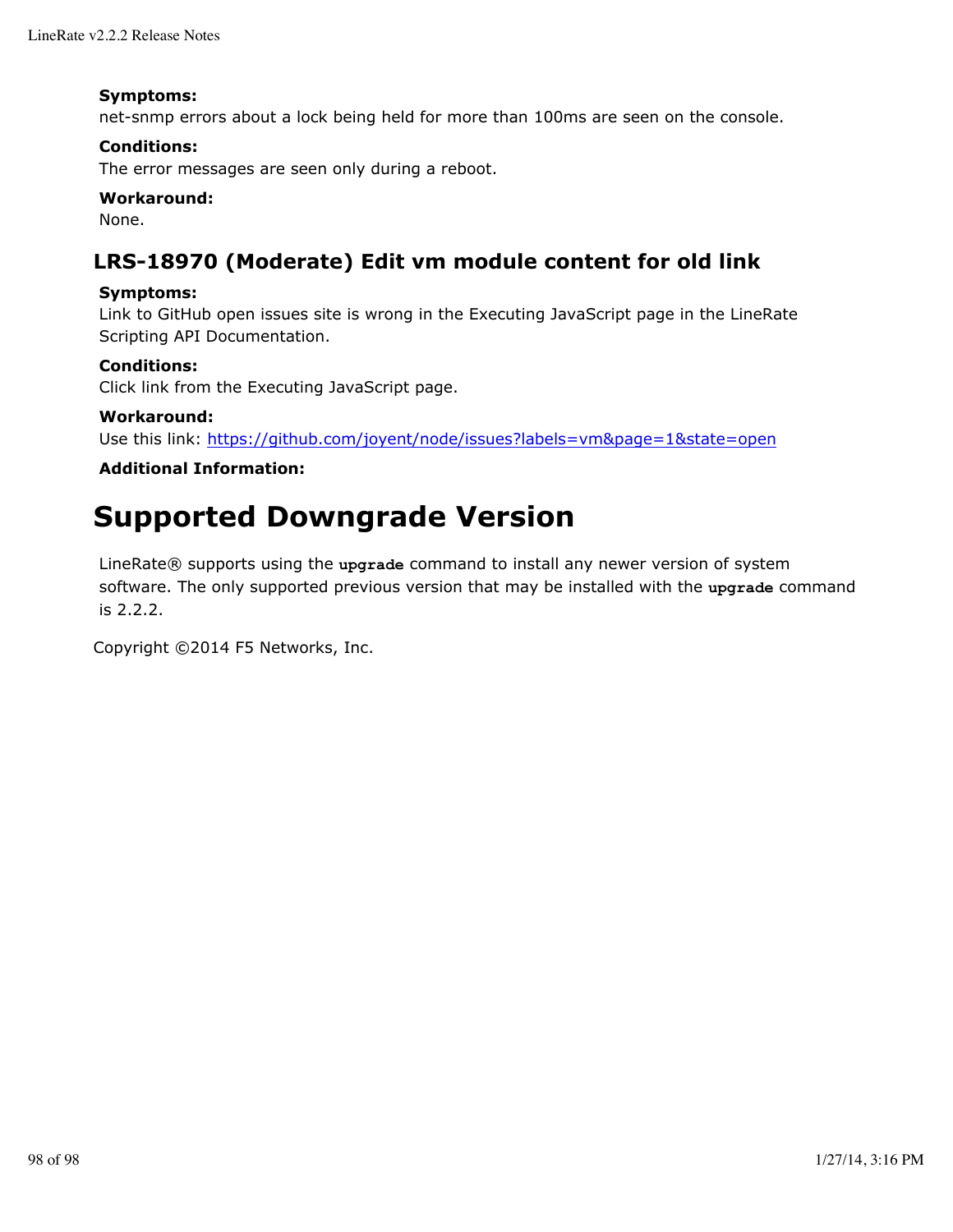**Symptoms:**
net-snmp errors about a lock being held for more than 100ms are seen on the console.

**Conditions:**
The error messages are seen only during a reboot.

**Workaround:**
None.

### LRS-18970 (Moderate) Edit vm module content for old link

**Symptoms:**
Link to GitHub open issues site is wrong in the Executing JavaScript page in the LineRate Scripting API Documentation.

**Conditions:**
Click link from the Executing JavaScript page.

**Workaround:**
Use this link: https://github.com/joyent/node/issues?labels=vm&page=1&state=open

**Additional Information:**

# Supported Downgrade Version

LineRate® supports using the **`upgrade`** command to install any newer version of system software. The only supported previous version that may be installed with the **`upgrade`** command is 2.2.2.

Copyright ©2014 F5 Networks, Inc.